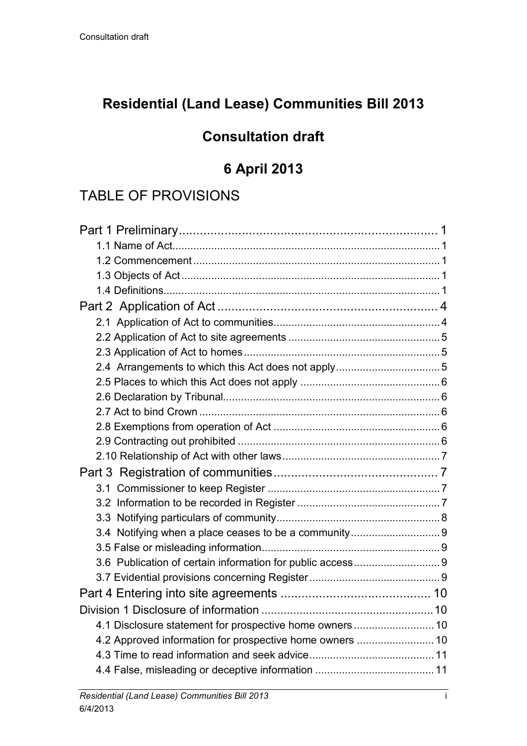# Residential (Land Lease) Communities Bill 2013

## Consultation draft

## 6 April 2013

## TABLE OF PROVISIONS

Part 1 Preliminary ........................................................................ 1
- 1.1 Name of Act ........................................................................ 1
- 1.2 Commencement ........................................................................ 1
- 1.3 Objects of Act ........................................................................ 1
- 1.4 Definitions ........................................................................ 1

Part 2 Application of Act ........................................................................ 4
- 2.1 Application of Act to communities ........................................................................ 4
- 2.2 Application of Act to site agreements ........................................................................ 5
- 2.3 Application of Act to homes ........................................................................ 5
- 2.4 Arrangements to which this Act does not apply ........................................................................ 5
- 2.5 Places to which this Act does not apply ........................................................................ 6
- 2.6 Declaration by Tribunal ........................................................................ 6
- 2.7 Act to bind Crown ........................................................................ 6
- 2.8 Exemptions from operation of Act ........................................................................ 6
- 2.9 Contracting out prohibited ........................................................................ 6
- 2.10 Relationship of Act with other laws ........................................................................ 7

Part 3 Registration of communities ........................................................................ 7
- 3.1 Commissioner to keep Register ........................................................................ 7
- 3.2 Information to be recorded in Register ........................................................................ 7
- 3.3 Notifying particulars of community ........................................................................ 8
- 3.4 Notifying when a place ceases to be a community ........................................................................ 9
- 3.5 False or misleading information ........................................................................ 9
- 3.6 Publication of certain information for public access ........................................................................ 9
- 3.7 Evidential provisions concerning Register ........................................................................ 9

Part 4 Entering into site agreements ........................................................................ 10

Division 1 Disclosure of information ........................................................................ 10
- 4.1 Disclosure statement for prospective home owners ........................................................................ 10
- 4.2 Approved information for prospective home owners ........................................................................ 10
- 4.3 Time to read information and seek advice ........................................................................ 11
- 4.4 False, misleading or deceptive information ........................................................................ 11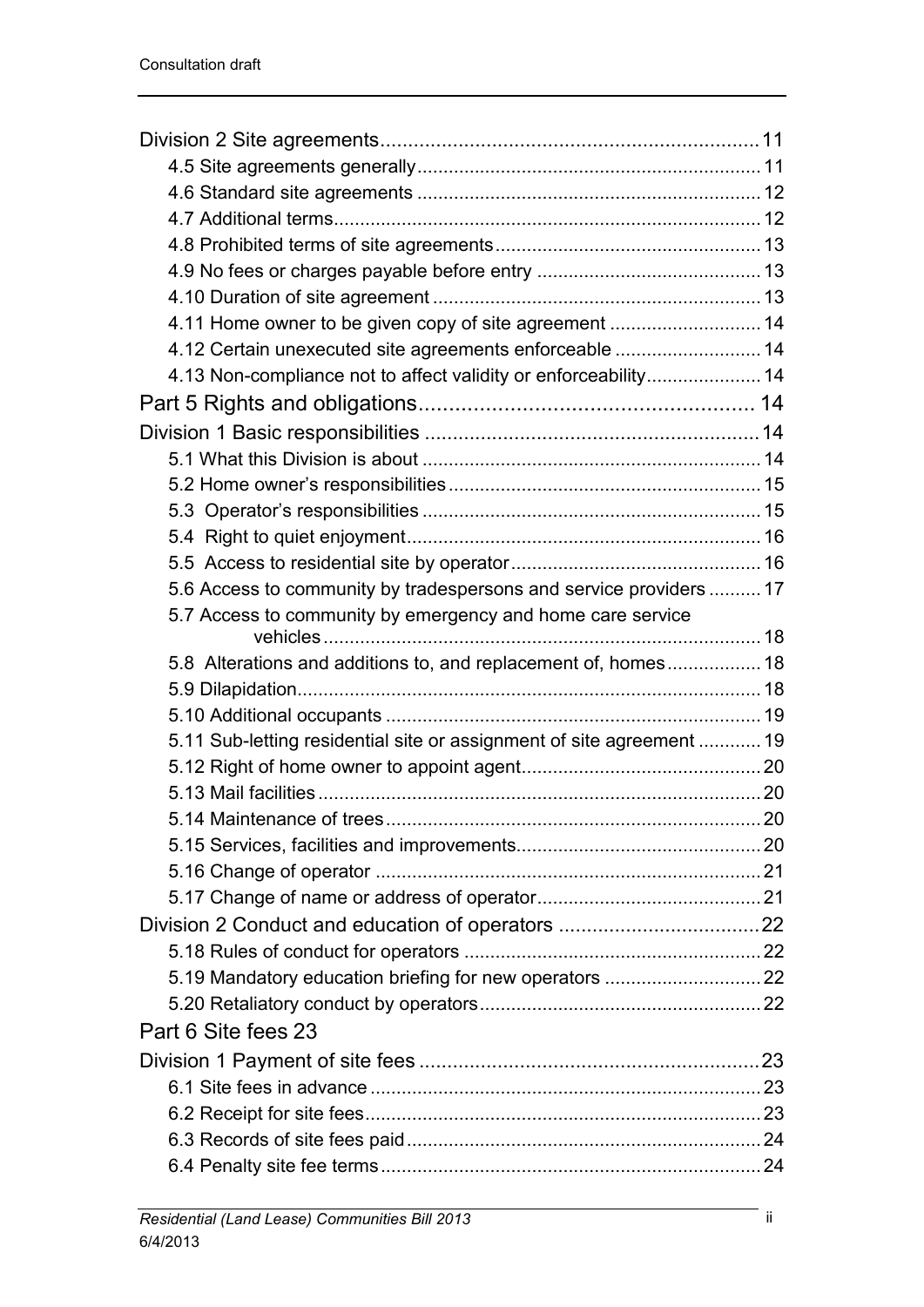Division 2 Site agreements ... 11

4.5 Site agreements generally ... 11

4.6 Standard site agreements ... 12

4.7 Additional terms ... 12

4.8 Prohibited terms of site agreements ... 13

4.9 No fees or charges payable before entry ... 13

4.10 Duration of site agreement ... 13

4.11 Home owner to be given copy of site agreement ... 14

4.12 Certain unexecuted site agreements enforceable ... 14

4.13 Non-compliance not to affect validity or enforceability ... 14

Part 5 Rights and obligations ... 14

Division 1 Basic responsibilities ... 14

5.1 What this Division is about ... 14

5.2 Home owner's responsibilities ... 15

5.3 Operator's responsibilities ... 15

5.4 Right to quiet enjoyment ... 16

5.5 Access to residential site by operator ... 16

5.6 Access to community by tradespersons and service providers ... 17

5.7 Access to community by emergency and home care service vehicles ... 18

5.8 Alterations and additions to, and replacement of, homes ... 18

5.9 Dilapidation ... 18

5.10 Additional occupants ... 19

5.11 Sub-letting residential site or assignment of site agreement ... 19

5.12 Right of home owner to appoint agent ... 20

5.13 Mail facilities ... 20

5.14 Maintenance of trees ... 20

5.15 Services, facilities and improvements ... 20

5.16 Change of operator ... 21

5.17 Change of name or address of operator ... 21

Division 2 Conduct and education of operators ... 22

5.18 Rules of conduct for operators ... 22

5.19 Mandatory education briefing for new operators ... 22

5.20 Retaliatory conduct by operators ... 22

Part 6 Site fees 23

Division 1 Payment of site fees ... 23

6.1 Site fees in advance ... 23

6.2 Receipt for site fees ... 23

6.3 Records of site fees paid ... 24

6.4 Penalty site fee terms ... 24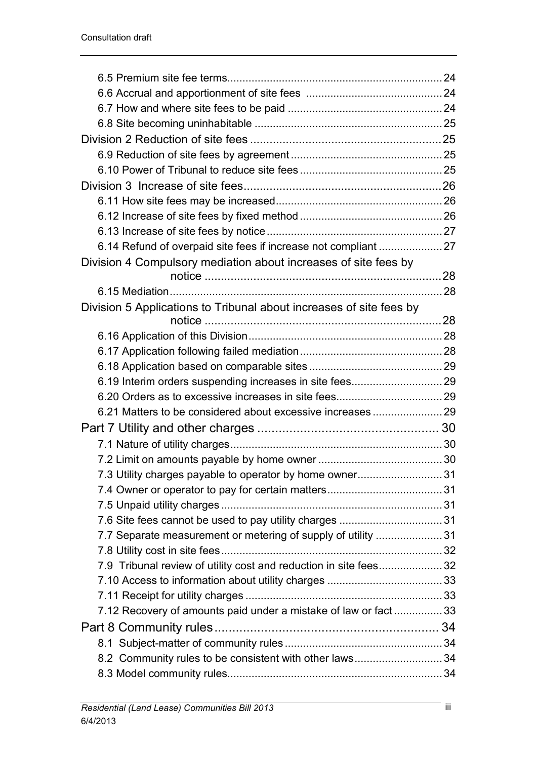6.5 Premium site fee terms ........ 24

6.6 Accrual and apportionment of site fees ........ 24

6.7 How and where site fees to be paid ........ 24

6.8 Site becoming uninhabitable ........ 25

Division 2 Reduction of site fees ........ 25

6.9 Reduction of site fees by agreement ........ 25

6.10 Power of Tribunal to reduce site fees ........ 25

Division 3 Increase of site fees ........ 26

6.11 How site fees may be increased ........ 26

6.12 Increase of site fees by fixed method ........ 26

6.13 Increase of site fees by notice ........ 27

6.14 Refund of overpaid site fees if increase not compliant ........ 27

Division 4 Compulsory mediation about increases of site fees by notice ........ 28

6.15 Mediation ........ 28

Division 5 Applications to Tribunal about increases of site fees by notice ........ 28

6.16 Application of this Division ........ 28

6.17 Application following failed mediation ........ 28

6.18 Application based on comparable sites ........ 29

6.19 Interim orders suspending increases in site fees ........ 29

6.20 Orders as to excessive increases in site fees ........ 29

6.21 Matters to be considered about excessive increases ........ 29

Part 7 Utility and other charges ........ 30

7.1 Nature of utility charges ........ 30

7.2 Limit on amounts payable by home owner ........ 30

7.3 Utility charges payable to operator by home owner ........ 31

7.4 Owner or operator to pay for certain matters ........ 31

7.5 Unpaid utility charges ........ 31

7.6 Site fees cannot be used to pay utility charges ........ 31

7.7 Separate measurement or metering of supply of utility ........ 31

7.8 Utility cost in site fees ........ 32

7.9 Tribunal review of utility cost and reduction in site fees ........ 32

7.10 Access to information about utility charges ........ 33

7.11 Receipt for utility charges ........ 33

7.12 Recovery of amounts paid under a mistake of law or fact ........ 33

Part 8 Community rules ........ 34

8.1 Subject-matter of community rules ........ 34

8.2 Community rules to be consistent with other laws ........ 34

8.3 Model community rules ........ 34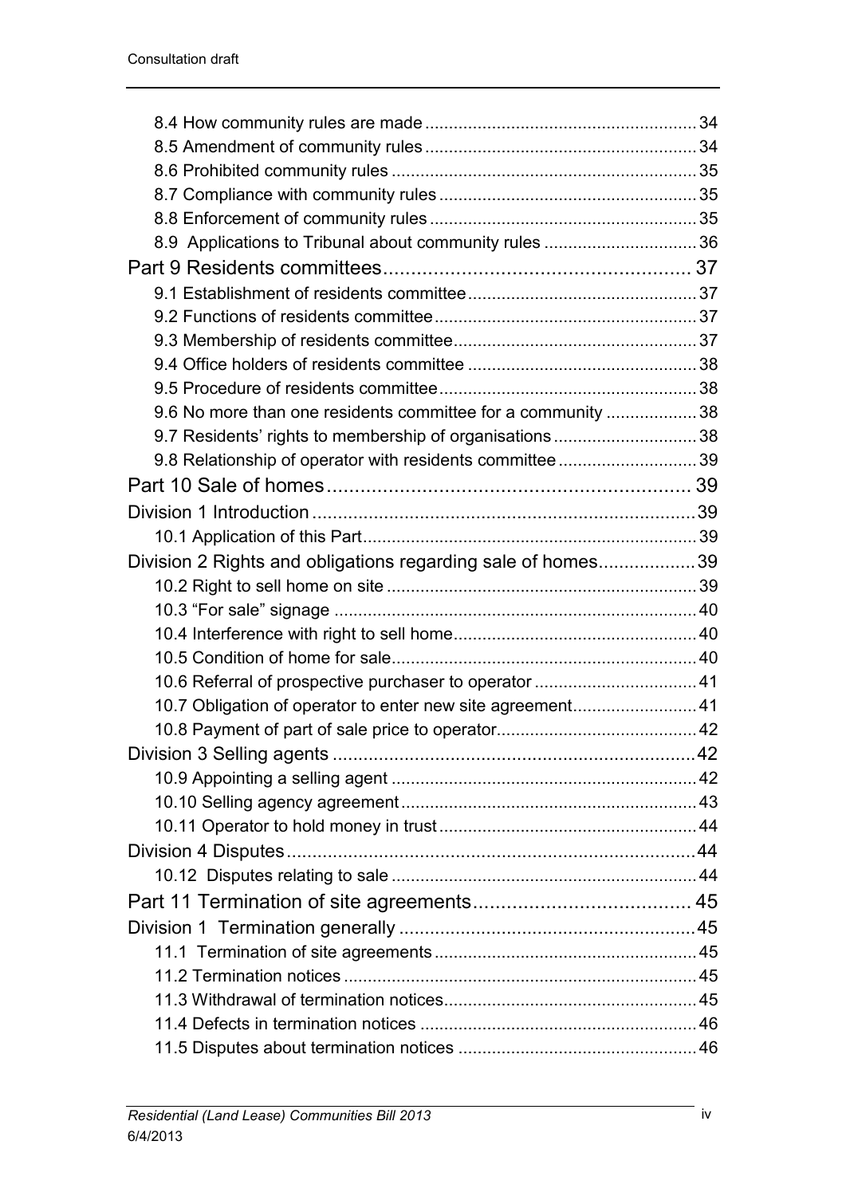8.4 How community rules are made ........................................................ 34
8.5 Amendment of community rules ........................................................ 34
8.6 Prohibited community rules ................................................................ 35
8.7 Compliance with community rules ...................................................... 35
8.8 Enforcement of community rules ........................................................ 35
8.9 Applications to Tribunal about community rules ................................ 36

Part 9 Residents committees....................................................... 37

9.1 Establishment of residents committee ................................................ 37
9.2 Functions of residents committee ....................................................... 37
9.3 Membership of residents committee ................................................... 37
9.4 Office holders of residents committee ................................................ 38
9.5 Procedure of residents committee ...................................................... 38
9.6 No more than one residents committee for a community ................... 38
9.7 Residents' rights to membership of organisations .............................. 38
9.8 Relationship of operator with residents committee ............................. 39

Part 10 Sale of homes................................................................. 39

Division 1 Introduction ........................................................................... 39

10.1 Application of this Part ..................................................................... 39

Division 2 Rights and obligations regarding sale of homes................... 39

10.2 Right to sell home on site ................................................................. 39
10.3 "For sale" signage ............................................................................ 40
10.4 Interference with right to sell home .................................................. 40
10.5 Condition of home for sale ................................................................ 40
10.6 Referral of prospective purchaser to operator .................................. 41
10.7 Obligation of operator to enter new site agreement .......................... 41
10.8 Payment of part of sale price to operator .......................................... 42

Division 3 Selling agents ........................................................................ 42

10.9 Appointing a selling agent ................................................................ 42
10.10 Selling agency agreement .............................................................. 43
10.11 Operator to hold money in trust ...................................................... 44

Division 4 Disputes ................................................................................ 44

10.12 Disputes relating to sale ................................................................ 44

Part 11 Termination of site agreements....................................... 45

Division 1 Termination generally ........................................................... 45

11.1 Termination of site agreements ........................................................ 45
11.2 Termination notices .......................................................................... 45
11.3 Withdrawal of termination notices ..................................................... 45
11.4 Defects in termination notices .......................................................... 46
11.5 Disputes about termination notices .................................................. 46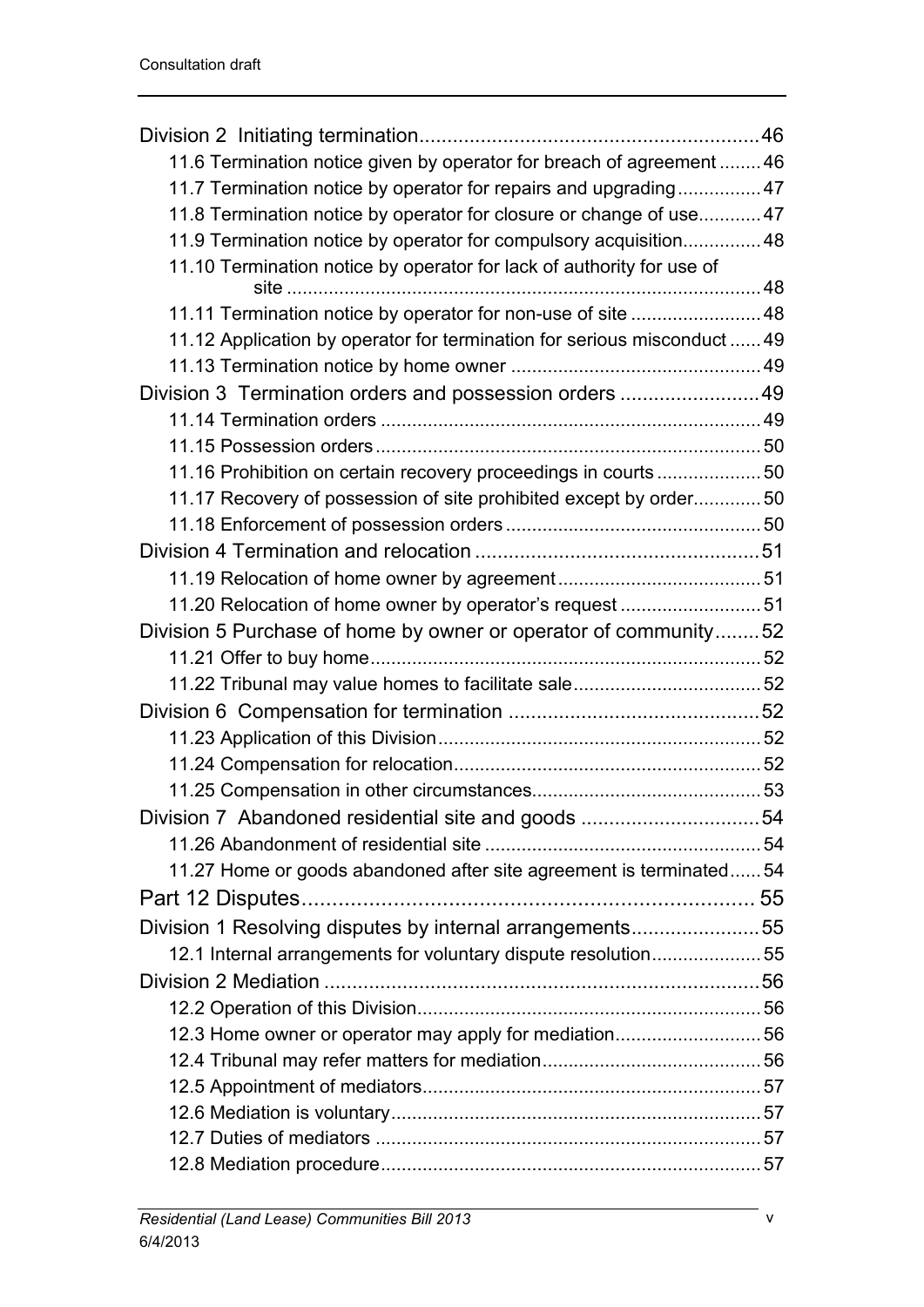Division 2 Initiating termination ........ 46

11.6 Termination notice given by operator for breach of agreement ........ 46

11.7 Termination notice by operator for repairs and upgrading ........ 47

11.8 Termination notice by operator for closure or change of use ........ 47

11.9 Termination notice by operator for compulsory acquisition ........ 48

11.10 Termination notice by operator for lack of authority for use of site ........ 48

11.11 Termination notice by operator for non-use of site ........ 48

11.12 Application by operator for termination for serious misconduct ........ 49

11.13 Termination notice by home owner ........ 49

Division 3 Termination orders and possession orders ........ 49

11.14 Termination orders ........ 49

11.15 Possession orders ........ 50

11.16 Prohibition on certain recovery proceedings in courts ........ 50

11.17 Recovery of possession of site prohibited except by order ........ 50

11.18 Enforcement of possession orders ........ 50

Division 4 Termination and relocation ........ 51

11.19 Relocation of home owner by agreement ........ 51

11.20 Relocation of home owner by operator's request ........ 51

Division 5 Purchase of home by owner or operator of community ........ 52

11.21 Offer to buy home ........ 52

11.22 Tribunal may value homes to facilitate sale ........ 52

Division 6 Compensation for termination ........ 52

11.23 Application of this Division ........ 52

11.24 Compensation for relocation ........ 52

11.25 Compensation in other circumstances ........ 53

Division 7 Abandoned residential site and goods ........ 54

11.26 Abandonment of residential site ........ 54

11.27 Home or goods abandoned after site agreement is terminated ........ 54

Part 12 Disputes ........ 55

Division 1 Resolving disputes by internal arrangements ........ 55

12.1 Internal arrangements for voluntary dispute resolution ........ 55

Division 2 Mediation ........ 56

12.2 Operation of this Division ........ 56

12.3 Home owner or operator may apply for mediation ........ 56

12.4 Tribunal may refer matters for mediation ........ 56

12.5 Appointment of mediators ........ 57

12.6 Mediation is voluntary ........ 57

12.7 Duties of mediators ........ 57

12.8 Mediation procedure ........ 57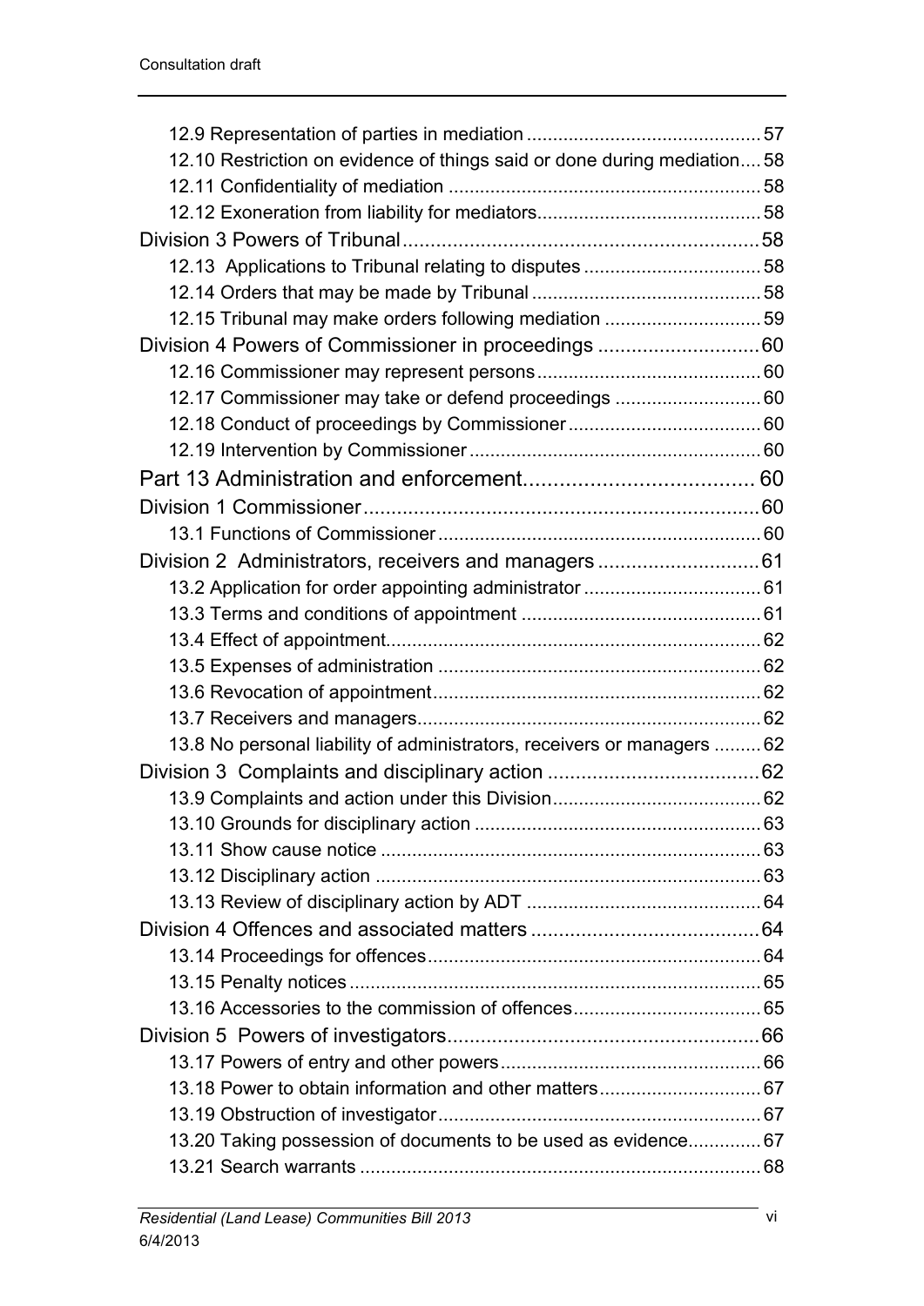12.9 Representation of parties in mediation ............................................ 57
12.10 Restriction on evidence of things said or done during mediation .... 58
12.11 Confidentiality of mediation ............................................................ 58
12.12 Exoneration from liability for mediators ........................................... 58

Division 3 Powers of Tribunal ................................................................ 58

12.13 Applications to Tribunal relating to disputes .................................. 58
12.14 Orders that may be made by Tribunal ............................................ 58
12.15 Tribunal may make orders following mediation .............................. 59

Division 4 Powers of Commissioner in proceedings ............................ 60

12.16 Commissioner may represent persons ........................................... 60
12.17 Commissioner may take or defend proceedings ............................ 60
12.18 Conduct of proceedings by Commissioner ..................................... 60
12.19 Intervention by Commissioner ........................................................ 60

Part 13 Administration and enforcement ...................................... 60

Division 1 Commissioner ....................................................................... 60

13.1 Functions of Commissioner .............................................................. 60

Division 2 Administrators, receivers and managers ............................ 61

13.2 Application for order appointing administrator .................................. 61
13.3 Terms and conditions of appointment .............................................. 61
13.4 Effect of appointment ........................................................................ 62
13.5 Expenses of administration .............................................................. 62
13.6 Revocation of appointment ............................................................... 62
13.7 Receivers and managers .................................................................. 62
13.8 No personal liability of administrators, receivers or managers ......... 62

Division 3 Complaints and disciplinary action ...................................... 62

13.9 Complaints and action under this Division ........................................ 62
13.10 Grounds for disciplinary action ....................................................... 63
13.11 Show cause notice ......................................................................... 63
13.12 Disciplinary action .......................................................................... 63
13.13 Review of disciplinary action by ADT ............................................. 64

Division 4 Offences and associated matters ......................................... 64

13.14 Proceedings for offences ................................................................ 64
13.15 Penalty notices ............................................................................... 65
13.16 Accessories to the commission of offences .................................... 65

Division 5 Powers of investigators ......................................................... 66

13.17 Powers of entry and other powers .................................................. 66
13.18 Power to obtain information and other matters ............................... 67
13.19 Obstruction of investigator .............................................................. 67
13.20 Taking possession of documents to be used as evidence .............. 67
13.21 Search warrants ............................................................................. 68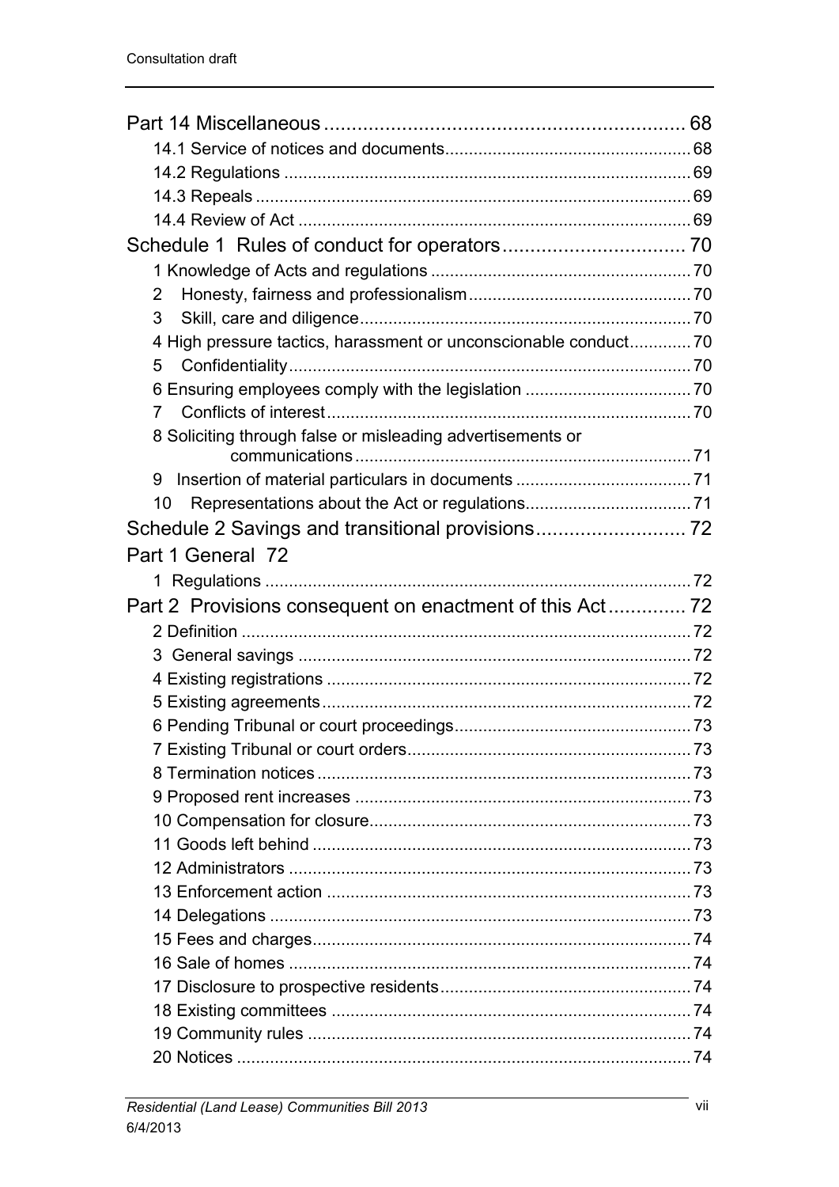Part 14 Miscellaneous ................................................................ 68

14.1 Service of notices and documents .................................................. 68

14.2 Regulations ...................................................................................... 69

14.3 Repeals ............................................................................................ 69

14.4 Review of Act ................................................................................... 69

Schedule 1 Rules of conduct for operators ................................. 70

1 Knowledge of Acts and regulations ....................................................... 70

2 Honesty, fairness and professionalism ............................................... 70

3 Skill, care and diligence ..................................................................... 70

4 High pressure tactics, harassment or unconscionable conduct ............. 70

5 Confidentiality .................................................................................... 70

6 Ensuring employees comply with the legislation ................................... 70

7 Conflicts of interest ............................................................................ 70

8 Soliciting through false or misleading advertisements or communications ..................................................................... 71

9 Insertion of material particulars in documents ..................................... 71

10 Representations about the Act or regulations ................................... 71

Schedule 2 Savings and transitional provisions ........................... 72

Part 1 General 72

1 Regulations ......................................................................................... 72

Part 2 Provisions consequent on enactment of this Act .............. 72

2 Definition ............................................................................................. 72

3 General savings .................................................................................. 72

4 Existing registrations ............................................................................ 72

5 Existing agreements ............................................................................. 72

6 Pending Tribunal or court proceedings .................................................. 73

7 Existing Tribunal or court orders ........................................................... 73

8 Termination notices .............................................................................. 73

9 Proposed rent increases ...................................................................... 73

10 Compensation for closure ................................................................... 73

11 Goods left behind ............................................................................... 73

12 Administrators .................................................................................... 73

13 Enforcement action ............................................................................ 73

14 Delegations ........................................................................................ 73

15 Fees and charges ............................................................................... 74

16 Sale of homes .................................................................................... 74

17 Disclosure to prospective residents .................................................... 74

18 Existing committees ........................................................................... 74

19 Community rules ................................................................................ 74

20 Notices ............................................................................................... 74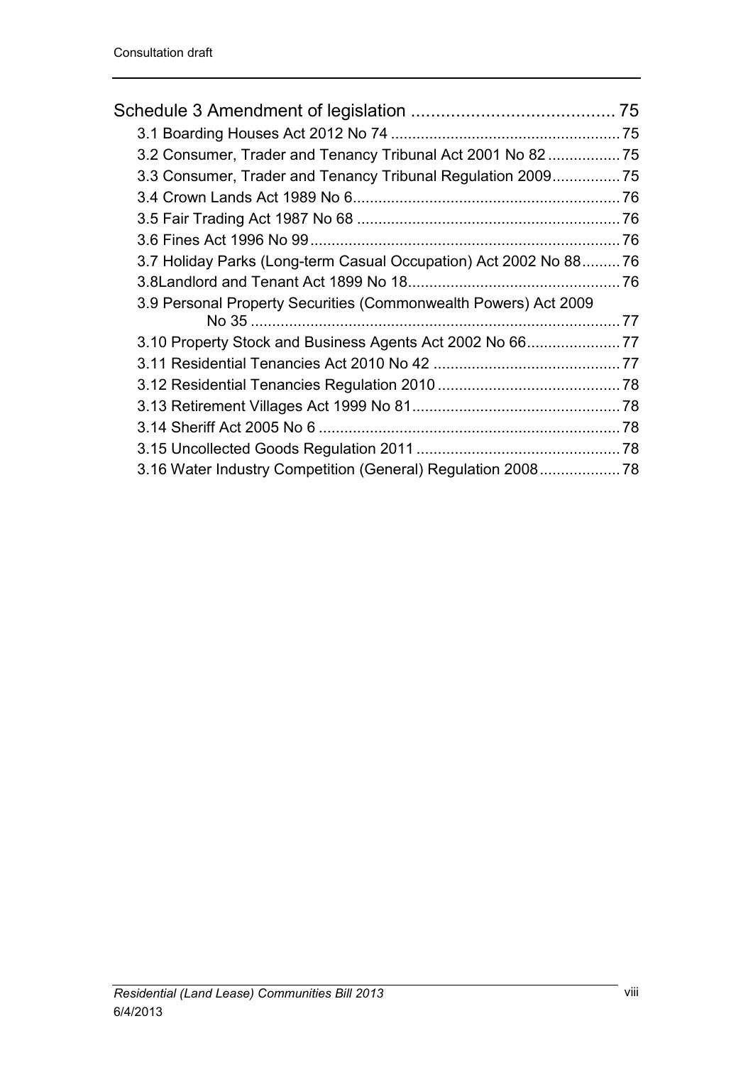Schedule 3 Amendment of legislation ........................................ 75

3.1 Boarding Houses Act 2012 No 74 ........................................ 75

3.2 Consumer, Trader and Tenancy Tribunal Act 2001 No 82 ........................................ 75

3.3 Consumer, Trader and Tenancy Tribunal Regulation 2009 ........................................ 75

3.4 Crown Lands Act 1989 No 6 ........................................ 76

3.5 Fair Trading Act 1987 No 68 ........................................ 76

3.6 Fines Act 1996 No 99 ........................................ 76

3.7 Holiday Parks (Long-term Casual Occupation) Act 2002 No 88 ........................................ 76

3.8Landlord and Tenant Act 1899 No 18 ........................................ 76

3.9 Personal Property Securities (Commonwealth Powers) Act 2009 No 35 ........................................ 77

3.10 Property Stock and Business Agents Act 2002 No 66 ........................................ 77

3.11 Residential Tenancies Act 2010 No 42 ........................................ 77

3.12 Residential Tenancies Regulation 2010 ........................................ 78

3.13 Retirement Villages Act 1999 No 81 ........................................ 78

3.14 Sheriff Act 2005 No 6 ........................................ 78

3.15 Uncollected Goods Regulation 2011 ........................................ 78

3.16 Water Industry Competition (General) Regulation 2008 ........................................ 78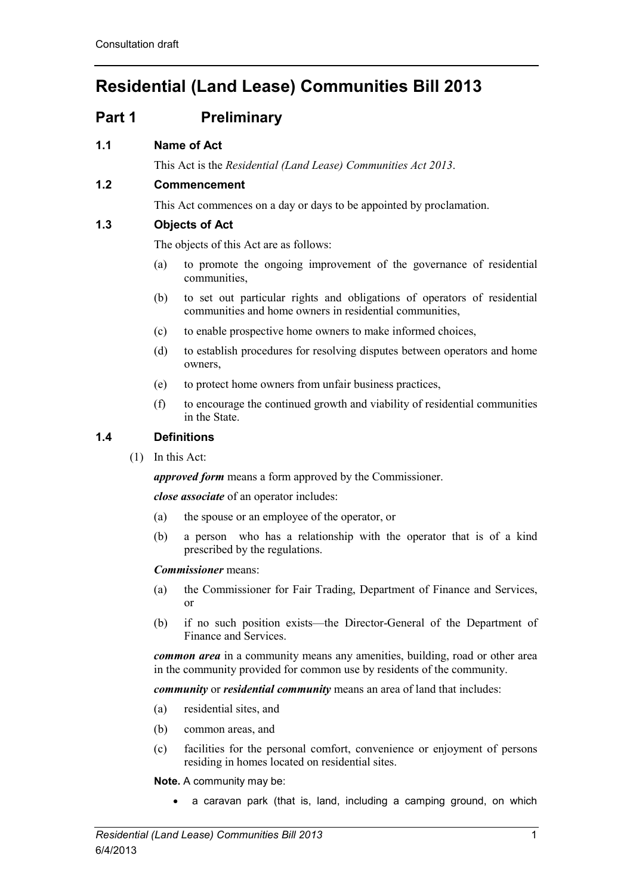# Residential (Land Lease) Communities Bill 2013

## Part 1 Preliminary

### 1.1 Name of Act

This Act is the *Residential (Land Lease) Communities Act 2013*.

### 1.2 Commencement

This Act commences on a day or days to be appointed by proclamation.

### 1.3 Objects of Act

The objects of this Act are as follows:

(a) to promote the ongoing improvement of the governance of residential communities,

(b) to set out particular rights and obligations of operators of residential communities and home owners in residential communities,

(c) to enable prospective home owners to make informed choices,

(d) to establish procedures for resolving disputes between operators and home owners,

(e) to protect home owners from unfair business practices,

(f) to encourage the continued growth and viability of residential communities in the State.

### 1.4 Definitions

(1) In this Act:

***approved form*** means a form approved by the Commissioner.

***close associate*** of an operator includes:

(a) the spouse or an employee of the operator, or

(b) a person who has a relationship with the operator that is of a kind prescribed by the regulations.

***Commissioner*** means:

(a) the Commissioner for Fair Trading, Department of Finance and Services, or

(b) if no such position exists—the Director-General of the Department of Finance and Services.

***common area*** in a community means any amenities, building, road or other area in the community provided for common use by residents of the community.

***community*** or ***residential community*** means an area of land that includes:

(a) residential sites, and

(b) common areas, and

(c) facilities for the personal comfort, convenience or enjoyment of persons residing in homes located on residential sites.

**Note.** A community may be:

- a caravan park (that is, land, including a camping ground, on which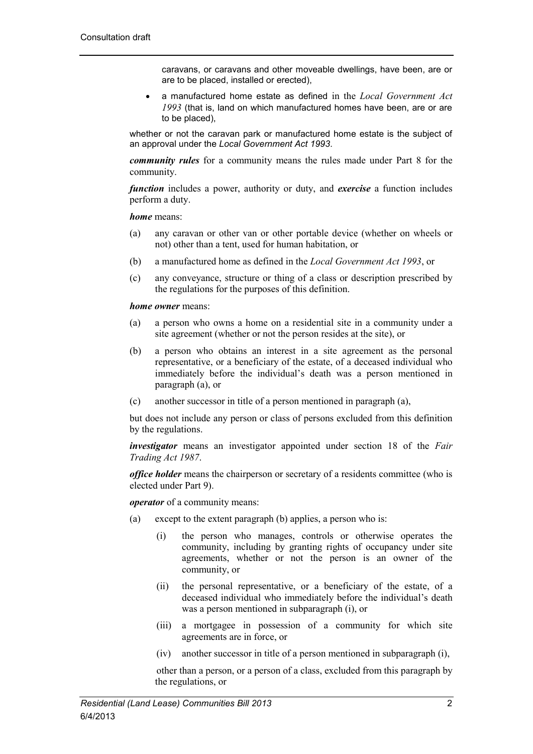caravans, or caravans and other moveable dwellings, have been, are or are to be placed, installed or erected),

- a manufactured home estate as defined in the *Local Government Act 1993* (that is, land on which manufactured homes have been, are or are to be placed),

whether or not the caravan park or manufactured home estate is the subject of an approval under the *Local Government Act 1993*.

***community rules*** for a community means the rules made under Part 8 for the community.

***function*** includes a power, authority or duty, and ***exercise*** a function includes perform a duty.

***home*** means:

(a) any caravan or other van or other portable device (whether on wheels or not) other than a tent, used for human habitation, or

(b) a manufactured home as defined in the *Local Government Act 1993*, or

(c) any conveyance, structure or thing of a class or description prescribed by the regulations for the purposes of this definition.

***home owner*** means:

(a) a person who owns a home on a residential site in a community under a site agreement (whether or not the person resides at the site), or

(b) a person who obtains an interest in a site agreement as the personal representative, or a beneficiary of the estate, of a deceased individual who immediately before the individual's death was a person mentioned in paragraph (a), or

(c) another successor in title of a person mentioned in paragraph (a),

but does not include any person or class of persons excluded from this definition by the regulations.

***investigator*** means an investigator appointed under section 18 of the *Fair Trading Act 1987*.

***office holder*** means the chairperson or secretary of a residents committee (who is elected under Part 9).

***operator*** of a community means:

(a) except to the extent paragraph (b) applies, a person who is:

  (i) the person who manages, controls or otherwise operates the community, including by granting rights of occupancy under site agreements, whether or not the person is an owner of the community, or

  (ii) the personal representative, or a beneficiary of the estate, of a deceased individual who immediately before the individual's death was a person mentioned in subparagraph (i), or

  (iii) a mortgagee in possession of a community for which site agreements are in force, or

  (iv) another successor in title of a person mentioned in subparagraph (i),

other than a person, or a person of a class, excluded from this paragraph by the regulations, or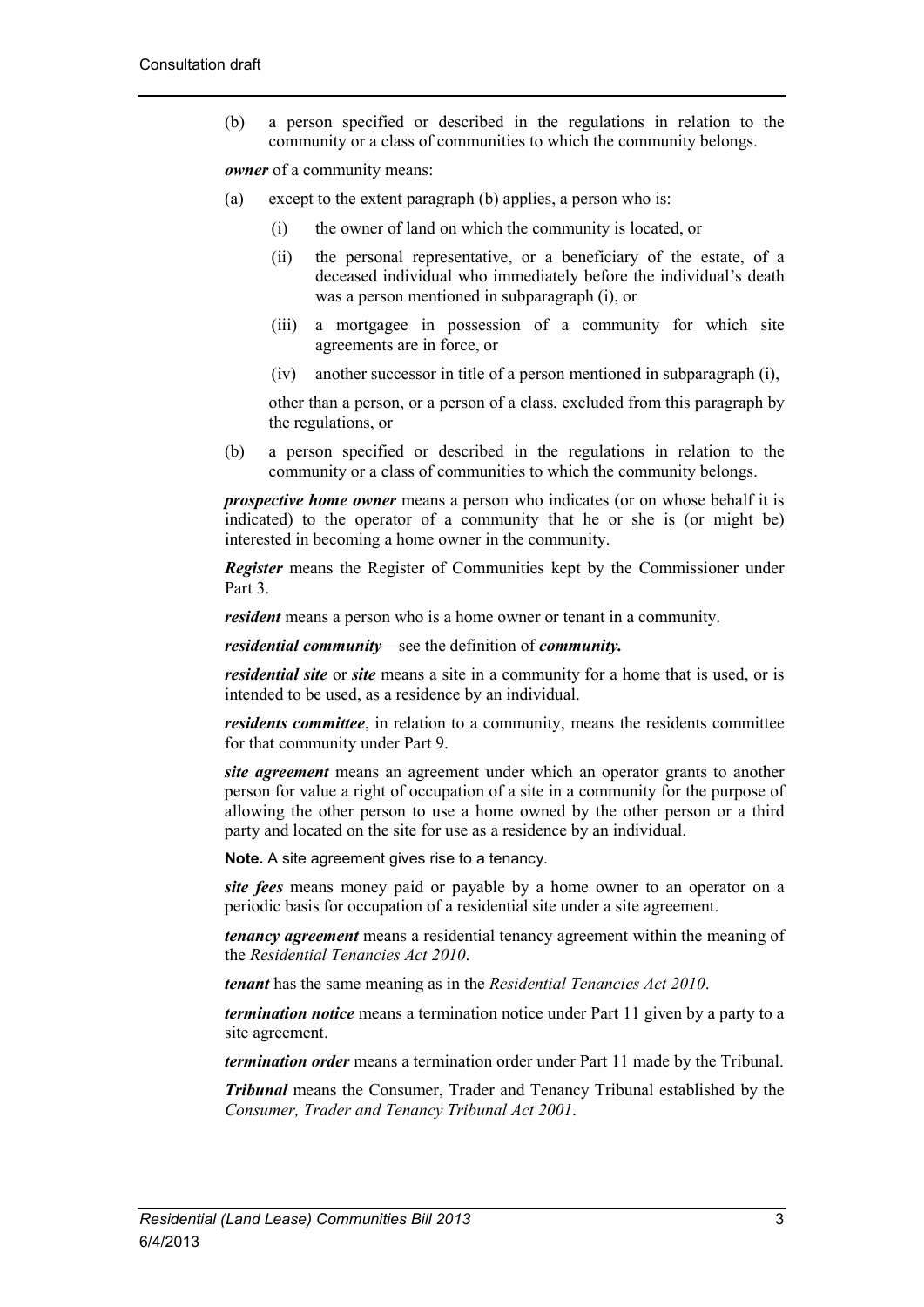(b) a person specified or described in the regulations in relation to the community or a class of communities to which the community belongs.

***owner*** of a community means:

(a) except to the extent paragraph (b) applies, a person who is:

(i) the owner of land on which the community is located, or

(ii) the personal representative, or a beneficiary of the estate, of a deceased individual who immediately before the individual's death was a person mentioned in subparagraph (i), or

(iii) a mortgagee in possession of a community for which site agreements are in force, or

(iv) another successor in title of a person mentioned in subparagraph (i),

other than a person, or a person of a class, excluded from this paragraph by the regulations, or

(b) a person specified or described in the regulations in relation to the community or a class of communities to which the community belongs.

***prospective home owner*** means a person who indicates (or on whose behalf it is indicated) to the operator of a community that he or she is (or might be) interested in becoming a home owner in the community.

***Register*** means the Register of Communities kept by the Commissioner under Part 3.

***resident*** means a person who is a home owner or tenant in a community.

***residential community***—see the definition of ***community.***

***residential site*** or ***site*** means a site in a community for a home that is used, or is intended to be used, as a residence by an individual.

***residents committee***, in relation to a community, means the residents committee for that community under Part 9.

***site agreement*** means an agreement under which an operator grants to another person for value a right of occupation of a site in a community for the purpose of allowing the other person to use a home owned by the other person or a third party and located on the site for use as a residence by an individual.

**Note.** A site agreement gives rise to a tenancy.

***site fees*** means money paid or payable by a home owner to an operator on a periodic basis for occupation of a residential site under a site agreement.

***tenancy agreement*** means a residential tenancy agreement within the meaning of the *Residential Tenancies Act 2010*.

***tenant*** has the same meaning as in the *Residential Tenancies Act 2010*.

***termination notice*** means a termination notice under Part 11 given by a party to a site agreement.

***termination order*** means a termination order under Part 11 made by the Tribunal.

***Tribunal*** means the Consumer, Trader and Tenancy Tribunal established by the *Consumer, Trader and Tenancy Tribunal Act 2001*.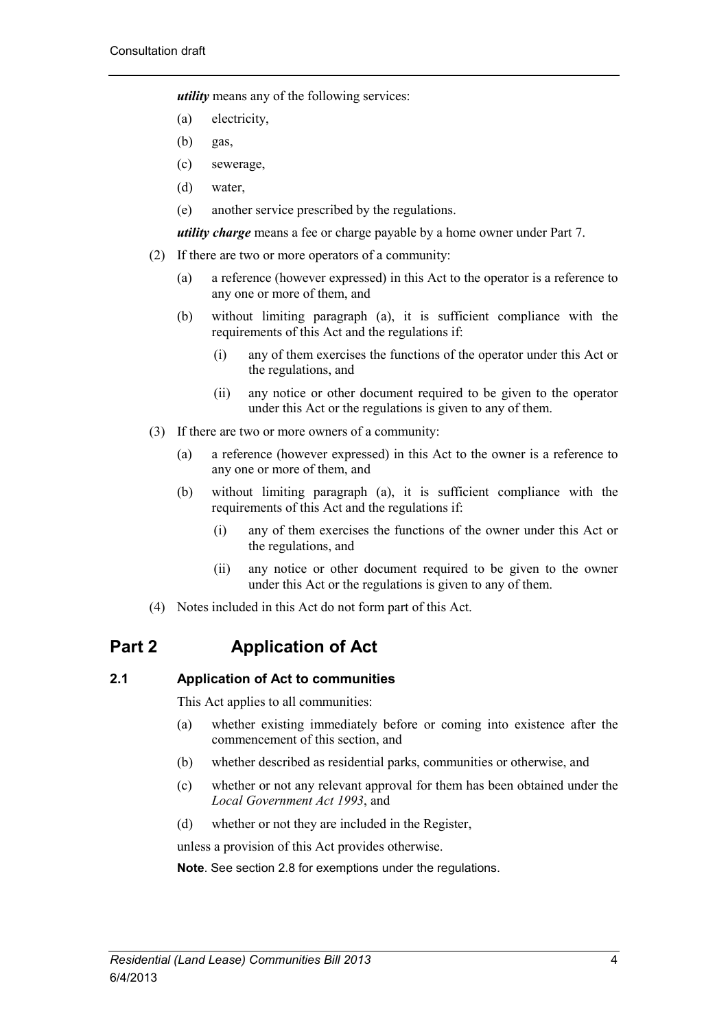***utility*** means any of the following services:

(a) electricity,

(b) gas,

(c) sewerage,

(d) water,

(e) another service prescribed by the regulations.

***utility charge*** means a fee or charge payable by a home owner under Part 7.

(2) If there are two or more operators of a community:

(a) a reference (however expressed) in this Act to the operator is a reference to any one or more of them, and

(b) without limiting paragraph (a), it is sufficient compliance with the requirements of this Act and the regulations if:

(i) any of them exercises the functions of the operator under this Act or the regulations, and

(ii) any notice or other document required to be given to the operator under this Act or the regulations is given to any of them.

(3) If there are two or more owners of a community:

(a) a reference (however expressed) in this Act to the owner is a reference to any one or more of them, and

(b) without limiting paragraph (a), it is sufficient compliance with the requirements of this Act and the regulations if:

(i) any of them exercises the functions of the owner under this Act or the regulations, and

(ii) any notice or other document required to be given to the owner under this Act or the regulations is given to any of them.

(4) Notes included in this Act do not form part of this Act.

# Part 2 Application of Act

## 2.1 Application of Act to communities

This Act applies to all communities:

(a) whether existing immediately before or coming into existence after the commencement of this section, and

(b) whether described as residential parks, communities or otherwise, and

(c) whether or not any relevant approval for them has been obtained under the *Local Government Act 1993*, and

(d) whether or not they are included in the Register,

unless a provision of this Act provides otherwise.

**Note**. See section 2.8 for exemptions under the regulations.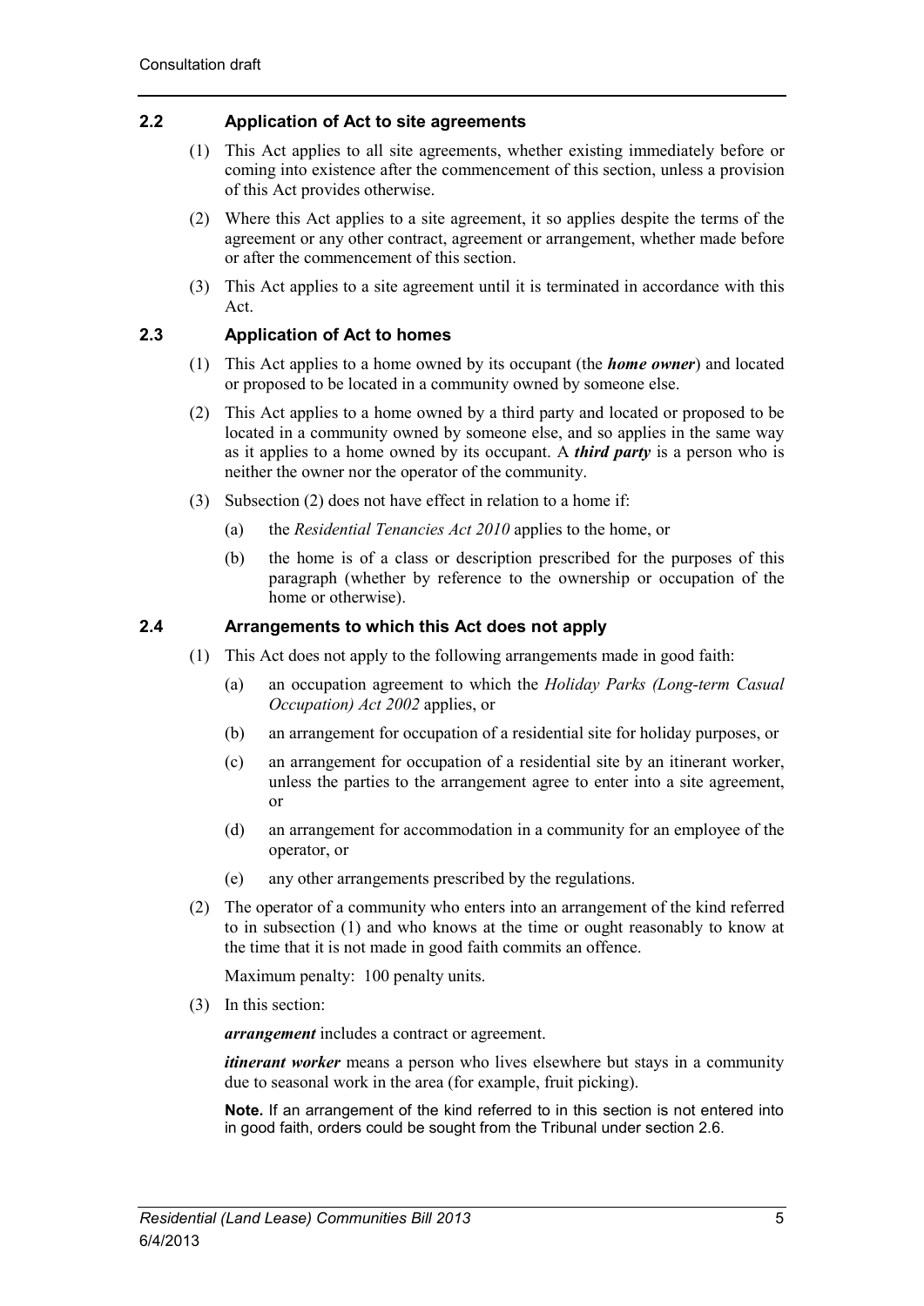## 2.2 Application of Act to site agreements

(1) This Act applies to all site agreements, whether existing immediately before or coming into existence after the commencement of this section, unless a provision of this Act provides otherwise.

(2) Where this Act applies to a site agreement, it so applies despite the terms of the agreement or any other contract, agreement or arrangement, whether made before or after the commencement of this section.

(3) This Act applies to a site agreement until it is terminated in accordance with this Act.

## 2.3 Application of Act to homes

(1) This Act applies to a home owned by its occupant (the ***home owner***) and located or proposed to be located in a community owned by someone else.

(2) This Act applies to a home owned by a third party and located or proposed to be located in a community owned by someone else, and so applies in the same way as it applies to a home owned by its occupant. A ***third party*** is a person who is neither the owner nor the operator of the community.

(3) Subsection (2) does not have effect in relation to a home if:

- (a) the *Residential Tenancies Act 2010* applies to the home, or
- (b) the home is of a class or description prescribed for the purposes of this paragraph (whether by reference to the ownership or occupation of the home or otherwise).

## 2.4 Arrangements to which this Act does not apply

(1) This Act does not apply to the following arrangements made in good faith:

- (a) an occupation agreement to which the *Holiday Parks (Long-term Casual Occupation) Act 2002* applies, or
- (b) an arrangement for occupation of a residential site for holiday purposes, or
- (c) an arrangement for occupation of a residential site by an itinerant worker, unless the parties to the arrangement agree to enter into a site agreement, or
- (d) an arrangement for accommodation in a community for an employee of the operator, or
- (e) any other arrangements prescribed by the regulations.

(2) The operator of a community who enters into an arrangement of the kind referred to in subsection (1) and who knows at the time or ought reasonably to know at the time that it is not made in good faith commits an offence.

Maximum penalty: 100 penalty units.

(3) In this section:

***arrangement*** includes a contract or agreement.

***itinerant worker*** means a person who lives elsewhere but stays in a community due to seasonal work in the area (for example, fruit picking).

**Note.** If an arrangement of the kind referred to in this section is not entered into in good faith, orders could be sought from the Tribunal under section 2.6.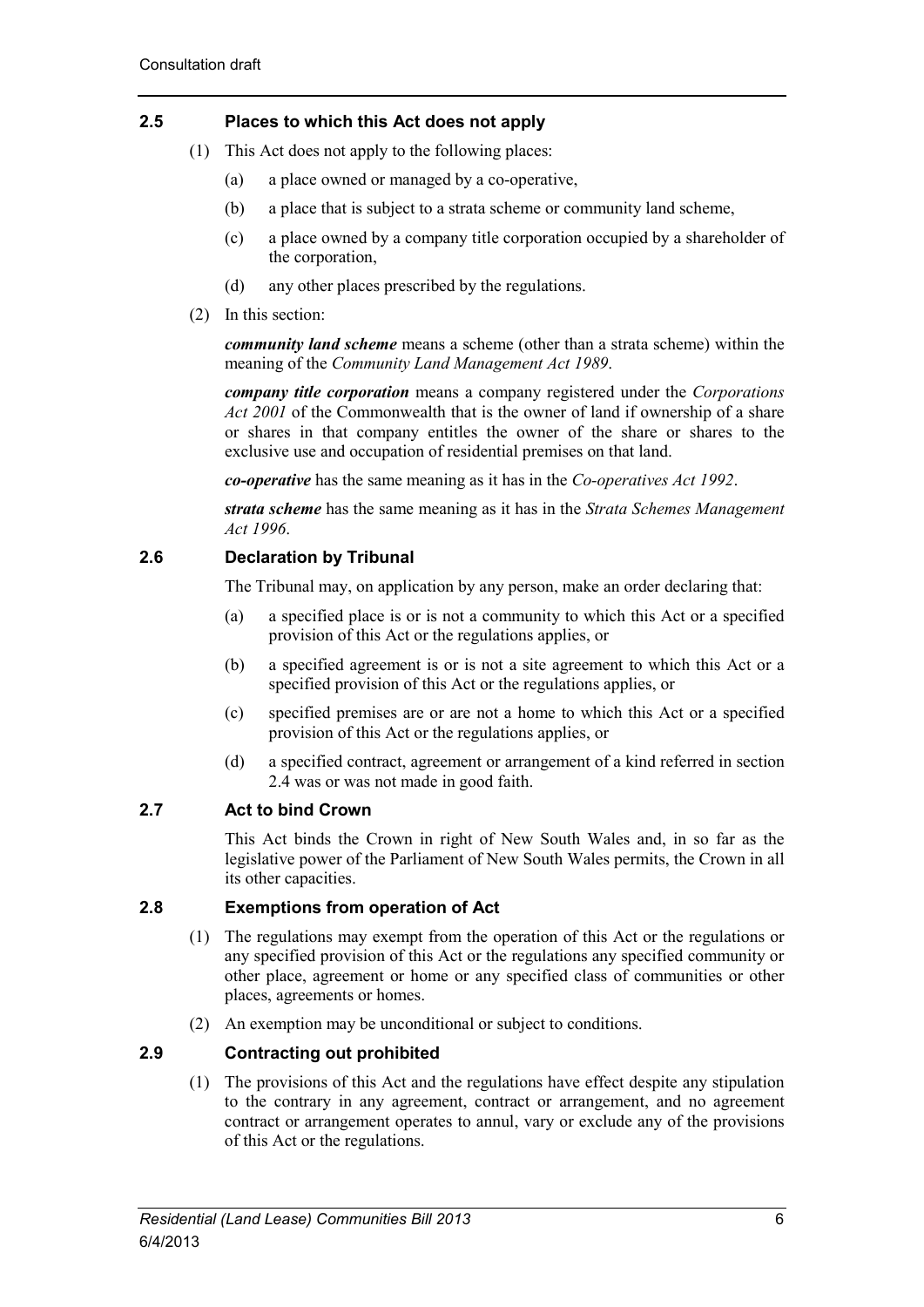### 2.5 Places to which this Act does not apply

(1) This Act does not apply to the following places:

(a) a place owned or managed by a co-operative,

(b) a place that is subject to a strata scheme or community land scheme,

(c) a place owned by a company title corporation occupied by a shareholder of the corporation,

(d) any other places prescribed by the regulations.

(2) In this section:

***community land scheme*** means a scheme (other than a strata scheme) within the meaning of the *Community Land Management Act 1989*.

***company title corporation*** means a company registered under the *Corporations Act 2001* of the Commonwealth that is the owner of land if ownership of a share or shares in that company entitles the owner of the share or shares to the exclusive use and occupation of residential premises on that land.

***co-operative*** has the same meaning as it has in the *Co-operatives Act 1992*.

***strata scheme*** has the same meaning as it has in the *Strata Schemes Management Act 1996*.

### 2.6 Declaration by Tribunal

The Tribunal may, on application by any person, make an order declaring that:

(a) a specified place is or is not a community to which this Act or a specified provision of this Act or the regulations applies, or

(b) a specified agreement is or is not a site agreement to which this Act or a specified provision of this Act or the regulations applies, or

(c) specified premises are or are not a home to which this Act or a specified provision of this Act or the regulations applies, or

(d) a specified contract, agreement or arrangement of a kind referred in section 2.4 was or was not made in good faith.

### 2.7 Act to bind Crown

This Act binds the Crown in right of New South Wales and, in so far as the legislative power of the Parliament of New South Wales permits, the Crown in all its other capacities.

### 2.8 Exemptions from operation of Act

(1) The regulations may exempt from the operation of this Act or the regulations or any specified provision of this Act or the regulations any specified community or other place, agreement or home or any specified class of communities or other places, agreements or homes.

(2) An exemption may be unconditional or subject to conditions.

### 2.9 Contracting out prohibited

(1) The provisions of this Act and the regulations have effect despite any stipulation to the contrary in any agreement, contract or arrangement, and no agreement contract or arrangement operates to annul, vary or exclude any of the provisions of this Act or the regulations.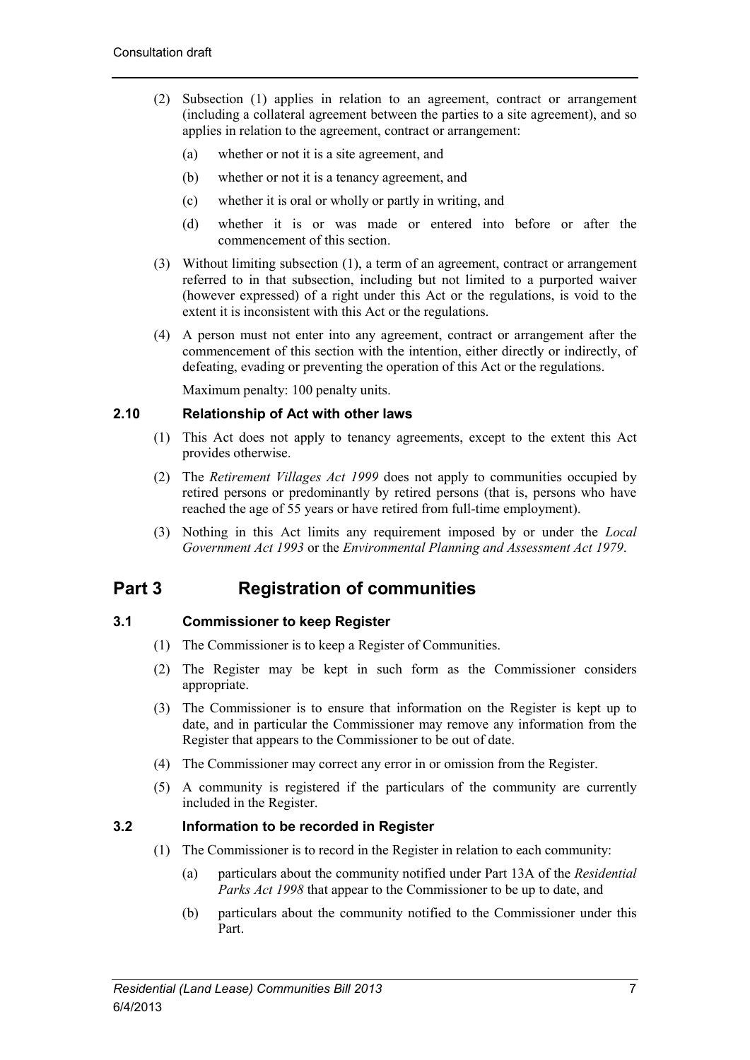(2) Subsection (1) applies in relation to an agreement, contract or arrangement (including a collateral agreement between the parties to a site agreement), and so applies in relation to the agreement, contract or arrangement:

- (a) whether or not it is a site agreement, and
- (b) whether or not it is a tenancy agreement, and
- (c) whether it is oral or wholly or partly in writing, and
- (d) whether it is or was made or entered into before or after the commencement of this section.

(3) Without limiting subsection (1), a term of an agreement, contract or arrangement referred to in that subsection, including but not limited to a purported waiver (however expressed) of a right under this Act or the regulations, is void to the extent it is inconsistent with this Act or the regulations.

(4) A person must not enter into any agreement, contract or arrangement after the commencement of this section with the intention, either directly or indirectly, of defeating, evading or preventing the operation of this Act or the regulations.

Maximum penalty: 100 penalty units.

### 2.10 Relationship of Act with other laws

(1) This Act does not apply to tenancy agreements, except to the extent this Act provides otherwise.

(2) The *Retirement Villages Act 1999* does not apply to communities occupied by retired persons or predominantly by retired persons (that is, persons who have reached the age of 55 years or have retired from full-time employment).

(3) Nothing in this Act limits any requirement imposed by or under the *Local Government Act 1993* or the *Environmental Planning and Assessment Act 1979*.

## Part 3 Registration of communities

### 3.1 Commissioner to keep Register

(1) The Commissioner is to keep a Register of Communities.

(2) The Register may be kept in such form as the Commissioner considers appropriate.

(3) The Commissioner is to ensure that information on the Register is kept up to date, and in particular the Commissioner may remove any information from the Register that appears to the Commissioner to be out of date.

(4) The Commissioner may correct any error in or omission from the Register.

(5) A community is registered if the particulars of the community are currently included in the Register.

### 3.2 Information to be recorded in Register

(1) The Commissioner is to record in the Register in relation to each community:

- (a) particulars about the community notified under Part 13A of the *Residential Parks Act 1998* that appear to the Commissioner to be up to date, and
- (b) particulars about the community notified to the Commissioner under this Part.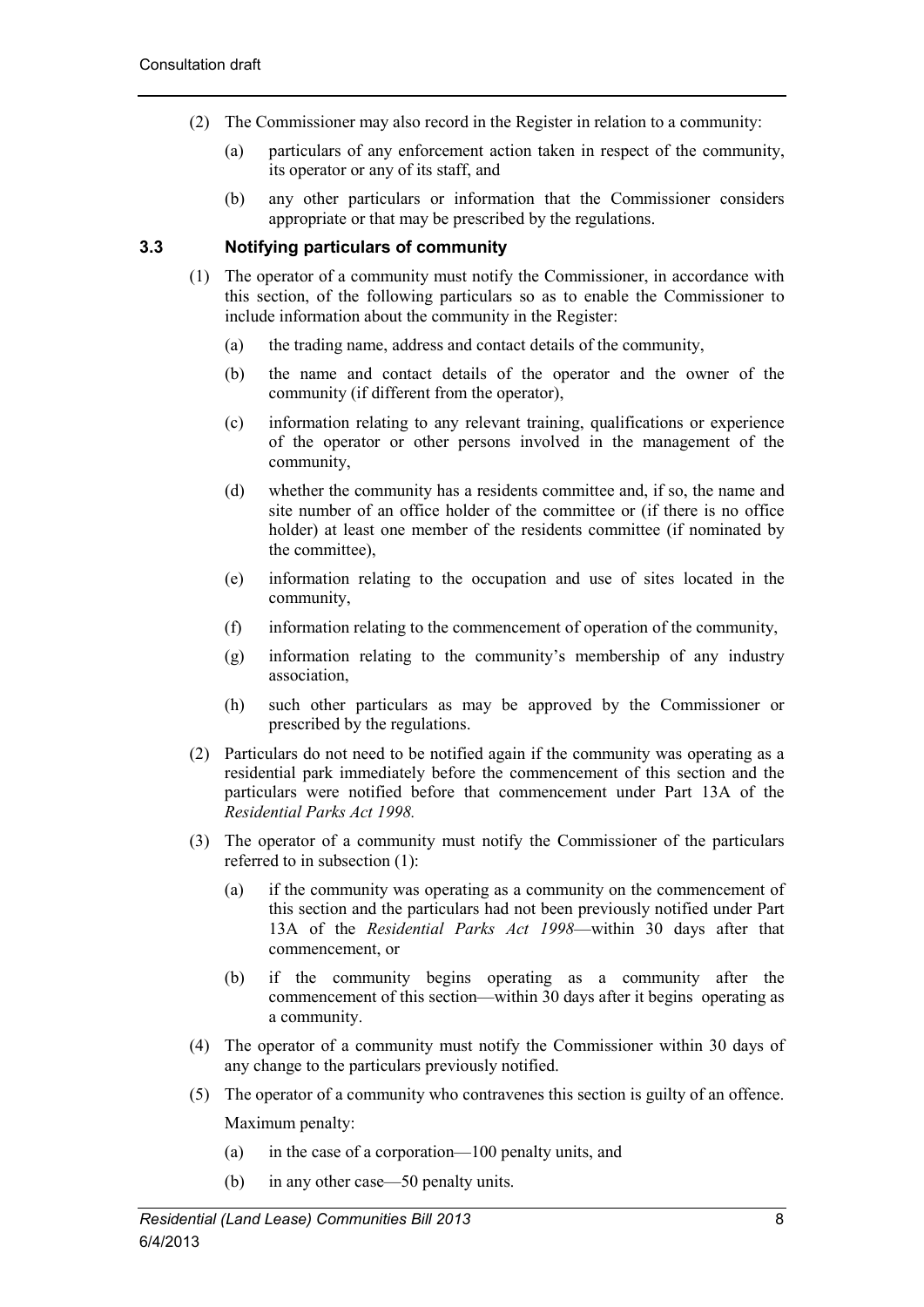(2) The Commissioner may also record in the Register in relation to a community:

(a) particulars of any enforcement action taken in respect of the community, its operator or any of its staff, and

(b) any other particulars or information that the Commissioner considers appropriate or that may be prescribed by the regulations.

### 3.3 Notifying particulars of community

(1) The operator of a community must notify the Commissioner, in accordance with this section, of the following particulars so as to enable the Commissioner to include information about the community in the Register:

(a) the trading name, address and contact details of the community,

(b) the name and contact details of the operator and the owner of the community (if different from the operator),

(c) information relating to any relevant training, qualifications or experience of the operator or other persons involved in the management of the community,

(d) whether the community has a residents committee and, if so, the name and site number of an office holder of the committee or (if there is no office holder) at least one member of the residents committee (if nominated by the committee),

(e) information relating to the occupation and use of sites located in the community,

(f) information relating to the commencement of operation of the community,

(g) information relating to the community's membership of any industry association,

(h) such other particulars as may be approved by the Commissioner or prescribed by the regulations.

(2) Particulars do not need to be notified again if the community was operating as a residential park immediately before the commencement of this section and the particulars were notified before that commencement under Part 13A of the *Residential Parks Act 1998.*

(3) The operator of a community must notify the Commissioner of the particulars referred to in subsection (1):

(a) if the community was operating as a community on the commencement of this section and the particulars had not been previously notified under Part 13A of the *Residential Parks Act 1998*—within 30 days after that commencement, or

(b) if the community begins operating as a community after the commencement of this section—within 30 days after it begins operating as a community.

(4) The operator of a community must notify the Commissioner within 30 days of any change to the particulars previously notified.

(5) The operator of a community who contravenes this section is guilty of an offence.

Maximum penalty:

(a) in the case of a corporation—100 penalty units, and

(b) in any other case—50 penalty units.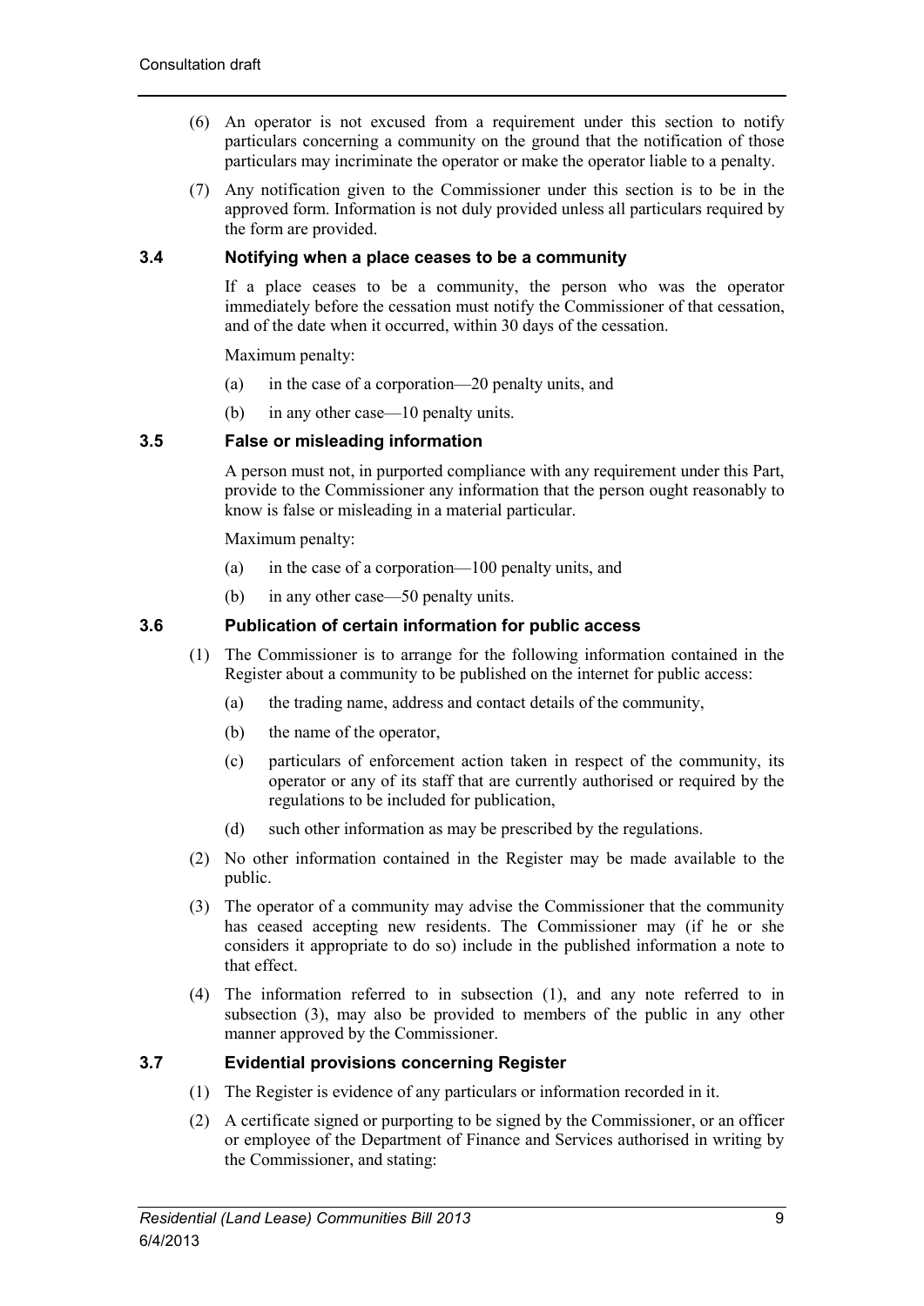(6) An operator is not excused from a requirement under this section to notify particulars concerning a community on the ground that the notification of those particulars may incriminate the operator or make the operator liable to a penalty.

(7) Any notification given to the Commissioner under this section is to be in the approved form. Information is not duly provided unless all particulars required by the form are provided.

### 3.4 Notifying when a place ceases to be a community

If a place ceases to be a community, the person who was the operator immediately before the cessation must notify the Commissioner of that cessation, and of the date when it occurred, within 30 days of the cessation.

Maximum penalty:

(a) in the case of a corporation—20 penalty units, and

(b) in any other case—10 penalty units.

### 3.5 False or misleading information

A person must not, in purported compliance with any requirement under this Part, provide to the Commissioner any information that the person ought reasonably to know is false or misleading in a material particular.

Maximum penalty:

(a) in the case of a corporation—100 penalty units, and

(b) in any other case—50 penalty units.

### 3.6 Publication of certain information for public access

(1) The Commissioner is to arrange for the following information contained in the Register about a community to be published on the internet for public access:

(a) the trading name, address and contact details of the community,

(b) the name of the operator,

(c) particulars of enforcement action taken in respect of the community, its operator or any of its staff that are currently authorised or required by the regulations to be included for publication,

(d) such other information as may be prescribed by the regulations.

(2) No other information contained in the Register may be made available to the public.

(3) The operator of a community may advise the Commissioner that the community has ceased accepting new residents. The Commissioner may (if he or she considers it appropriate to do so) include in the published information a note to that effect.

(4) The information referred to in subsection (1), and any note referred to in subsection (3), may also be provided to members of the public in any other manner approved by the Commissioner.

### 3.7 Evidential provisions concerning Register

(1) The Register is evidence of any particulars or information recorded in it.

(2) A certificate signed or purporting to be signed by the Commissioner, or an officer or employee of the Department of Finance and Services authorised in writing by the Commissioner, and stating: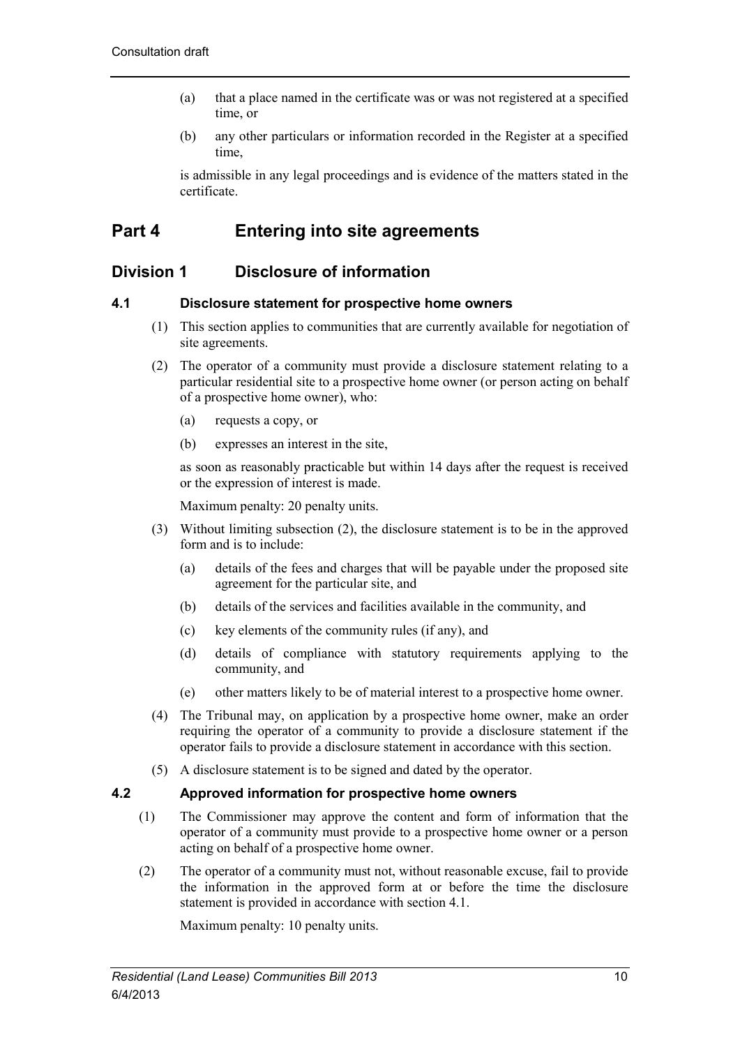(a) that a place named in the certificate was or was not registered at a specified time, or

(b) any other particulars or information recorded in the Register at a specified time,

is admissible in any legal proceedings and is evidence of the matters stated in the certificate.

# Part 4 Entering into site agreements

## Division 1 Disclosure of information

### 4.1 Disclosure statement for prospective home owners

(1) This section applies to communities that are currently available for negotiation of site agreements.

(2) The operator of a community must provide a disclosure statement relating to a particular residential site to a prospective home owner (or person acting on behalf of a prospective home owner), who:

(a) requests a copy, or

(b) expresses an interest in the site,

as soon as reasonably practicable but within 14 days after the request is received or the expression of interest is made.

Maximum penalty: 20 penalty units.

(3) Without limiting subsection (2), the disclosure statement is to be in the approved form and is to include:

(a) details of the fees and charges that will be payable under the proposed site agreement for the particular site, and

(b) details of the services and facilities available in the community, and

(c) key elements of the community rules (if any), and

(d) details of compliance with statutory requirements applying to the community, and

(e) other matters likely to be of material interest to a prospective home owner.

(4) The Tribunal may, on application by a prospective home owner, make an order requiring the operator of a community to provide a disclosure statement if the operator fails to provide a disclosure statement in accordance with this section.

(5) A disclosure statement is to be signed and dated by the operator.

### 4.2 Approved information for prospective home owners

(1) The Commissioner may approve the content and form of information that the operator of a community must provide to a prospective home owner or a person acting on behalf of a prospective home owner.

(2) The operator of a community must not, without reasonable excuse, fail to provide the information in the approved form at or before the time the disclosure statement is provided in accordance with section 4.1.

Maximum penalty: 10 penalty units.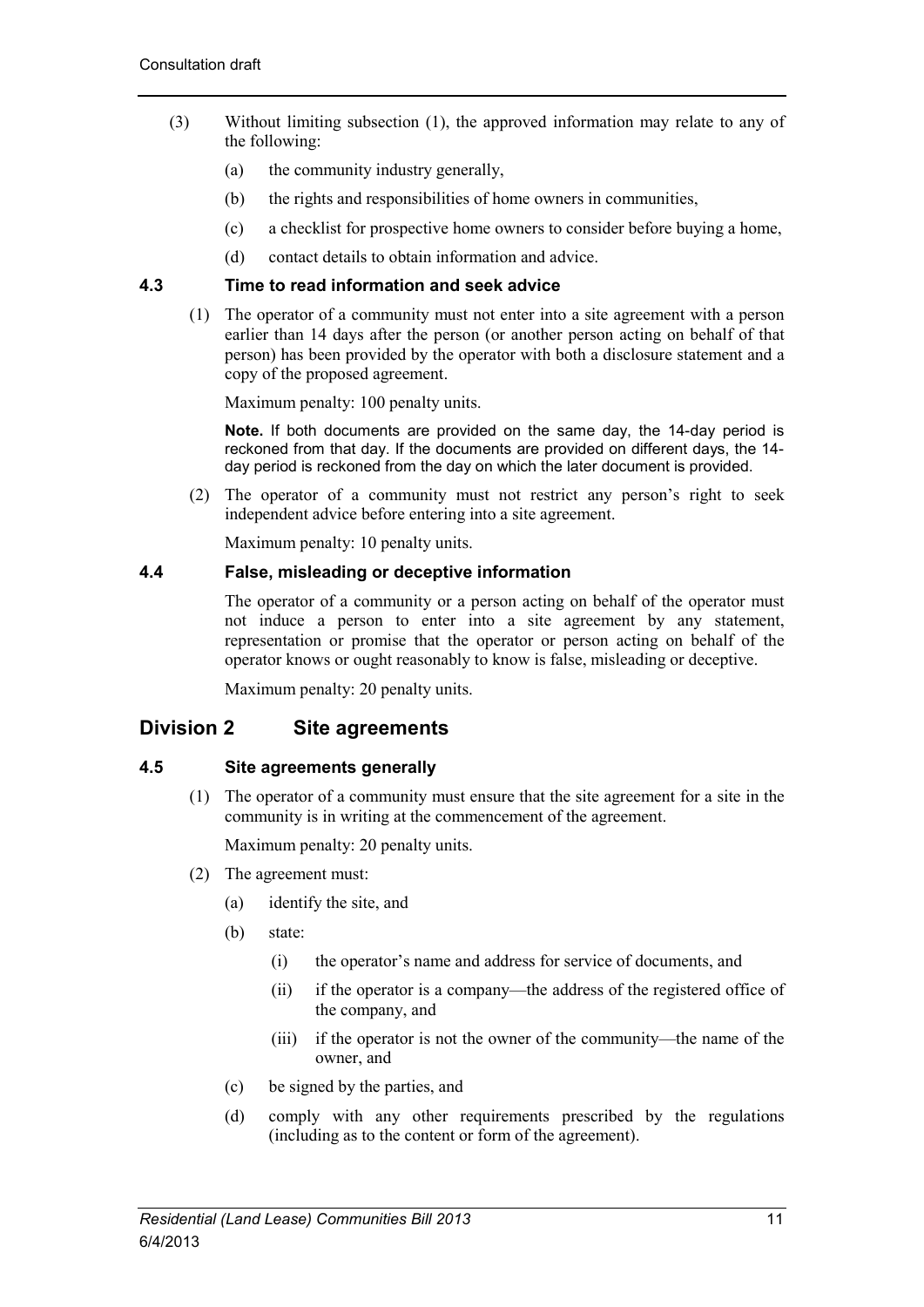(3) Without limiting subsection (1), the approved information may relate to any of the following:

  (a) the community industry generally,

  (b) the rights and responsibilities of home owners in communities,

  (c) a checklist for prospective home owners to consider before buying a home,

  (d) contact details to obtain information and advice.

### 4.3 Time to read information and seek advice

(1) The operator of a community must not enter into a site agreement with a person earlier than 14 days after the person (or another person acting on behalf of that person) has been provided by the operator with both a disclosure statement and a copy of the proposed agreement.

Maximum penalty: 100 penalty units.

**Note.** If both documents are provided on the same day, the 14-day period is reckoned from that day. If the documents are provided on different days, the 14-day period is reckoned from the day on which the later document is provided.

(2) The operator of a community must not restrict any person's right to seek independent advice before entering into a site agreement.

Maximum penalty: 10 penalty units.

### 4.4 False, misleading or deceptive information

The operator of a community or a person acting on behalf of the operator must not induce a person to enter into a site agreement by any statement, representation or promise that the operator or person acting on behalf of the operator knows or ought reasonably to know is false, misleading or deceptive.

Maximum penalty: 20 penalty units.

## Division 2 Site agreements

### 4.5 Site agreements generally

(1) The operator of a community must ensure that the site agreement for a site in the community is in writing at the commencement of the agreement.

Maximum penalty: 20 penalty units.

(2) The agreement must:

  (a) identify the site, and

  (b) state:

    (i) the operator's name and address for service of documents, and

    (ii) if the operator is a company—the address of the registered office of the company, and

    (iii) if the operator is not the owner of the community—the name of the owner, and

  (c) be signed by the parties, and

  (d) comply with any other requirements prescribed by the regulations (including as to the content or form of the agreement).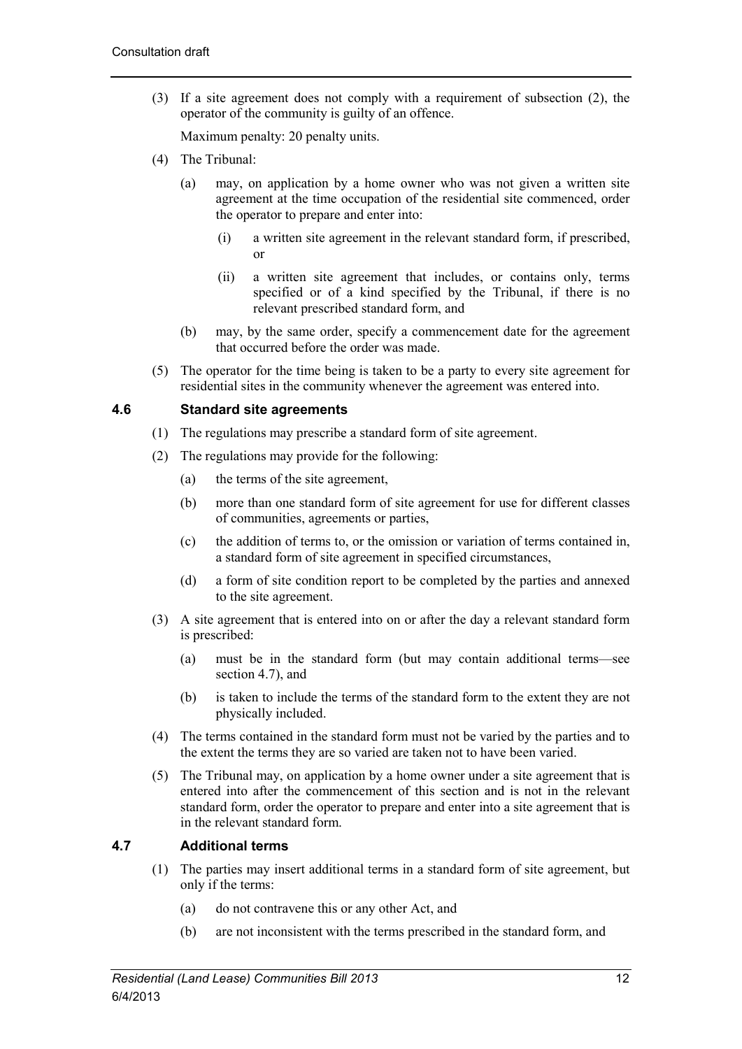(3) If a site agreement does not comply with a requirement of subsection (2), the operator of the community is guilty of an offence.

Maximum penalty: 20 penalty units.

(4) The Tribunal:

(a) may, on application by a home owner who was not given a written site agreement at the time occupation of the residential site commenced, order the operator to prepare and enter into:

(i) a written site agreement in the relevant standard form, if prescribed, or

(ii) a written site agreement that includes, or contains only, terms specified or of a kind specified by the Tribunal, if there is no relevant prescribed standard form, and

(b) may, by the same order, specify a commencement date for the agreement that occurred before the order was made.

(5) The operator for the time being is taken to be a party to every site agreement for residential sites in the community whenever the agreement was entered into.

### 4.6 Standard site agreements

(1) The regulations may prescribe a standard form of site agreement.

(2) The regulations may provide for the following:

(a) the terms of the site agreement,

(b) more than one standard form of site agreement for use for different classes of communities, agreements or parties,

(c) the addition of terms to, or the omission or variation of terms contained in, a standard form of site agreement in specified circumstances,

(d) a form of site condition report to be completed by the parties and annexed to the site agreement.

(3) A site agreement that is entered into on or after the day a relevant standard form is prescribed:

(a) must be in the standard form (but may contain additional terms—see section 4.7), and

(b) is taken to include the terms of the standard form to the extent they are not physically included.

(4) The terms contained in the standard form must not be varied by the parties and to the extent the terms they are so varied are taken not to have been varied.

(5) The Tribunal may, on application by a home owner under a site agreement that is entered into after the commencement of this section and is not in the relevant standard form, order the operator to prepare and enter into a site agreement that is in the relevant standard form.

### 4.7 Additional terms

(1) The parties may insert additional terms in a standard form of site agreement, but only if the terms:

(a) do not contravene this or any other Act, and

(b) are not inconsistent with the terms prescribed in the standard form, and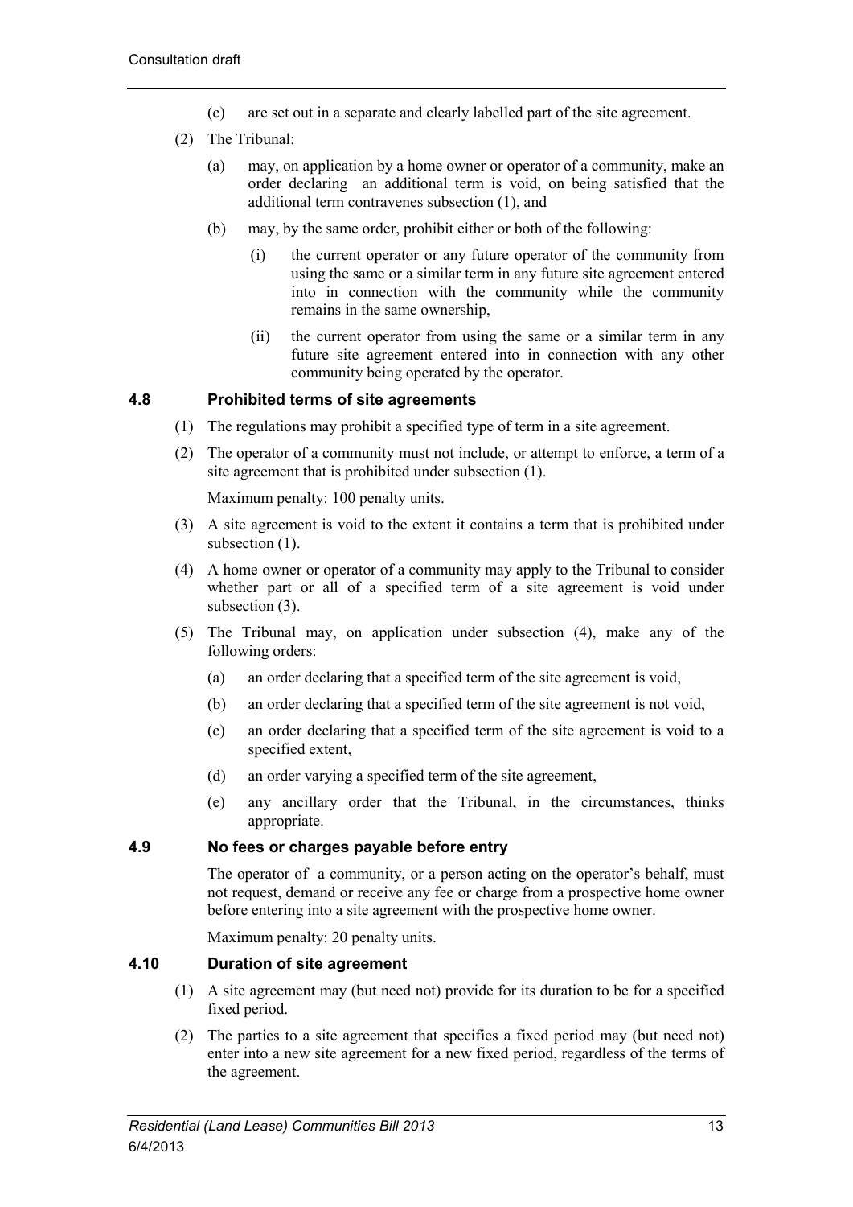(c) are set out in a separate and clearly labelled part of the site agreement.

(2) The Tribunal:

(a) may, on application by a home owner or operator of a community, make an order declaring an additional term is void, on being satisfied that the additional term contravenes subsection (1), and

(b) may, by the same order, prohibit either or both of the following:

(i) the current operator or any future operator of the community from using the same or a similar term in any future site agreement entered into in connection with the community while the community remains in the same ownership,

(ii) the current operator from using the same or a similar term in any future site agreement entered into in connection with any other community being operated by the operator.

### 4.8 Prohibited terms of site agreements

(1) The regulations may prohibit a specified type of term in a site agreement.

(2) The operator of a community must not include, or attempt to enforce, a term of a site agreement that is prohibited under subsection (1).

Maximum penalty: 100 penalty units.

(3) A site agreement is void to the extent it contains a term that is prohibited under subsection (1).

(4) A home owner or operator of a community may apply to the Tribunal to consider whether part or all of a specified term of a site agreement is void under subsection (3).

(5) The Tribunal may, on application under subsection (4), make any of the following orders:

(a) an order declaring that a specified term of the site agreement is void,

(b) an order declaring that a specified term of the site agreement is not void,

(c) an order declaring that a specified term of the site agreement is void to a specified extent,

(d) an order varying a specified term of the site agreement,

(e) any ancillary order that the Tribunal, in the circumstances, thinks appropriate.

### 4.9 No fees or charges payable before entry

The operator of a community, or a person acting on the operator's behalf, must not request, demand or receive any fee or charge from a prospective home owner before entering into a site agreement with the prospective home owner.

Maximum penalty: 20 penalty units.

### 4.10 Duration of site agreement

(1) A site agreement may (but need not) provide for its duration to be for a specified fixed period.

(2) The parties to a site agreement that specifies a fixed period may (but need not) enter into a new site agreement for a new fixed period, regardless of the terms of the agreement.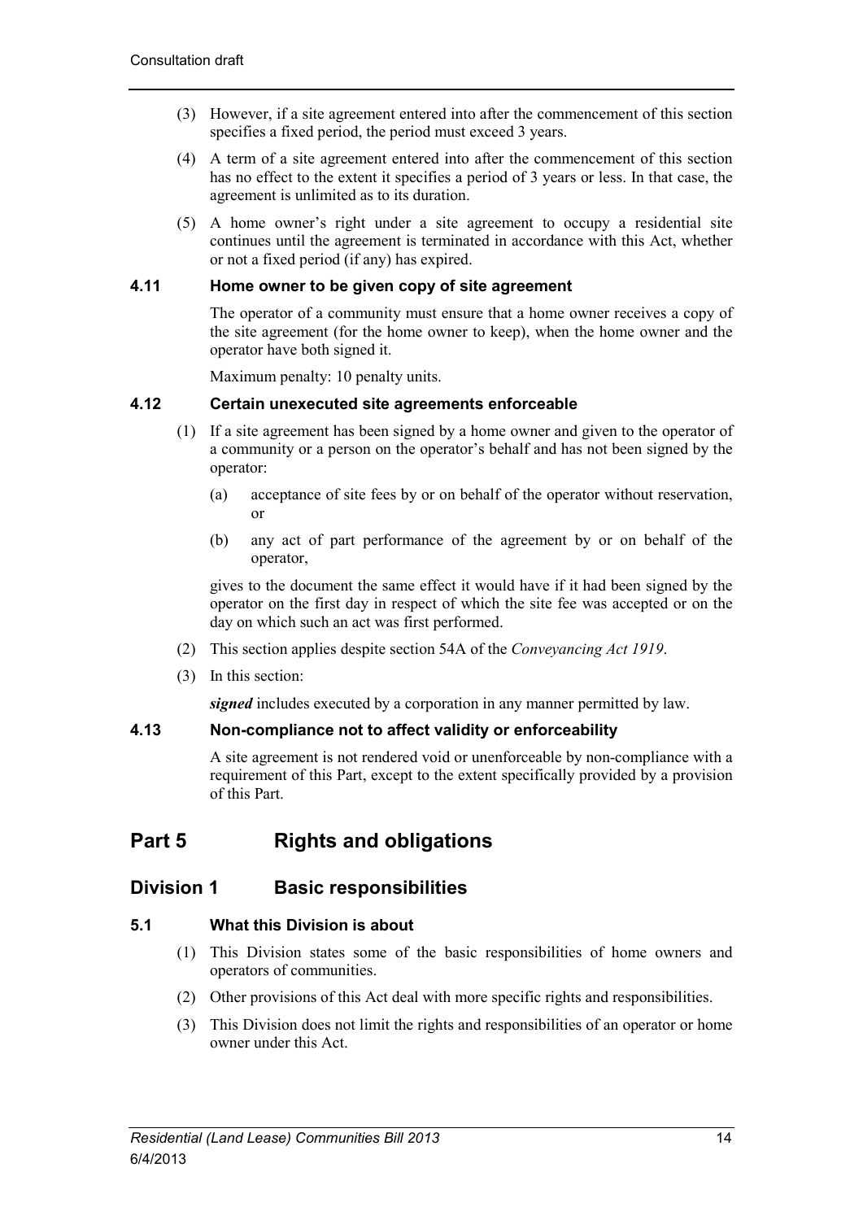(3) However, if a site agreement entered into after the commencement of this section specifies a fixed period, the period must exceed 3 years.

(4) A term of a site agreement entered into after the commencement of this section has no effect to the extent it specifies a period of 3 years or less. In that case, the agreement is unlimited as to its duration.

(5) A home owner's right under a site agreement to occupy a residential site continues until the agreement is terminated in accordance with this Act, whether or not a fixed period (if any) has expired.

#### 4.11 Home owner to be given copy of site agreement

The operator of a community must ensure that a home owner receives a copy of the site agreement (for the home owner to keep), when the home owner and the operator have both signed it.

Maximum penalty: 10 penalty units.

#### 4.12 Certain unexecuted site agreements enforceable

(1) If a site agreement has been signed by a home owner and given to the operator of a community or a person on the operator's behalf and has not been signed by the operator:

(a) acceptance of site fees by or on behalf of the operator without reservation, or

(b) any act of part performance of the agreement by or on behalf of the operator,

gives to the document the same effect it would have if it had been signed by the operator on the first day in respect of which the site fee was accepted or on the day on which such an act was first performed.

(2) This section applies despite section 54A of the *Conveyancing Act 1919*.

(3) In this section:

***signed*** includes executed by a corporation in any manner permitted by law.

#### 4.13 Non-compliance not to affect validity or enforceability

A site agreement is not rendered void or unenforceable by non-compliance with a requirement of this Part, except to the extent specifically provided by a provision of this Part.

## Part 5 Rights and obligations

### Division 1 Basic responsibilities

#### 5.1 What this Division is about

(1) This Division states some of the basic responsibilities of home owners and operators of communities.

(2) Other provisions of this Act deal with more specific rights and responsibilities.

(3) This Division does not limit the rights and responsibilities of an operator or home owner under this Act.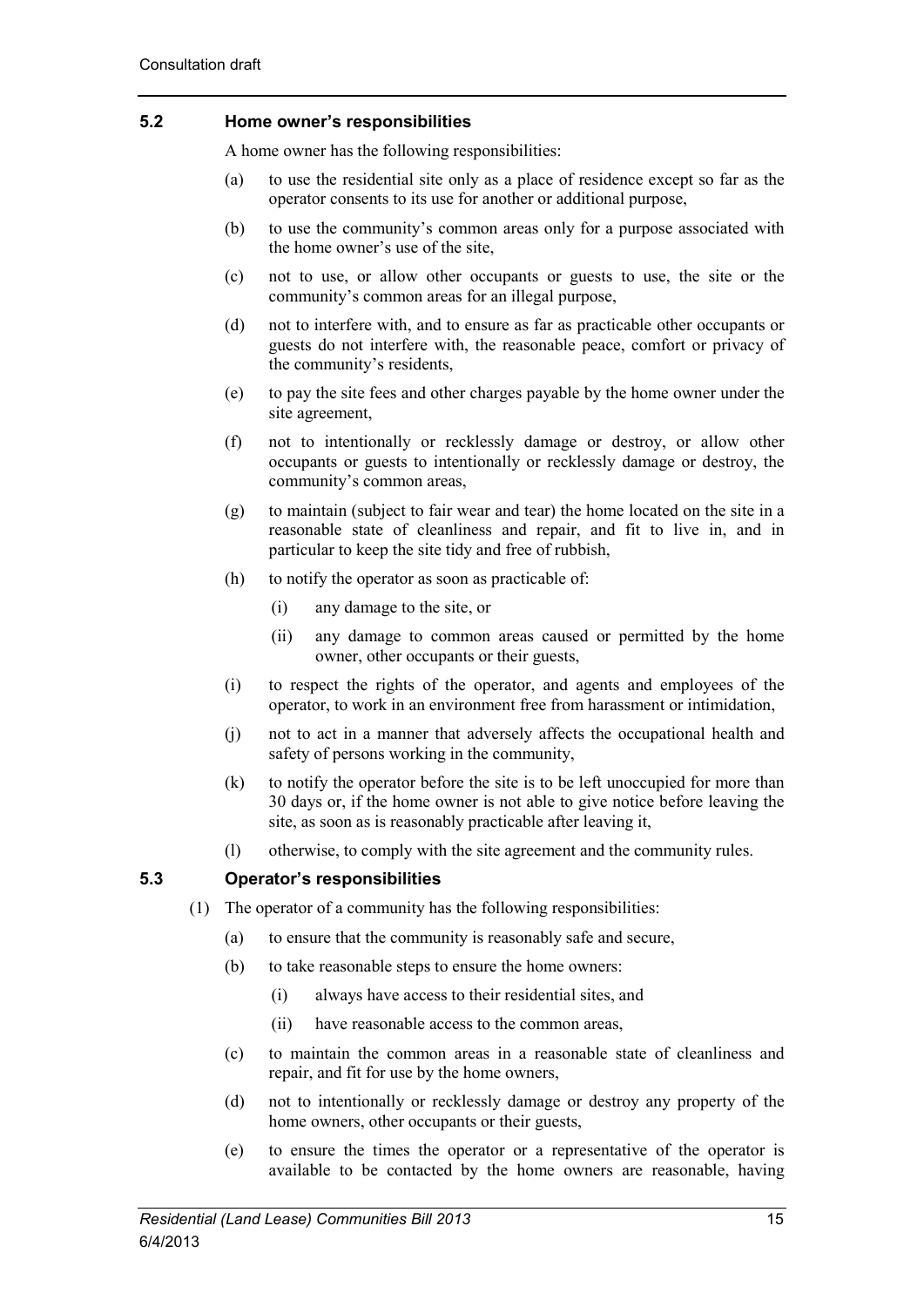### 5.2 Home owner's responsibilities

A home owner has the following responsibilities:

(a) to use the residential site only as a place of residence except so far as the operator consents to its use for another or additional purpose,

(b) to use the community's common areas only for a purpose associated with the home owner's use of the site,

(c) not to use, or allow other occupants or guests to use, the site or the community's common areas for an illegal purpose,

(d) not to interfere with, and to ensure as far as practicable other occupants or guests do not interfere with, the reasonable peace, comfort or privacy of the community's residents,

(e) to pay the site fees and other charges payable by the home owner under the site agreement,

(f) not to intentionally or recklessly damage or destroy, or allow other occupants or guests to intentionally or recklessly damage or destroy, the community's common areas,

(g) to maintain (subject to fair wear and tear) the home located on the site in a reasonable state of cleanliness and repair, and fit to live in, and in particular to keep the site tidy and free of rubbish,

(h) to notify the operator as soon as practicable of:

    (i) any damage to the site, or

    (ii) any damage to common areas caused or permitted by the home owner, other occupants or their guests,

(i) to respect the rights of the operator, and agents and employees of the operator, to work in an environment free from harassment or intimidation,

(j) not to act in a manner that adversely affects the occupational health and safety of persons working in the community,

(k) to notify the operator before the site is to be left unoccupied for more than 30 days or, if the home owner is not able to give notice before leaving the site, as soon as is reasonably practicable after leaving it,

(l) otherwise, to comply with the site agreement and the community rules.

### 5.3 Operator's responsibilities

(1) The operator of a community has the following responsibilities:

(a) to ensure that the community is reasonably safe and secure,

(b) to take reasonable steps to ensure the home owners:

    (i) always have access to their residential sites, and

    (ii) have reasonable access to the common areas,

(c) to maintain the common areas in a reasonable state of cleanliness and repair, and fit for use by the home owners,

(d) not to intentionally or recklessly damage or destroy any property of the home owners, other occupants or their guests,

(e) to ensure the times the operator or a representative of the operator is available to be contacted by the home owners are reasonable, having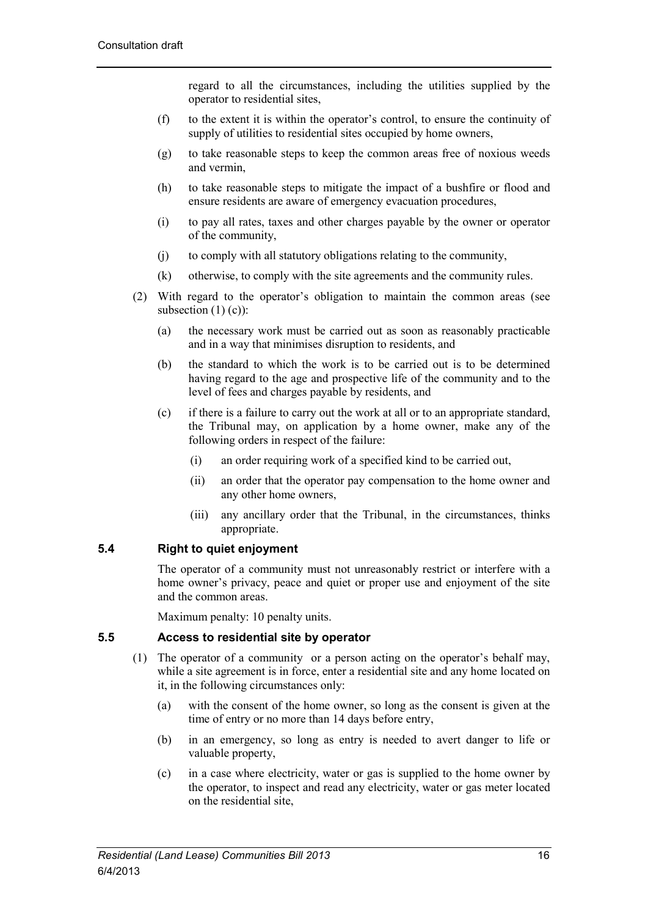regard to all the circumstances, including the utilities supplied by the operator to residential sites,

(f) to the extent it is within the operator's control, to ensure the continuity of supply of utilities to residential sites occupied by home owners,

(g) to take reasonable steps to keep the common areas free of noxious weeds and vermin,

(h) to take reasonable steps to mitigate the impact of a bushfire or flood and ensure residents are aware of emergency evacuation procedures,

(i) to pay all rates, taxes and other charges payable by the owner or operator of the community,

(j) to comply with all statutory obligations relating to the community,

(k) otherwise, to comply with the site agreements and the community rules.

(2) With regard to the operator's obligation to maintain the common areas (see subsection (1) (c)):

(a) the necessary work must be carried out as soon as reasonably practicable and in a way that minimises disruption to residents, and

(b) the standard to which the work is to be carried out is to be determined having regard to the age and prospective life of the community and to the level of fees and charges payable by residents, and

(c) if there is a failure to carry out the work at all or to an appropriate standard, the Tribunal may, on application by a home owner, make any of the following orders in respect of the failure:

(i) an order requiring work of a specified kind to be carried out,

(ii) an order that the operator pay compensation to the home owner and any other home owners,

(iii) any ancillary order that the Tribunal, in the circumstances, thinks appropriate.

### 5.4 Right to quiet enjoyment

The operator of a community must not unreasonably restrict or interfere with a home owner's privacy, peace and quiet or proper use and enjoyment of the site and the common areas.

Maximum penalty: 10 penalty units.

### 5.5 Access to residential site by operator

(1) The operator of a community or a person acting on the operator's behalf may, while a site agreement is in force, enter a residential site and any home located on it, in the following circumstances only:

(a) with the consent of the home owner, so long as the consent is given at the time of entry or no more than 14 days before entry,

(b) in an emergency, so long as entry is needed to avert danger to life or valuable property,

(c) in a case where electricity, water or gas is supplied to the home owner by the operator, to inspect and read any electricity, water or gas meter located on the residential site,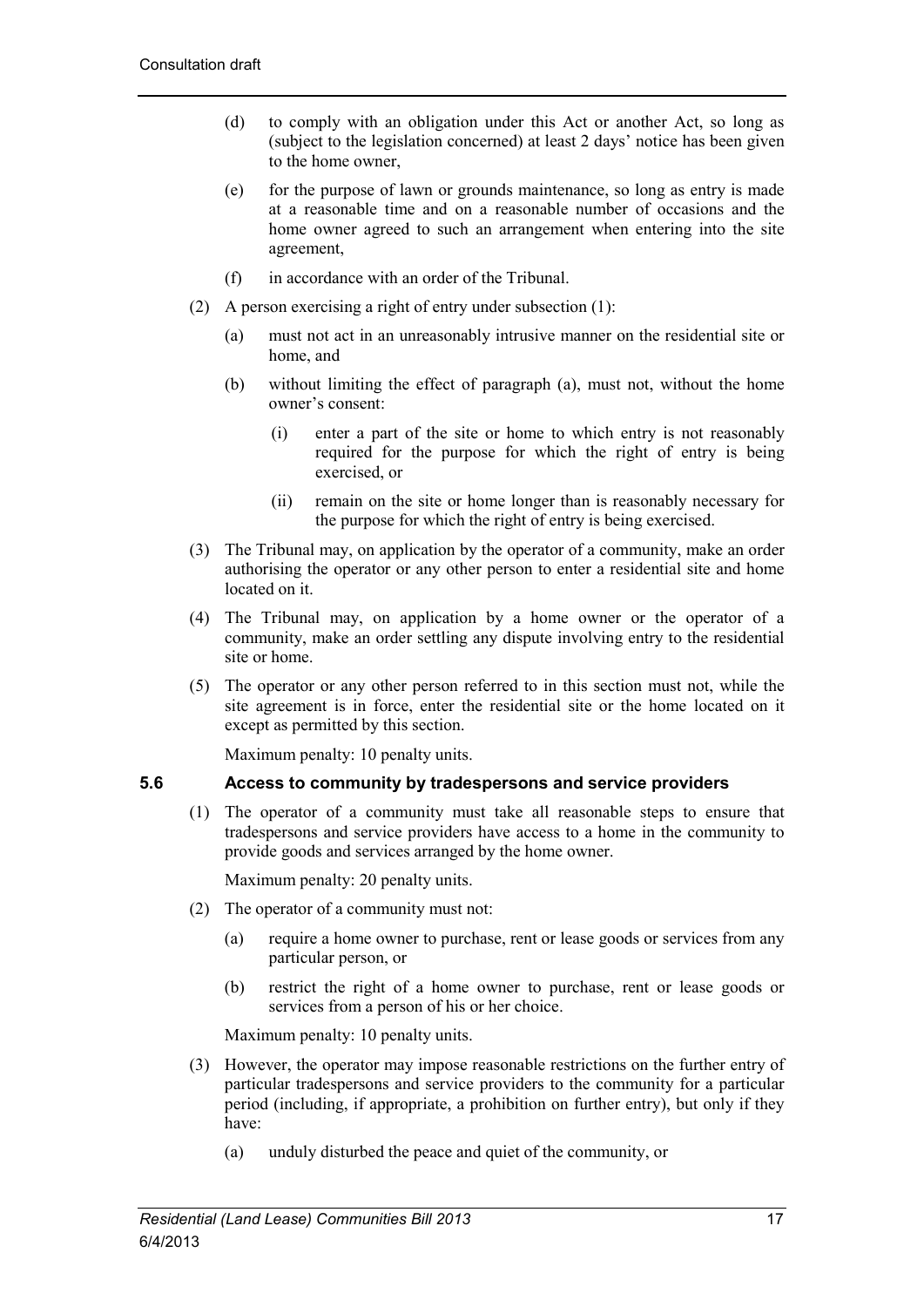(d) to comply with an obligation under this Act or another Act, so long as (subject to the legislation concerned) at least 2 days' notice has been given to the home owner,

(e) for the purpose of lawn or grounds maintenance, so long as entry is made at a reasonable time and on a reasonable number of occasions and the home owner agreed to such an arrangement when entering into the site agreement,

(f) in accordance with an order of the Tribunal.

(2) A person exercising a right of entry under subsection (1):

(a) must not act in an unreasonably intrusive manner on the residential site or home, and

(b) without limiting the effect of paragraph (a), must not, without the home owner's consent:

(i) enter a part of the site or home to which entry is not reasonably required for the purpose for which the right of entry is being exercised, or

(ii) remain on the site or home longer than is reasonably necessary for the purpose for which the right of entry is being exercised.

(3) The Tribunal may, on application by the operator of a community, make an order authorising the operator or any other person to enter a residential site and home located on it.

(4) The Tribunal may, on application by a home owner or the operator of a community, make an order settling any dispute involving entry to the residential site or home.

(5) The operator or any other person referred to in this section must not, while the site agreement is in force, enter the residential site or the home located on it except as permitted by this section.

Maximum penalty: 10 penalty units.

### 5.6 Access to community by tradespersons and service providers

(1) The operator of a community must take all reasonable steps to ensure that tradespersons and service providers have access to a home in the community to provide goods and services arranged by the home owner.

Maximum penalty: 20 penalty units.

(2) The operator of a community must not:

(a) require a home owner to purchase, rent or lease goods or services from any particular person, or

(b) restrict the right of a home owner to purchase, rent or lease goods or services from a person of his or her choice.

Maximum penalty: 10 penalty units.

(3) However, the operator may impose reasonable restrictions on the further entry of particular tradespersons and service providers to the community for a particular period (including, if appropriate, a prohibition on further entry), but only if they have:

(a) unduly disturbed the peace and quiet of the community, or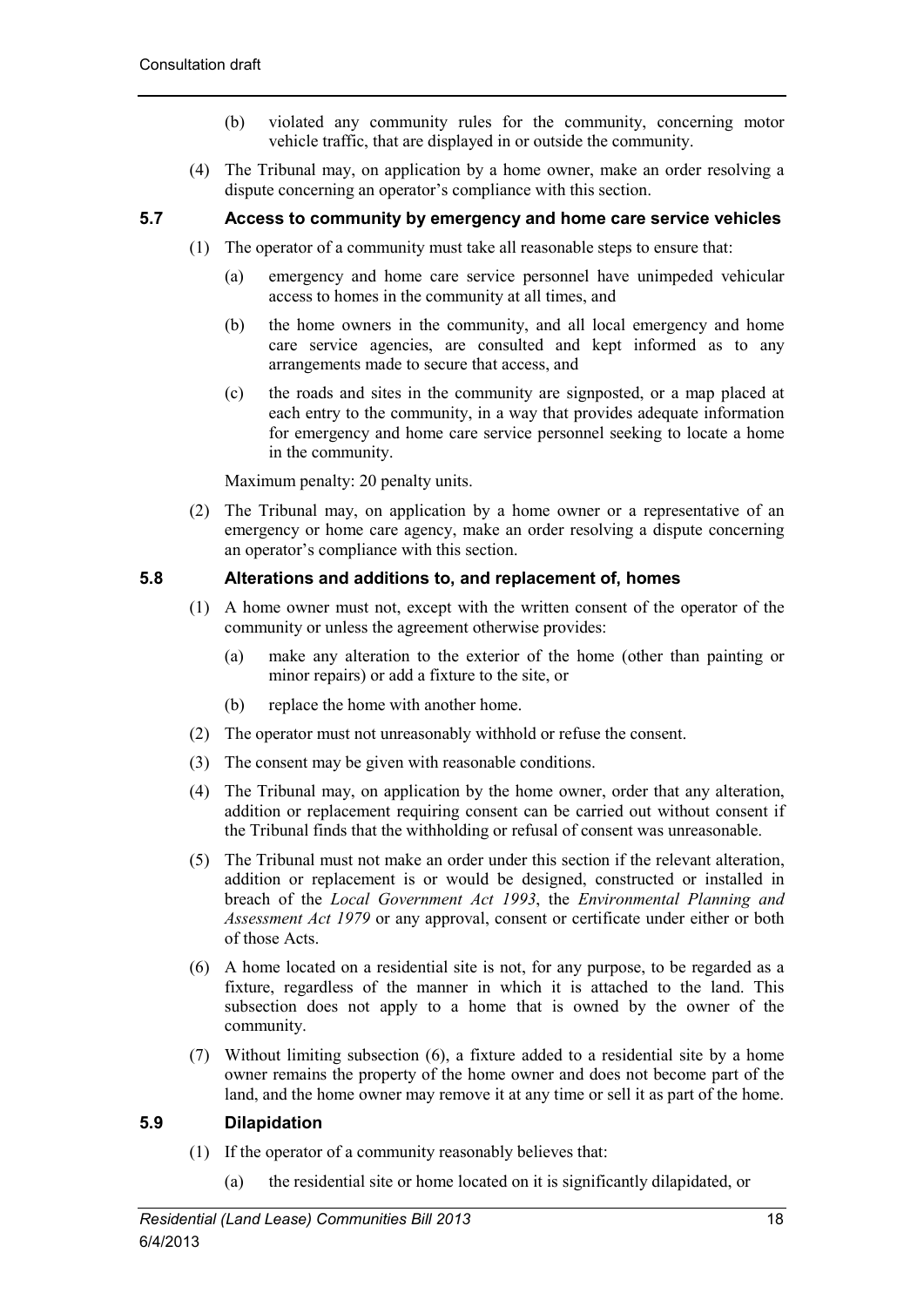(b) violated any community rules for the community, concerning motor vehicle traffic, that are displayed in or outside the community.

(4) The Tribunal may, on application by a home owner, make an order resolving a dispute concerning an operator's compliance with this section.

### 5.7 Access to community by emergency and home care service vehicles

(1) The operator of a community must take all reasonable steps to ensure that:

(a) emergency and home care service personnel have unimpeded vehicular access to homes in the community at all times, and

(b) the home owners in the community, and all local emergency and home care service agencies, are consulted and kept informed as to any arrangements made to secure that access, and

(c) the roads and sites in the community are signposted, or a map placed at each entry to the community, in a way that provides adequate information for emergency and home care service personnel seeking to locate a home in the community.

Maximum penalty: 20 penalty units.

(2) The Tribunal may, on application by a home owner or a representative of an emergency or home care agency, make an order resolving a dispute concerning an operator's compliance with this section.

### 5.8 Alterations and additions to, and replacement of, homes

(1) A home owner must not, except with the written consent of the operator of the community or unless the agreement otherwise provides:

(a) make any alteration to the exterior of the home (other than painting or minor repairs) or add a fixture to the site, or

(b) replace the home with another home.

(2) The operator must not unreasonably withhold or refuse the consent.

(3) The consent may be given with reasonable conditions.

(4) The Tribunal may, on application by the home owner, order that any alteration, addition or replacement requiring consent can be carried out without consent if the Tribunal finds that the withholding or refusal of consent was unreasonable.

(5) The Tribunal must not make an order under this section if the relevant alteration, addition or replacement is or would be designed, constructed or installed in breach of the *Local Government Act 1993*, the *Environmental Planning and Assessment Act 1979* or any approval, consent or certificate under either or both of those Acts.

(6) A home located on a residential site is not, for any purpose, to be regarded as a fixture, regardless of the manner in which it is attached to the land. This subsection does not apply to a home that is owned by the owner of the community.

(7) Without limiting subsection (6), a fixture added to a residential site by a home owner remains the property of the home owner and does not become part of the land, and the home owner may remove it at any time or sell it as part of the home.

### 5.9 Dilapidation

(1) If the operator of a community reasonably believes that:

(a) the residential site or home located on it is significantly dilapidated, or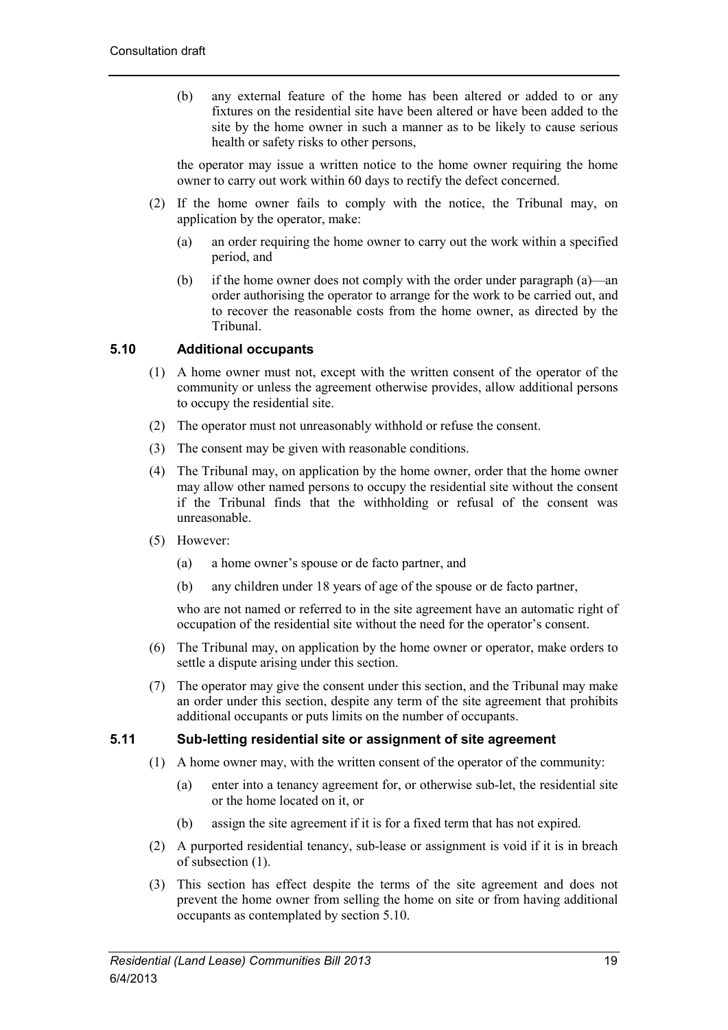(b) any external feature of the home has been altered or added to or any fixtures on the residential site have been altered or have been added to the site by the home owner in such a manner as to be likely to cause serious health or safety risks to other persons,

the operator may issue a written notice to the home owner requiring the home owner to carry out work within 60 days to rectify the defect concerned.

(2) If the home owner fails to comply with the notice, the Tribunal may, on application by the operator, make:

(a) an order requiring the home owner to carry out the work within a specified period, and

(b) if the home owner does not comply with the order under paragraph (a)—an order authorising the operator to arrange for the work to be carried out, and to recover the reasonable costs from the home owner, as directed by the Tribunal.

### 5.10 Additional occupants

(1) A home owner must not, except with the written consent of the operator of the community or unless the agreement otherwise provides, allow additional persons to occupy the residential site.

(2) The operator must not unreasonably withhold or refuse the consent.

(3) The consent may be given with reasonable conditions.

(4) The Tribunal may, on application by the home owner, order that the home owner may allow other named persons to occupy the residential site without the consent if the Tribunal finds that the withholding or refusal of the consent was unreasonable.

(5) However:

(a) a home owner's spouse or de facto partner, and

(b) any children under 18 years of age of the spouse or de facto partner,

who are not named or referred to in the site agreement have an automatic right of occupation of the residential site without the need for the operator's consent.

(6) The Tribunal may, on application by the home owner or operator, make orders to settle a dispute arising under this section.

(7) The operator may give the consent under this section, and the Tribunal may make an order under this section, despite any term of the site agreement that prohibits additional occupants or puts limits on the number of occupants.

### 5.11 Sub-letting residential site or assignment of site agreement

(1) A home owner may, with the written consent of the operator of the community:

(a) enter into a tenancy agreement for, or otherwise sub-let, the residential site or the home located on it, or

(b) assign the site agreement if it is for a fixed term that has not expired.

(2) A purported residential tenancy, sub-lease or assignment is void if it is in breach of subsection (1).

(3) This section has effect despite the terms of the site agreement and does not prevent the home owner from selling the home on site or from having additional occupants as contemplated by section 5.10.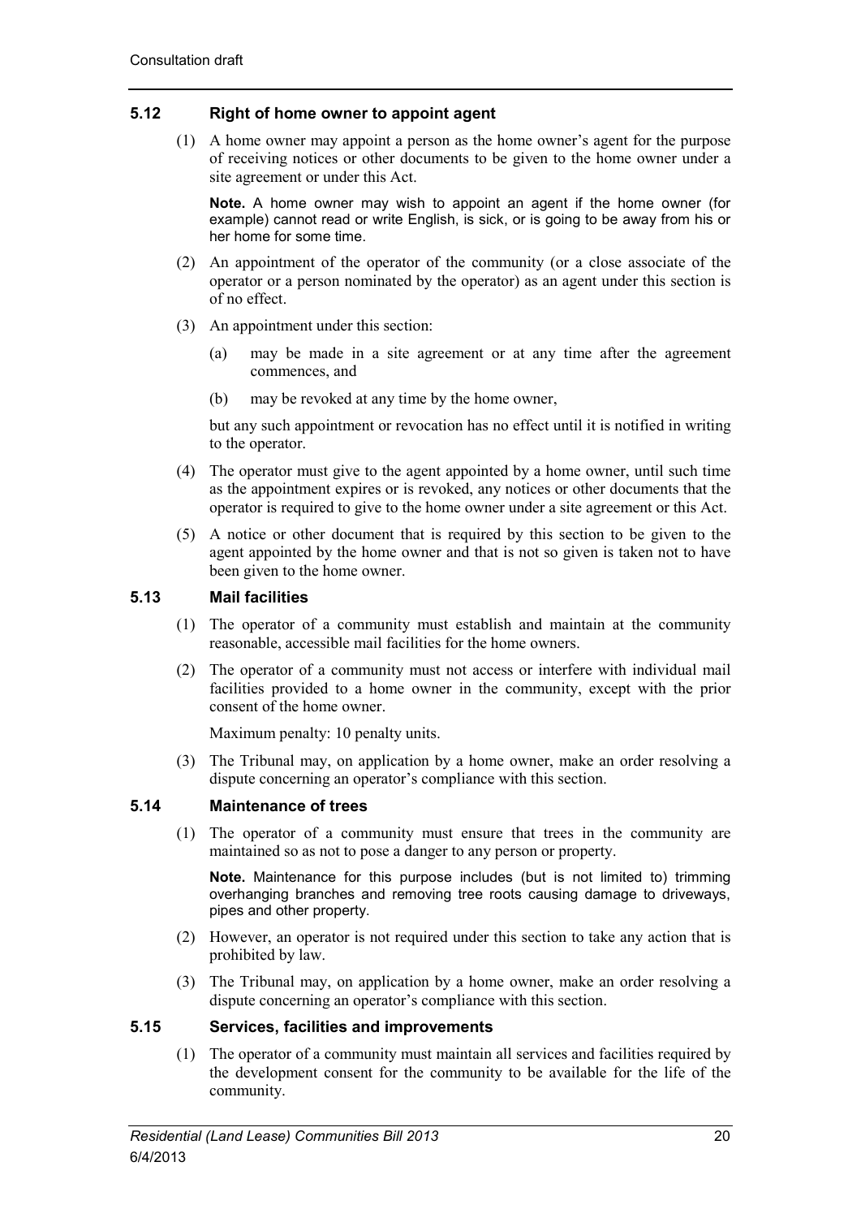### 5.12 Right of home owner to appoint agent

(1) A home owner may appoint a person as the home owner's agent for the purpose of receiving notices or other documents to be given to the home owner under a site agreement or under this Act.

**Note.** A home owner may wish to appoint an agent if the home owner (for example) cannot read or write English, is sick, or is going to be away from his or her home for some time.

(2) An appointment of the operator of the community (or a close associate of the operator or a person nominated by the operator) as an agent under this section is of no effect.

(3) An appointment under this section:

(a) may be made in a site agreement or at any time after the agreement commences, and

(b) may be revoked at any time by the home owner,

but any such appointment or revocation has no effect until it is notified in writing to the operator.

(4) The operator must give to the agent appointed by a home owner, until such time as the appointment expires or is revoked, any notices or other documents that the operator is required to give to the home owner under a site agreement or this Act.

(5) A notice or other document that is required by this section to be given to the agent appointed by the home owner and that is not so given is taken not to have been given to the home owner.

### 5.13 Mail facilities

(1) The operator of a community must establish and maintain at the community reasonable, accessible mail facilities for the home owners.

(2) The operator of a community must not access or interfere with individual mail facilities provided to a home owner in the community, except with the prior consent of the home owner.

Maximum penalty: 10 penalty units.

(3) The Tribunal may, on application by a home owner, make an order resolving a dispute concerning an operator's compliance with this section.

### 5.14 Maintenance of trees

(1) The operator of a community must ensure that trees in the community are maintained so as not to pose a danger to any person or property.

**Note.** Maintenance for this purpose includes (but is not limited to) trimming overhanging branches and removing tree roots causing damage to driveways, pipes and other property.

(2) However, an operator is not required under this section to take any action that is prohibited by law.

(3) The Tribunal may, on application by a home owner, make an order resolving a dispute concerning an operator's compliance with this section.

### 5.15 Services, facilities and improvements

(1) The operator of a community must maintain all services and facilities required by the development consent for the community to be available for the life of the community.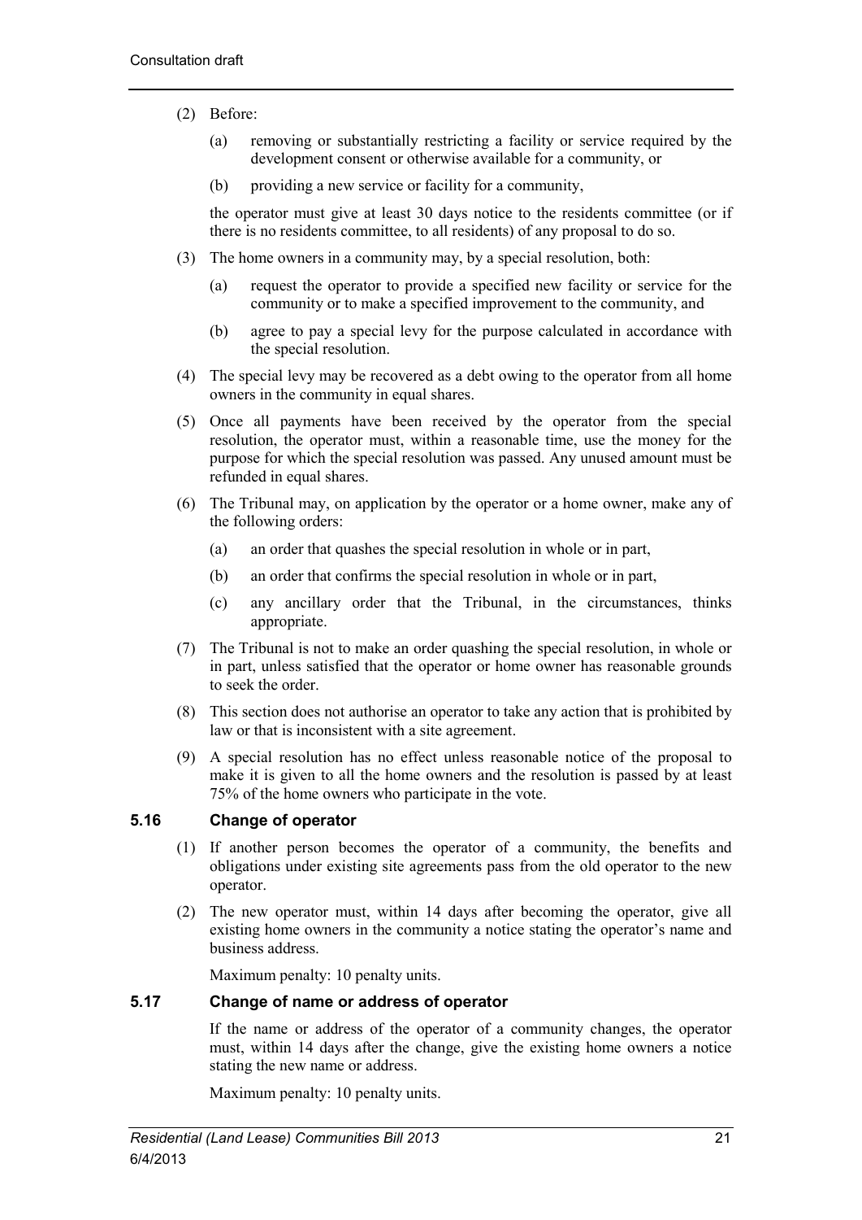(2) Before:

(a) removing or substantially restricting a facility or service required by the development consent or otherwise available for a community, or

(b) providing a new service or facility for a community,

the operator must give at least 30 days notice to the residents committee (or if there is no residents committee, to all residents) of any proposal to do so.

(3) The home owners in a community may, by a special resolution, both:

(a) request the operator to provide a specified new facility or service for the community or to make a specified improvement to the community, and

(b) agree to pay a special levy for the purpose calculated in accordance with the special resolution.

(4) The special levy may be recovered as a debt owing to the operator from all home owners in the community in equal shares.

(5) Once all payments have been received by the operator from the special resolution, the operator must, within a reasonable time, use the money for the purpose for which the special resolution was passed. Any unused amount must be refunded in equal shares.

(6) The Tribunal may, on application by the operator or a home owner, make any of the following orders:

(a) an order that quashes the special resolution in whole or in part,

(b) an order that confirms the special resolution in whole or in part,

(c) any ancillary order that the Tribunal, in the circumstances, thinks appropriate.

(7) The Tribunal is not to make an order quashing the special resolution, in whole or in part, unless satisfied that the operator or home owner has reasonable grounds to seek the order.

(8) This section does not authorise an operator to take any action that is prohibited by law or that is inconsistent with a site agreement.

(9) A special resolution has no effect unless reasonable notice of the proposal to make it is given to all the home owners and the resolution is passed by at least 75% of the home owners who participate in the vote.

### 5.16 Change of operator

(1) If another person becomes the operator of a community, the benefits and obligations under existing site agreements pass from the old operator to the new operator.

(2) The new operator must, within 14 days after becoming the operator, give all existing home owners in the community a notice stating the operator's name and business address.

Maximum penalty: 10 penalty units.

### 5.17 Change of name or address of operator

If the name or address of the operator of a community changes, the operator must, within 14 days after the change, give the existing home owners a notice stating the new name or address.

Maximum penalty: 10 penalty units.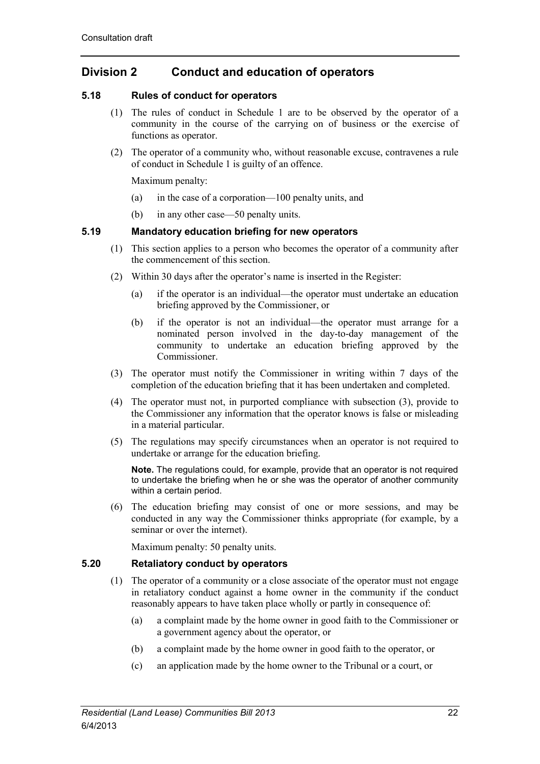## Division 2 Conduct and education of operators

### 5.18 Rules of conduct for operators

(1) The rules of conduct in Schedule 1 are to be observed by the operator of a community in the course of the carrying on of business or the exercise of functions as operator.

(2) The operator of a community who, without reasonable excuse, contravenes a rule of conduct in Schedule 1 is guilty of an offence.

Maximum penalty:

(a) in the case of a corporation—100 penalty units, and

(b) in any other case—50 penalty units.

### 5.19 Mandatory education briefing for new operators

(1) This section applies to a person who becomes the operator of a community after the commencement of this section.

(2) Within 30 days after the operator's name is inserted in the Register:

(a) if the operator is an individual—the operator must undertake an education briefing approved by the Commissioner, or

(b) if the operator is not an individual—the operator must arrange for a nominated person involved in the day-to-day management of the community to undertake an education briefing approved by the Commissioner.

(3) The operator must notify the Commissioner in writing within 7 days of the completion of the education briefing that it has been undertaken and completed.

(4) The operator must not, in purported compliance with subsection (3), provide to the Commissioner any information that the operator knows is false or misleading in a material particular.

(5) The regulations may specify circumstances when an operator is not required to undertake or arrange for the education briefing.

**Note.** The regulations could, for example, provide that an operator is not required to undertake the briefing when he or she was the operator of another community within a certain period.

(6) The education briefing may consist of one or more sessions, and may be conducted in any way the Commissioner thinks appropriate (for example, by a seminar or over the internet).

Maximum penalty: 50 penalty units.

### 5.20 Retaliatory conduct by operators

(1) The operator of a community or a close associate of the operator must not engage in retaliatory conduct against a home owner in the community if the conduct reasonably appears to have taken place wholly or partly in consequence of:

(a) a complaint made by the home owner in good faith to the Commissioner or a government agency about the operator, or

(b) a complaint made by the home owner in good faith to the operator, or

(c) an application made by the home owner to the Tribunal or a court, or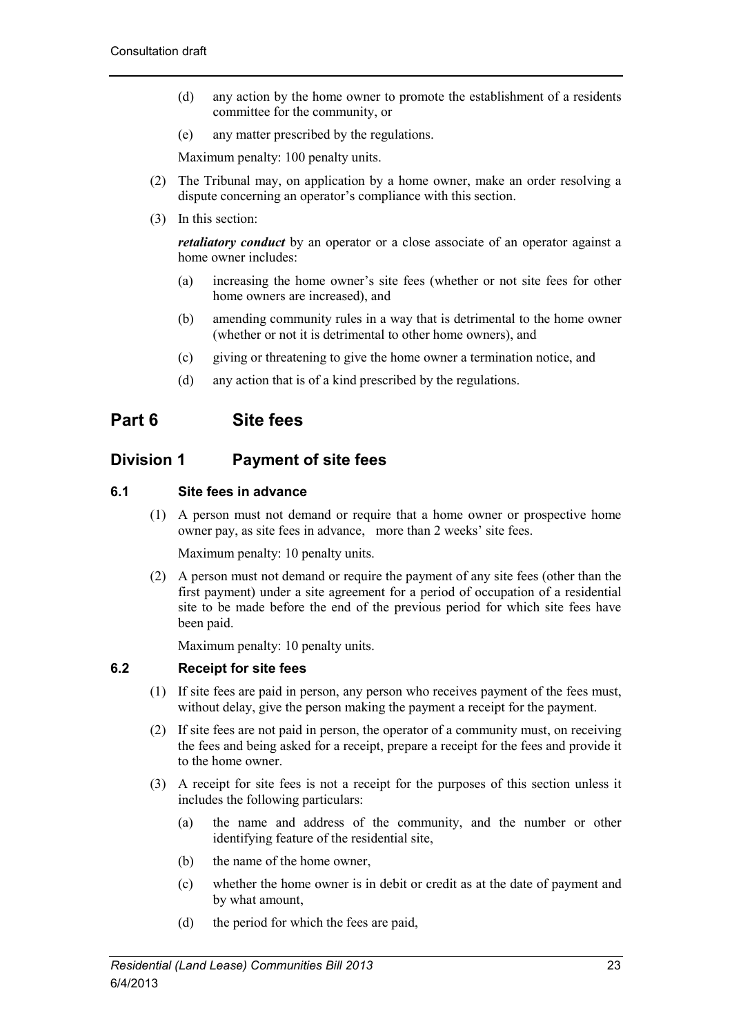(d) any action by the home owner to promote the establishment of a residents committee for the community, or

(e) any matter prescribed by the regulations.

Maximum penalty: 100 penalty units.

(2) The Tribunal may, on application by a home owner, make an order resolving a dispute concerning an operator's compliance with this section.

(3) In this section:

***retaliatory conduct*** by an operator or a close associate of an operator against a home owner includes:

(a) increasing the home owner's site fees (whether or not site fees for other home owners are increased), and

(b) amending community rules in a way that is detrimental to the home owner (whether or not it is detrimental to other home owners), and

(c) giving or threatening to give the home owner a termination notice, and

(d) any action that is of a kind prescribed by the regulations.

# Part 6 Site fees

## Division 1 Payment of site fees

### 6.1 Site fees in advance

(1) A person must not demand or require that a home owner or prospective home owner pay, as site fees in advance, more than 2 weeks' site fees.

Maximum penalty: 10 penalty units.

(2) A person must not demand or require the payment of any site fees (other than the first payment) under a site agreement for a period of occupation of a residential site to be made before the end of the previous period for which site fees have been paid.

Maximum penalty: 10 penalty units.

### 6.2 Receipt for site fees

(1) If site fees are paid in person, any person who receives payment of the fees must, without delay, give the person making the payment a receipt for the payment.

(2) If site fees are not paid in person, the operator of a community must, on receiving the fees and being asked for a receipt, prepare a receipt for the fees and provide it to the home owner.

(3) A receipt for site fees is not a receipt for the purposes of this section unless it includes the following particulars:

(a) the name and address of the community, and the number or other identifying feature of the residential site,

(b) the name of the home owner,

(c) whether the home owner is in debit or credit as at the date of payment and by what amount,

(d) the period for which the fees are paid,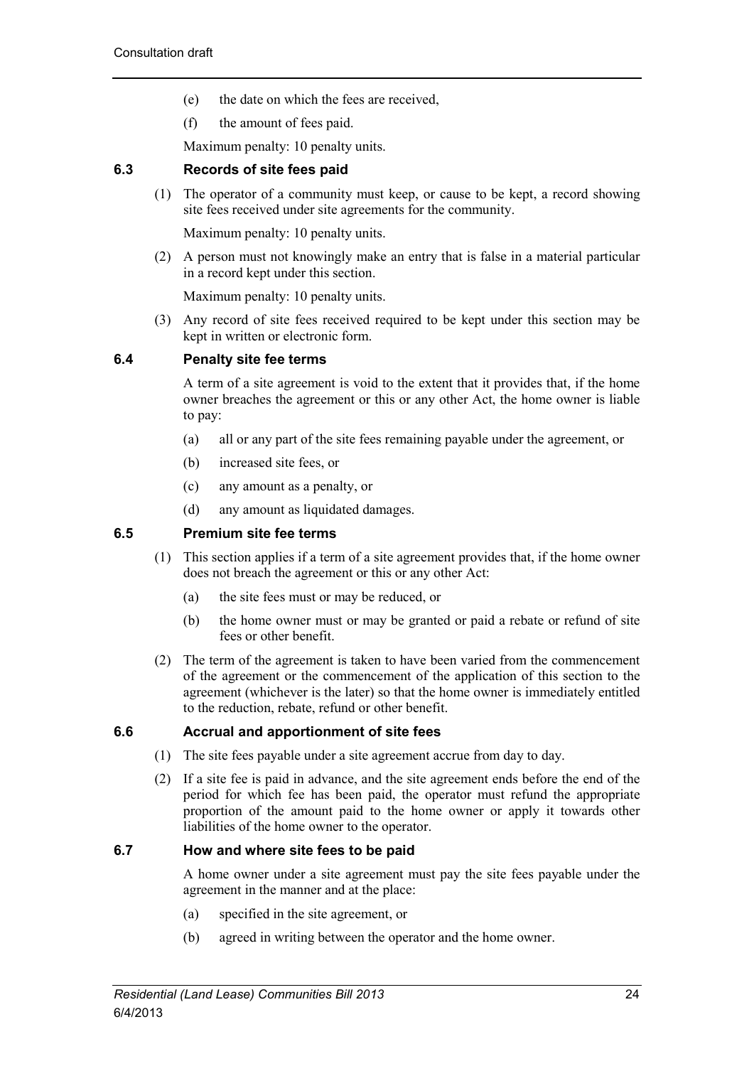(e) the date on which the fees are received,

(f) the amount of fees paid.

Maximum penalty: 10 penalty units.

### 6.3 Records of site fees paid

(1) The operator of a community must keep, or cause to be kept, a record showing site fees received under site agreements for the community.

Maximum penalty: 10 penalty units.

(2) A person must not knowingly make an entry that is false in a material particular in a record kept under this section.

Maximum penalty: 10 penalty units.

(3) Any record of site fees received required to be kept under this section may be kept in written or electronic form.

### 6.4 Penalty site fee terms

A term of a site agreement is void to the extent that it provides that, if the home owner breaches the agreement or this or any other Act, the home owner is liable to pay:

(a) all or any part of the site fees remaining payable under the agreement, or

(b) increased site fees, or

(c) any amount as a penalty, or

(d) any amount as liquidated damages.

### 6.5 Premium site fee terms

(1) This section applies if a term of a site agreement provides that, if the home owner does not breach the agreement or this or any other Act:

(a) the site fees must or may be reduced, or

(b) the home owner must or may be granted or paid a rebate or refund of site fees or other benefit.

(2) The term of the agreement is taken to have been varied from the commencement of the agreement or the commencement of the application of this section to the agreement (whichever is the later) so that the home owner is immediately entitled to the reduction, rebate, refund or other benefit.

### 6.6 Accrual and apportionment of site fees

(1) The site fees payable under a site agreement accrue from day to day.

(2) If a site fee is paid in advance, and the site agreement ends before the end of the period for which fee has been paid, the operator must refund the appropriate proportion of the amount paid to the home owner or apply it towards other liabilities of the home owner to the operator.

### 6.7 How and where site fees to be paid

A home owner under a site agreement must pay the site fees payable under the agreement in the manner and at the place:

(a) specified in the site agreement, or

(b) agreed in writing between the operator and the home owner.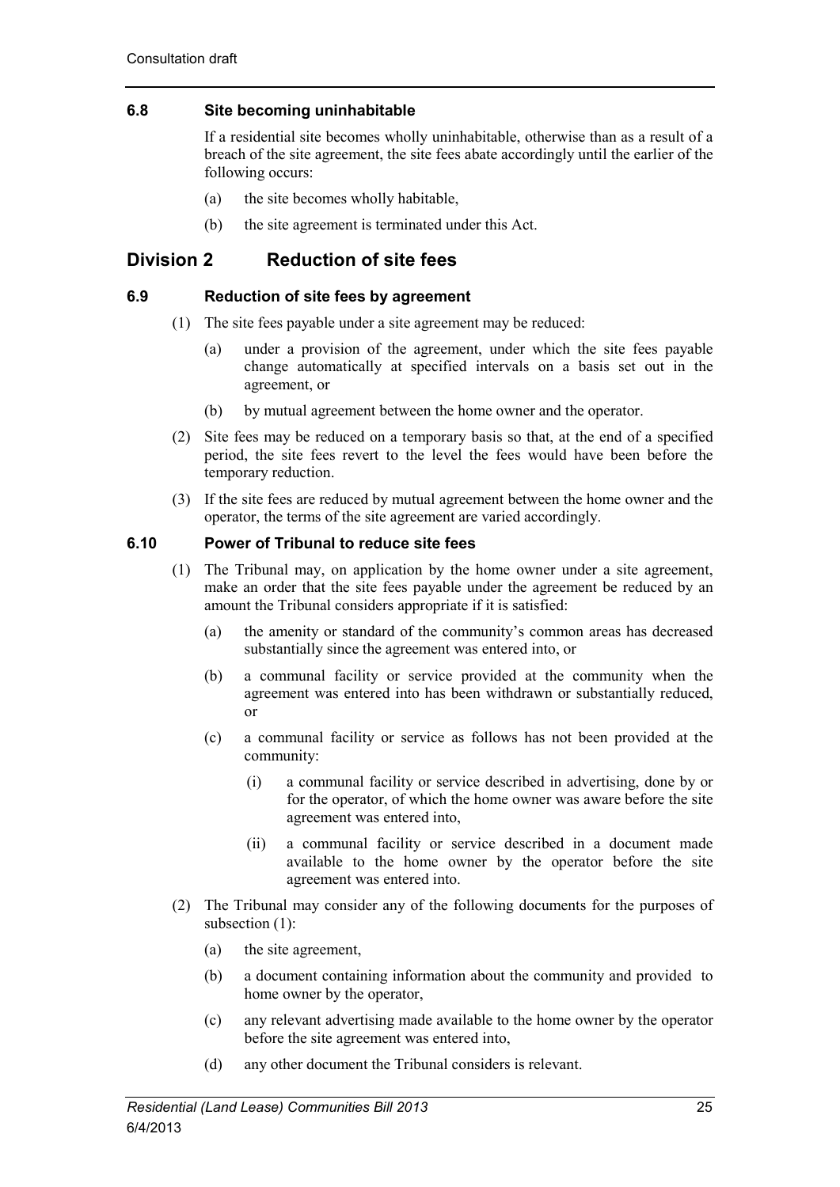### 6.8 Site becoming uninhabitable

If a residential site becomes wholly uninhabitable, otherwise than as a result of a breach of the site agreement, the site fees abate accordingly until the earlier of the following occurs:

(a) the site becomes wholly habitable,

(b) the site agreement is terminated under this Act.

## Division 2 Reduction of site fees

### 6.9 Reduction of site fees by agreement

(1) The site fees payable under a site agreement may be reduced:

(a) under a provision of the agreement, under which the site fees payable change automatically at specified intervals on a basis set out in the agreement, or

(b) by mutual agreement between the home owner and the operator.

(2) Site fees may be reduced on a temporary basis so that, at the end of a specified period, the site fees revert to the level the fees would have been before the temporary reduction.

(3) If the site fees are reduced by mutual agreement between the home owner and the operator, the terms of the site agreement are varied accordingly.

### 6.10 Power of Tribunal to reduce site fees

(1) The Tribunal may, on application by the home owner under a site agreement, make an order that the site fees payable under the agreement be reduced by an amount the Tribunal considers appropriate if it is satisfied:

(a) the amenity or standard of the community's common areas has decreased substantially since the agreement was entered into, or

(b) a communal facility or service provided at the community when the agreement was entered into has been withdrawn or substantially reduced, or

(c) a communal facility or service as follows has not been provided at the community:

(i) a communal facility or service described in advertising, done by or for the operator, of which the home owner was aware before the site agreement was entered into,

(ii) a communal facility or service described in a document made available to the home owner by the operator before the site agreement was entered into.

(2) The Tribunal may consider any of the following documents for the purposes of subsection (1):

(a) the site agreement,

(b) a document containing information about the community and provided to home owner by the operator,

(c) any relevant advertising made available to the home owner by the operator before the site agreement was entered into,

(d) any other document the Tribunal considers is relevant.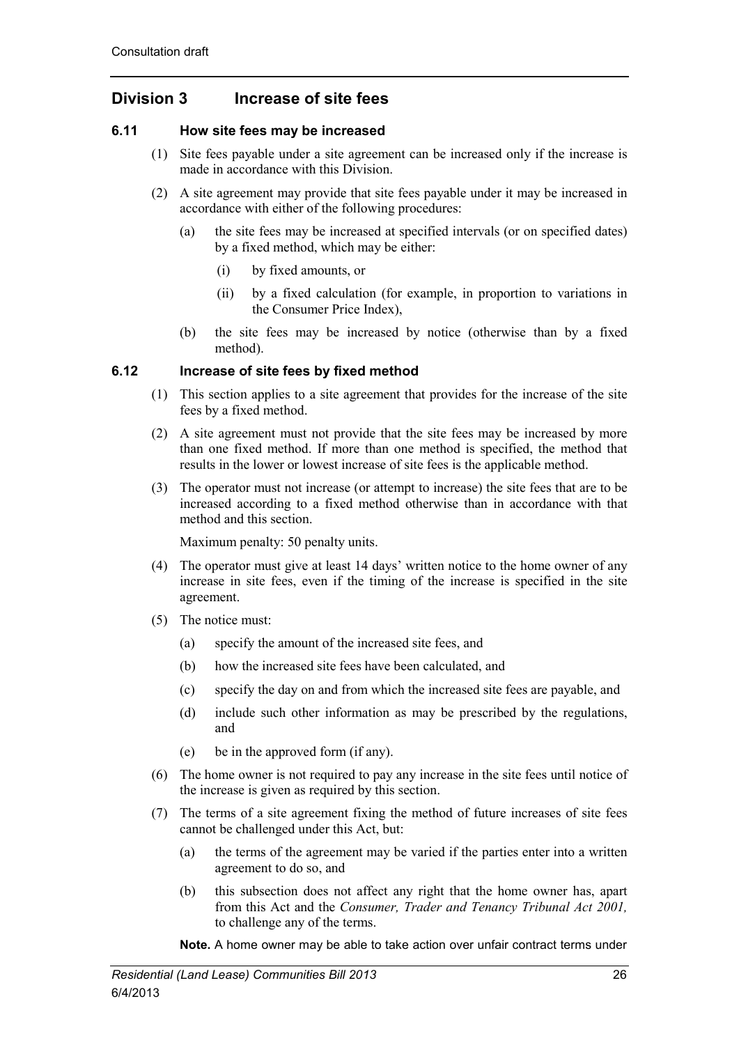## Division 3 Increase of site fees

### 6.11 How site fees may be increased

(1) Site fees payable under a site agreement can be increased only if the increase is made in accordance with this Division.

(2) A site agreement may provide that site fees payable under it may be increased in accordance with either of the following procedures:

- (a) the site fees may be increased at specified intervals (or on specified dates) by a fixed method, which may be either:
  - (i) by fixed amounts, or
  - (ii) by a fixed calculation (for example, in proportion to variations in the Consumer Price Index),
- (b) the site fees may be increased by notice (otherwise than by a fixed method).

### 6.12 Increase of site fees by fixed method

(1) This section applies to a site agreement that provides for the increase of the site fees by a fixed method.

(2) A site agreement must not provide that the site fees may be increased by more than one fixed method. If more than one method is specified, the method that results in the lower or lowest increase of site fees is the applicable method.

(3) The operator must not increase (or attempt to increase) the site fees that are to be increased according to a fixed method otherwise than in accordance with that method and this section.

Maximum penalty: 50 penalty units.

(4) The operator must give at least 14 days' written notice to the home owner of any increase in site fees, even if the timing of the increase is specified in the site agreement.

(5) The notice must:

- (a) specify the amount of the increased site fees, and
- (b) how the increased site fees have been calculated, and
- (c) specify the day on and from which the increased site fees are payable, and
- (d) include such other information as may be prescribed by the regulations, and
- (e) be in the approved form (if any).

(6) The home owner is not required to pay any increase in the site fees until notice of the increase is given as required by this section.

(7) The terms of a site agreement fixing the method of future increases of site fees cannot be challenged under this Act, but:

- (a) the terms of the agreement may be varied if the parties enter into a written agreement to do so, and
- (b) this subsection does not affect any right that the home owner has, apart from this Act and the *Consumer, Trader and Tenancy Tribunal Act 2001,* to challenge any of the terms.

**Note.** A home owner may be able to take action over unfair contract terms under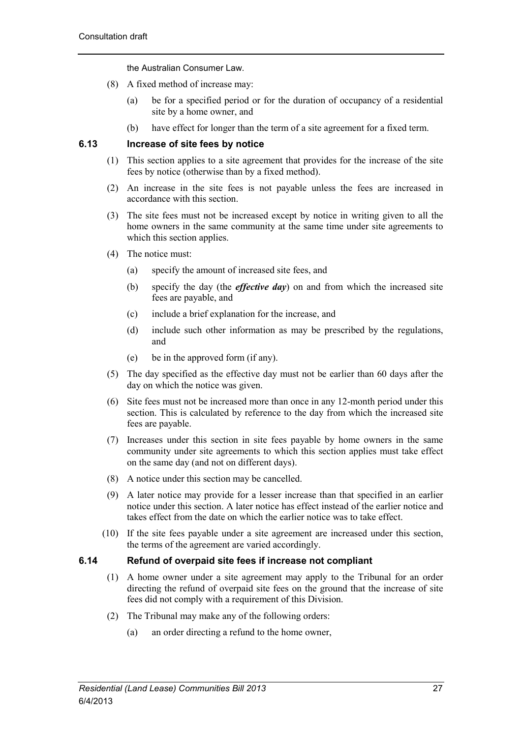the Australian Consumer Law.

(8) A fixed method of increase may:

(a) be for a specified period or for the duration of occupancy of a residential site by a home owner, and

(b) have effect for longer than the term of a site agreement for a fixed term.

### 6.13 Increase of site fees by notice

(1) This section applies to a site agreement that provides for the increase of the site fees by notice (otherwise than by a fixed method).

(2) An increase in the site fees is not payable unless the fees are increased in accordance with this section.

(3) The site fees must not be increased except by notice in writing given to all the home owners in the same community at the same time under site agreements to which this section applies.

(4) The notice must:

(a) specify the amount of increased site fees, and

(b) specify the day (the ***effective day***) on and from which the increased site fees are payable, and

(c) include a brief explanation for the increase, and

(d) include such other information as may be prescribed by the regulations, and

(e) be in the approved form (if any).

(5) The day specified as the effective day must not be earlier than 60 days after the day on which the notice was given.

(6) Site fees must not be increased more than once in any 12-month period under this section. This is calculated by reference to the day from which the increased site fees are payable.

(7) Increases under this section in site fees payable by home owners in the same community under site agreements to which this section applies must take effect on the same day (and not on different days).

(8) A notice under this section may be cancelled.

(9) A later notice may provide for a lesser increase than that specified in an earlier notice under this section. A later notice has effect instead of the earlier notice and takes effect from the date on which the earlier notice was to take effect.

(10) If the site fees payable under a site agreement are increased under this section, the terms of the agreement are varied accordingly.

### 6.14 Refund of overpaid site fees if increase not compliant

(1) A home owner under a site agreement may apply to the Tribunal for an order directing the refund of overpaid site fees on the ground that the increase of site fees did not comply with a requirement of this Division.

(2) The Tribunal may make any of the following orders:

(a) an order directing a refund to the home owner,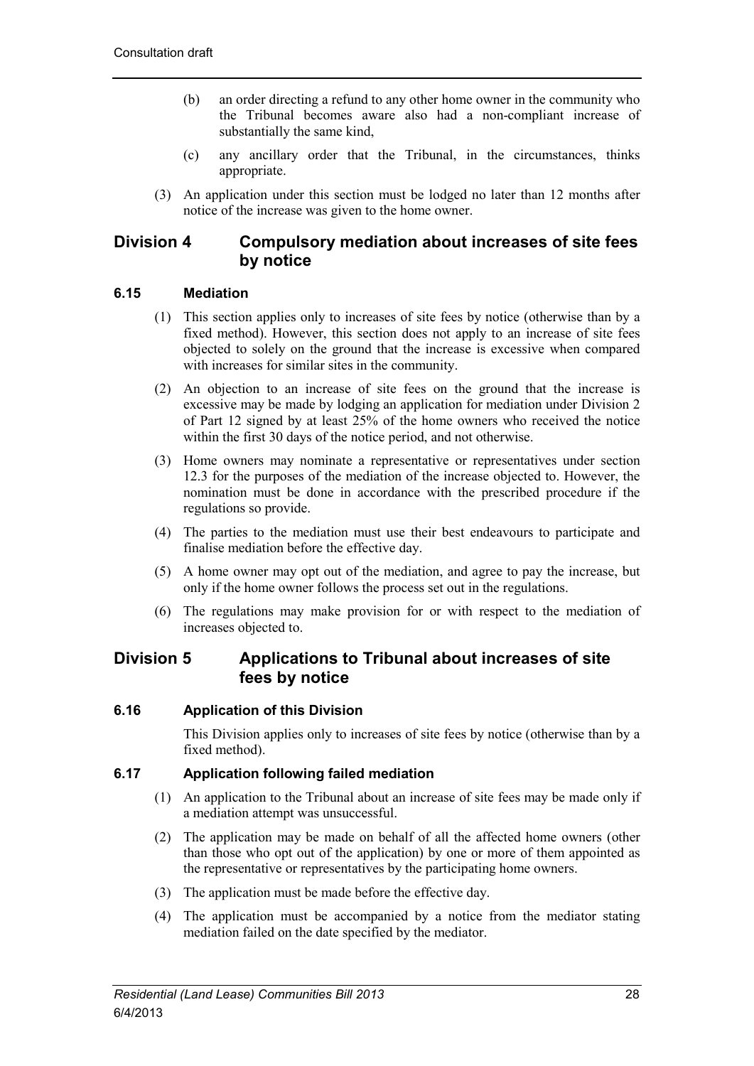(b) an order directing a refund to any other home owner in the community who the Tribunal becomes aware also had a non-compliant increase of substantially the same kind,

(c) any ancillary order that the Tribunal, in the circumstances, thinks appropriate.

(3) An application under this section must be lodged no later than 12 months after notice of the increase was given to the home owner.

## Division 4 Compulsory mediation about increases of site fees by notice

### 6.15 Mediation

(1) This section applies only to increases of site fees by notice (otherwise than by a fixed method). However, this section does not apply to an increase of site fees objected to solely on the ground that the increase is excessive when compared with increases for similar sites in the community.

(2) An objection to an increase of site fees on the ground that the increase is excessive may be made by lodging an application for mediation under Division 2 of Part 12 signed by at least 25% of the home owners who received the notice within the first 30 days of the notice period, and not otherwise.

(3) Home owners may nominate a representative or representatives under section 12.3 for the purposes of the mediation of the increase objected to. However, the nomination must be done in accordance with the prescribed procedure if the regulations so provide.

(4) The parties to the mediation must use their best endeavours to participate and finalise mediation before the effective day.

(5) A home owner may opt out of the mediation, and agree to pay the increase, but only if the home owner follows the process set out in the regulations.

(6) The regulations may make provision for or with respect to the mediation of increases objected to.

## Division 5 Applications to Tribunal about increases of site fees by notice

### 6.16 Application of this Division

This Division applies only to increases of site fees by notice (otherwise than by a fixed method).

### 6.17 Application following failed mediation

(1) An application to the Tribunal about an increase of site fees may be made only if a mediation attempt was unsuccessful.

(2) The application may be made on behalf of all the affected home owners (other than those who opt out of the application) by one or more of them appointed as the representative or representatives by the participating home owners.

(3) The application must be made before the effective day.

(4) The application must be accompanied by a notice from the mediator stating mediation failed on the date specified by the mediator.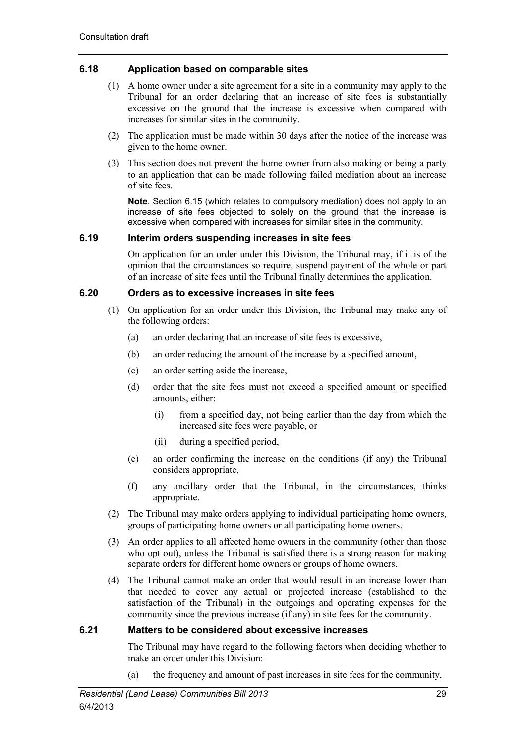### 6.18 Application based on comparable sites

(1) A home owner under a site agreement for a site in a community may apply to the Tribunal for an order declaring that an increase of site fees is substantially excessive on the ground that the increase is excessive when compared with increases for similar sites in the community.

(2) The application must be made within 30 days after the notice of the increase was given to the home owner.

(3) This section does not prevent the home owner from also making or being a party to an application that can be made following failed mediation about an increase of site fees.

**Note**. Section 6.15 (which relates to compulsory mediation) does not apply to an increase of site fees objected to solely on the ground that the increase is excessive when compared with increases for similar sites in the community.

### 6.19 Interim orders suspending increases in site fees

On application for an order under this Division, the Tribunal may, if it is of the opinion that the circumstances so require, suspend payment of the whole or part of an increase of site fees until the Tribunal finally determines the application.

### 6.20 Orders as to excessive increases in site fees

(1) On application for an order under this Division, the Tribunal may make any of the following orders:

(a) an order declaring that an increase of site fees is excessive,

(b) an order reducing the amount of the increase by a specified amount,

(c) an order setting aside the increase,

(d) order that the site fees must not exceed a specified amount or specified amounts, either:

(i) from a specified day, not being earlier than the day from which the increased site fees were payable, or

(ii) during a specified period,

(e) an order confirming the increase on the conditions (if any) the Tribunal considers appropriate,

(f) any ancillary order that the Tribunal, in the circumstances, thinks appropriate.

(2) The Tribunal may make orders applying to individual participating home owners, groups of participating home owners or all participating home owners.

(3) An order applies to all affected home owners in the community (other than those who opt out), unless the Tribunal is satisfied there is a strong reason for making separate orders for different home owners or groups of home owners.

(4) The Tribunal cannot make an order that would result in an increase lower than that needed to cover any actual or projected increase (established to the satisfaction of the Tribunal) in the outgoings and operating expenses for the community since the previous increase (if any) in site fees for the community.

### 6.21 Matters to be considered about excessive increases

The Tribunal may have regard to the following factors when deciding whether to make an order under this Division:

(a) the frequency and amount of past increases in site fees for the community,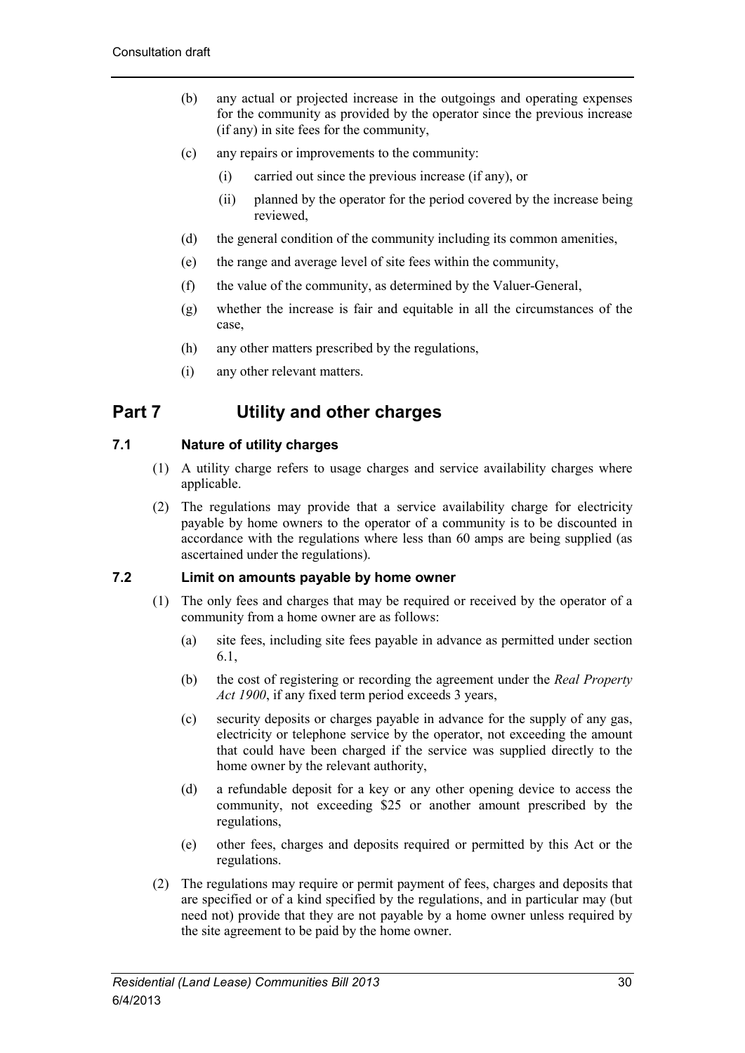(b) any actual or projected increase in the outgoings and operating expenses for the community as provided by the operator since the previous increase (if any) in site fees for the community,

(c) any repairs or improvements to the community:

  (i) carried out since the previous increase (if any), or

  (ii) planned by the operator for the period covered by the increase being reviewed,

(d) the general condition of the community including its common amenities,

(e) the range and average level of site fees within the community,

(f) the value of the community, as determined by the Valuer-General,

(g) whether the increase is fair and equitable in all the circumstances of the case,

(h) any other matters prescribed by the regulations,

(i) any other relevant matters.

# Part 7 Utility and other charges

### 7.1 Nature of utility charges

(1) A utility charge refers to usage charges and service availability charges where applicable.

(2) The regulations may provide that a service availability charge for electricity payable by home owners to the operator of a community is to be discounted in accordance with the regulations where less than 60 amps are being supplied (as ascertained under the regulations).

### 7.2 Limit on amounts payable by home owner

(1) The only fees and charges that may be required or received by the operator of a community from a home owner are as follows:

  (a) site fees, including site fees payable in advance as permitted under section 6.1,

  (b) the cost of registering or recording the agreement under the *Real Property Act 1900*, if any fixed term period exceeds 3 years,

  (c) security deposits or charges payable in advance for the supply of any gas, electricity or telephone service by the operator, not exceeding the amount that could have been charged if the service was supplied directly to the home owner by the relevant authority,

  (d) a refundable deposit for a key or any other opening device to access the community, not exceeding $25 or another amount prescribed by the regulations,

  (e) other fees, charges and deposits required or permitted by this Act or the regulations.

(2) The regulations may require or permit payment of fees, charges and deposits that are specified or of a kind specified by the regulations, and in particular may (but need not) provide that they are not payable by a home owner unless required by the site agreement to be paid by the home owner.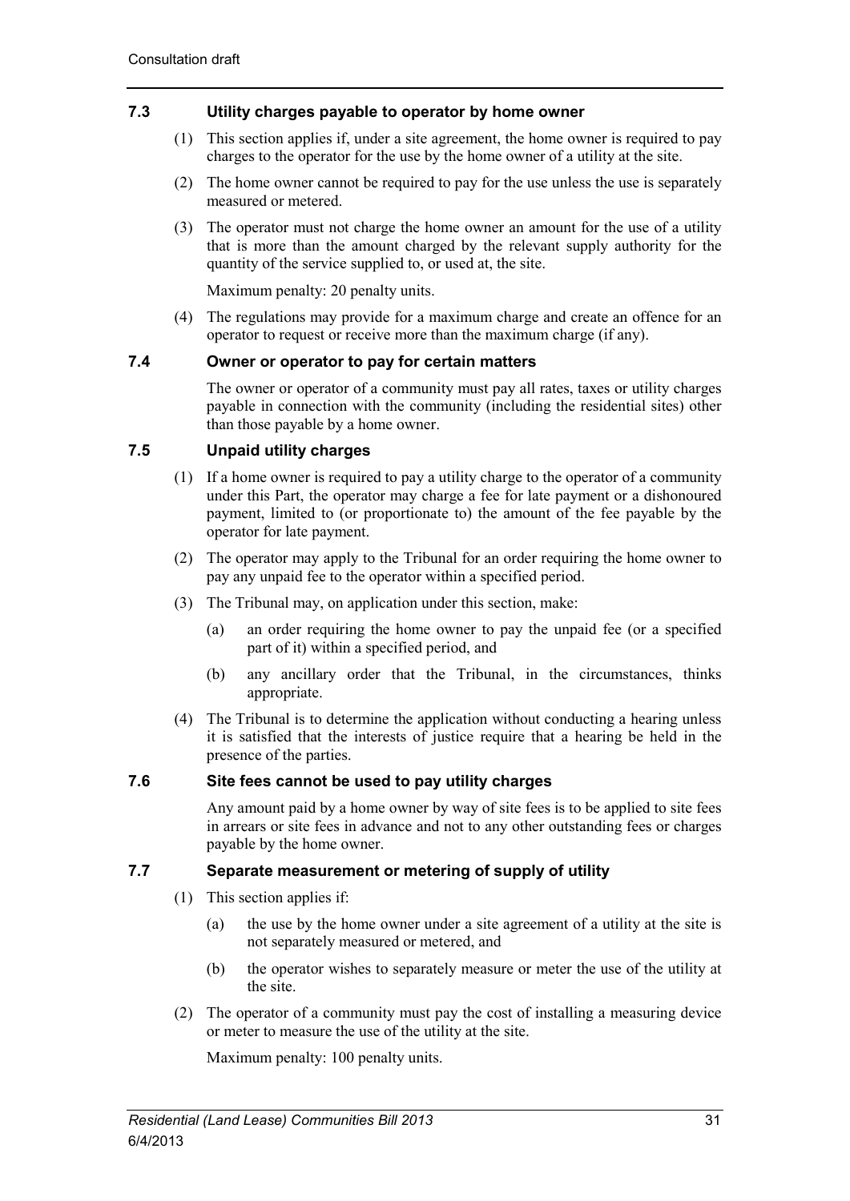### 7.3 Utility charges payable to operator by home owner

(1) This section applies if, under a site agreement, the home owner is required to pay charges to the operator for the use by the home owner of a utility at the site.

(2) The home owner cannot be required to pay for the use unless the use is separately measured or metered.

(3) The operator must not charge the home owner an amount for the use of a utility that is more than the amount charged by the relevant supply authority for the quantity of the service supplied to, or used at, the site.

Maximum penalty: 20 penalty units.

(4) The regulations may provide for a maximum charge and create an offence for an operator to request or receive more than the maximum charge (if any).

### 7.4 Owner or operator to pay for certain matters

The owner or operator of a community must pay all rates, taxes or utility charges payable in connection with the community (including the residential sites) other than those payable by a home owner.

### 7.5 Unpaid utility charges

(1) If a home owner is required to pay a utility charge to the operator of a community under this Part, the operator may charge a fee for late payment or a dishonoured payment, limited to (or proportionate to) the amount of the fee payable by the operator for late payment.

(2) The operator may apply to the Tribunal for an order requiring the home owner to pay any unpaid fee to the operator within a specified period.

(3) The Tribunal may, on application under this section, make:

(a) an order requiring the home owner to pay the unpaid fee (or a specified part of it) within a specified period, and

(b) any ancillary order that the Tribunal, in the circumstances, thinks appropriate.

(4) The Tribunal is to determine the application without conducting a hearing unless it is satisfied that the interests of justice require that a hearing be held in the presence of the parties.

### 7.6 Site fees cannot be used to pay utility charges

Any amount paid by a home owner by way of site fees is to be applied to site fees in arrears or site fees in advance and not to any other outstanding fees or charges payable by the home owner.

### 7.7 Separate measurement or metering of supply of utility

(1) This section applies if:

(a) the use by the home owner under a site agreement of a utility at the site is not separately measured or metered, and

(b) the operator wishes to separately measure or meter the use of the utility at the site.

(2) The operator of a community must pay the cost of installing a measuring device or meter to measure the use of the utility at the site.

Maximum penalty: 100 penalty units.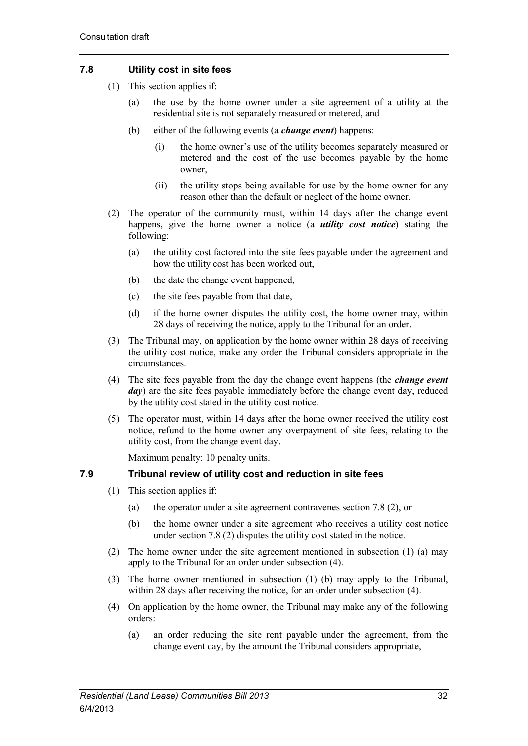### 7.8 Utility cost in site fees

(1) This section applies if:

(a) the use by the home owner under a site agreement of a utility at the residential site is not separately measured or metered, and

(b) either of the following events (a ***change event***) happens:

(i) the home owner's use of the utility becomes separately measured or metered and the cost of the use becomes payable by the home owner,

(ii) the utility stops being available for use by the home owner for any reason other than the default or neglect of the home owner.

(2) The operator of the community must, within 14 days after the change event happens, give the home owner a notice (a ***utility cost notice***) stating the following:

(a) the utility cost factored into the site fees payable under the agreement and how the utility cost has been worked out,

(b) the date the change event happened,

(c) the site fees payable from that date,

(d) if the home owner disputes the utility cost, the home owner may, within 28 days of receiving the notice, apply to the Tribunal for an order.

(3) The Tribunal may, on application by the home owner within 28 days of receiving the utility cost notice, make any order the Tribunal considers appropriate in the circumstances.

(4) The site fees payable from the day the change event happens (the ***change event day***) are the site fees payable immediately before the change event day, reduced by the utility cost stated in the utility cost notice.

(5) The operator must, within 14 days after the home owner received the utility cost notice, refund to the home owner any overpayment of site fees, relating to the utility cost, from the change event day.

Maximum penalty: 10 penalty units.

### 7.9 Tribunal review of utility cost and reduction in site fees

(1) This section applies if:

(a) the operator under a site agreement contravenes section 7.8 (2), or

(b) the home owner under a site agreement who receives a utility cost notice under section 7.8 (2) disputes the utility cost stated in the notice.

(2) The home owner under the site agreement mentioned in subsection (1) (a) may apply to the Tribunal for an order under subsection (4).

(3) The home owner mentioned in subsection (1) (b) may apply to the Tribunal, within 28 days after receiving the notice, for an order under subsection (4).

(4) On application by the home owner, the Tribunal may make any of the following orders:

(a) an order reducing the site rent payable under the agreement, from the change event day, by the amount the Tribunal considers appropriate,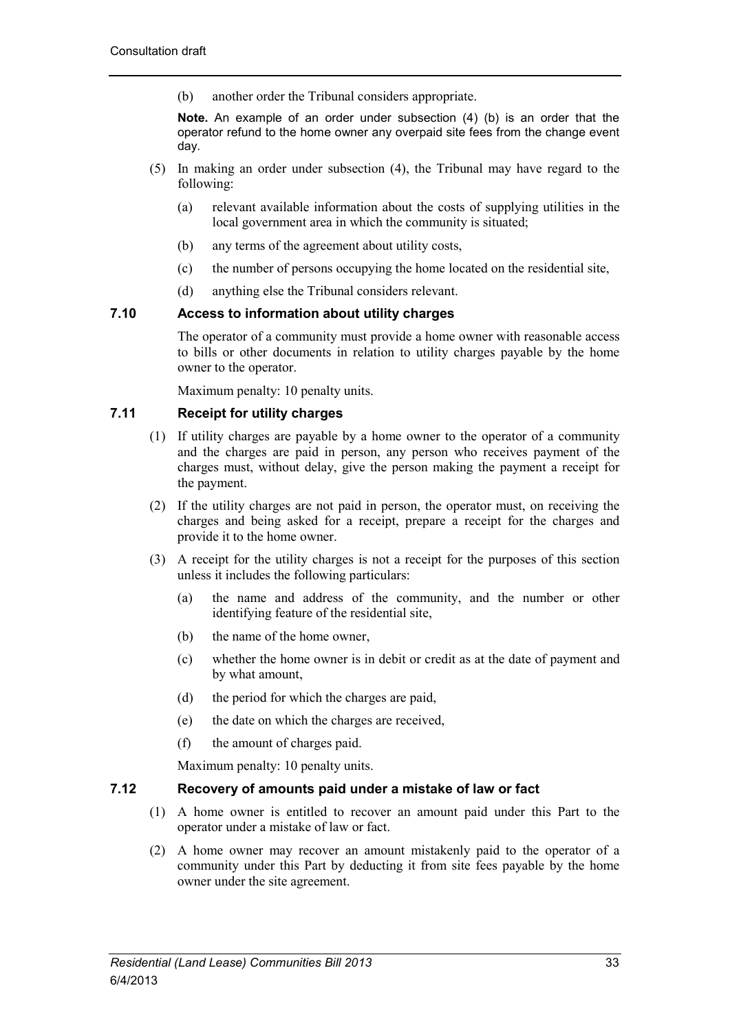(b) another order the Tribunal considers appropriate.

**Note.** An example of an order under subsection (4) (b) is an order that the operator refund to the home owner any overpaid site fees from the change event day.

(5) In making an order under subsection (4), the Tribunal may have regard to the following:

(a) relevant available information about the costs of supplying utilities in the local government area in which the community is situated;

(b) any terms of the agreement about utility costs,

(c) the number of persons occupying the home located on the residential site,

(d) anything else the Tribunal considers relevant.

### 7.10 Access to information about utility charges

The operator of a community must provide a home owner with reasonable access to bills or other documents in relation to utility charges payable by the home owner to the operator.

Maximum penalty: 10 penalty units.

### 7.11 Receipt for utility charges

(1) If utility charges are payable by a home owner to the operator of a community and the charges are paid in person, any person who receives payment of the charges must, without delay, give the person making the payment a receipt for the payment.

(2) If the utility charges are not paid in person, the operator must, on receiving the charges and being asked for a receipt, prepare a receipt for the charges and provide it to the home owner.

(3) A receipt for the utility charges is not a receipt for the purposes of this section unless it includes the following particulars:

(a) the name and address of the community, and the number or other identifying feature of the residential site,

(b) the name of the home owner,

(c) whether the home owner is in debit or credit as at the date of payment and by what amount,

(d) the period for which the charges are paid,

(e) the date on which the charges are received,

(f) the amount of charges paid.

Maximum penalty: 10 penalty units.

### 7.12 Recovery of amounts paid under a mistake of law or fact

(1) A home owner is entitled to recover an amount paid under this Part to the operator under a mistake of law or fact.

(2) A home owner may recover an amount mistakenly paid to the operator of a community under this Part by deducting it from site fees payable by the home owner under the site agreement.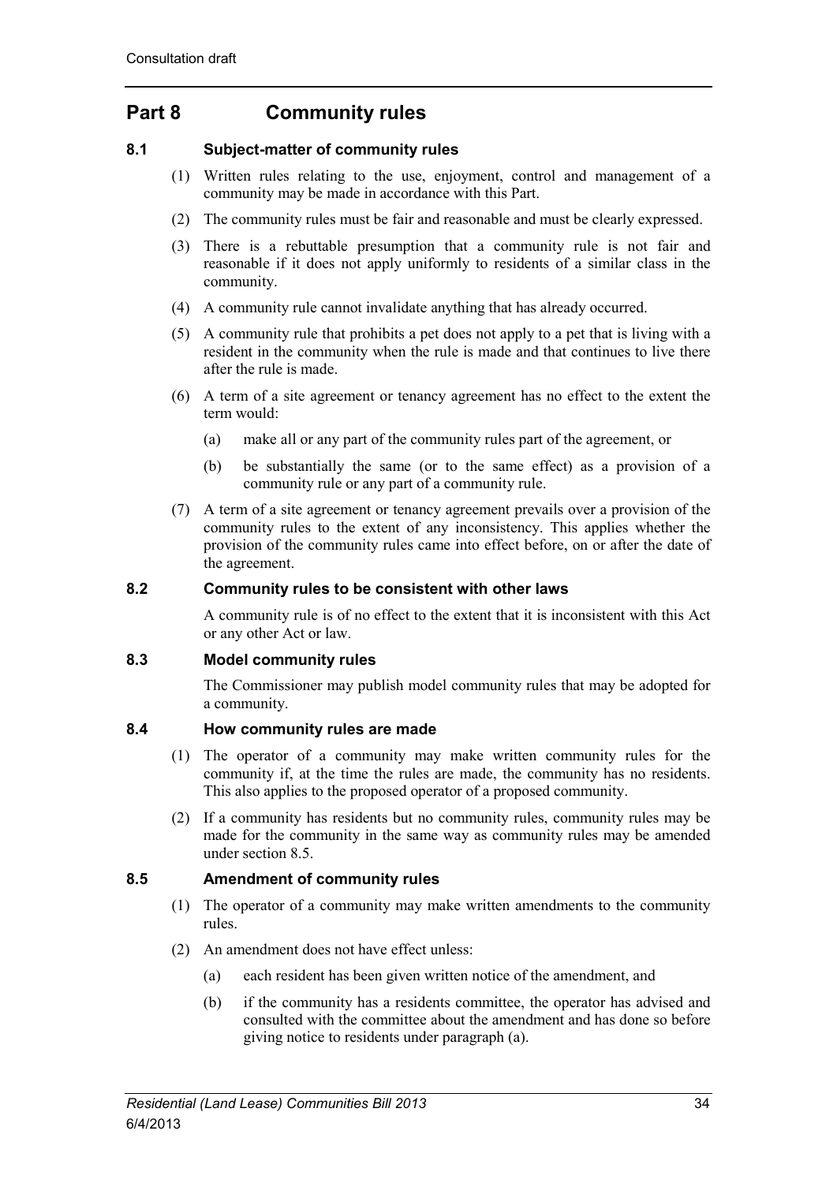# Part 8 Community rules

### 8.1 Subject-matter of community rules

(1) Written rules relating to the use, enjoyment, control and management of a community may be made in accordance with this Part.

(2) The community rules must be fair and reasonable and must be clearly expressed.

(3) There is a rebuttable presumption that a community rule is not fair and reasonable if it does not apply uniformly to residents of a similar class in the community.

(4) A community rule cannot invalidate anything that has already occurred.

(5) A community rule that prohibits a pet does not apply to a pet that is living with a resident in the community when the rule is made and that continues to live there after the rule is made.

(6) A term of a site agreement or tenancy agreement has no effect to the extent the term would:

  (a) make all or any part of the community rules part of the agreement, or

  (b) be substantially the same (or to the same effect) as a provision of a community rule or any part of a community rule.

(7) A term of a site agreement or tenancy agreement prevails over a provision of the community rules to the extent of any inconsistency. This applies whether the provision of the community rules came into effect before, on or after the date of the agreement.

### 8.2 Community rules to be consistent with other laws

A community rule is of no effect to the extent that it is inconsistent with this Act or any other Act or law.

### 8.3 Model community rules

The Commissioner may publish model community rules that may be adopted for a community.

### 8.4 How community rules are made

(1) The operator of a community may make written community rules for the community if, at the time the rules are made, the community has no residents. This also applies to the proposed operator of a proposed community.

(2) If a community has residents but no community rules, community rules may be made for the community in the same way as community rules may be amended under section 8.5.

### 8.5 Amendment of community rules

(1) The operator of a community may make written amendments to the community rules.

(2) An amendment does not have effect unless:

  (a) each resident has been given written notice of the amendment, and

  (b) if the community has a residents committee, the operator has advised and consulted with the committee about the amendment and has done so before giving notice to residents under paragraph (a).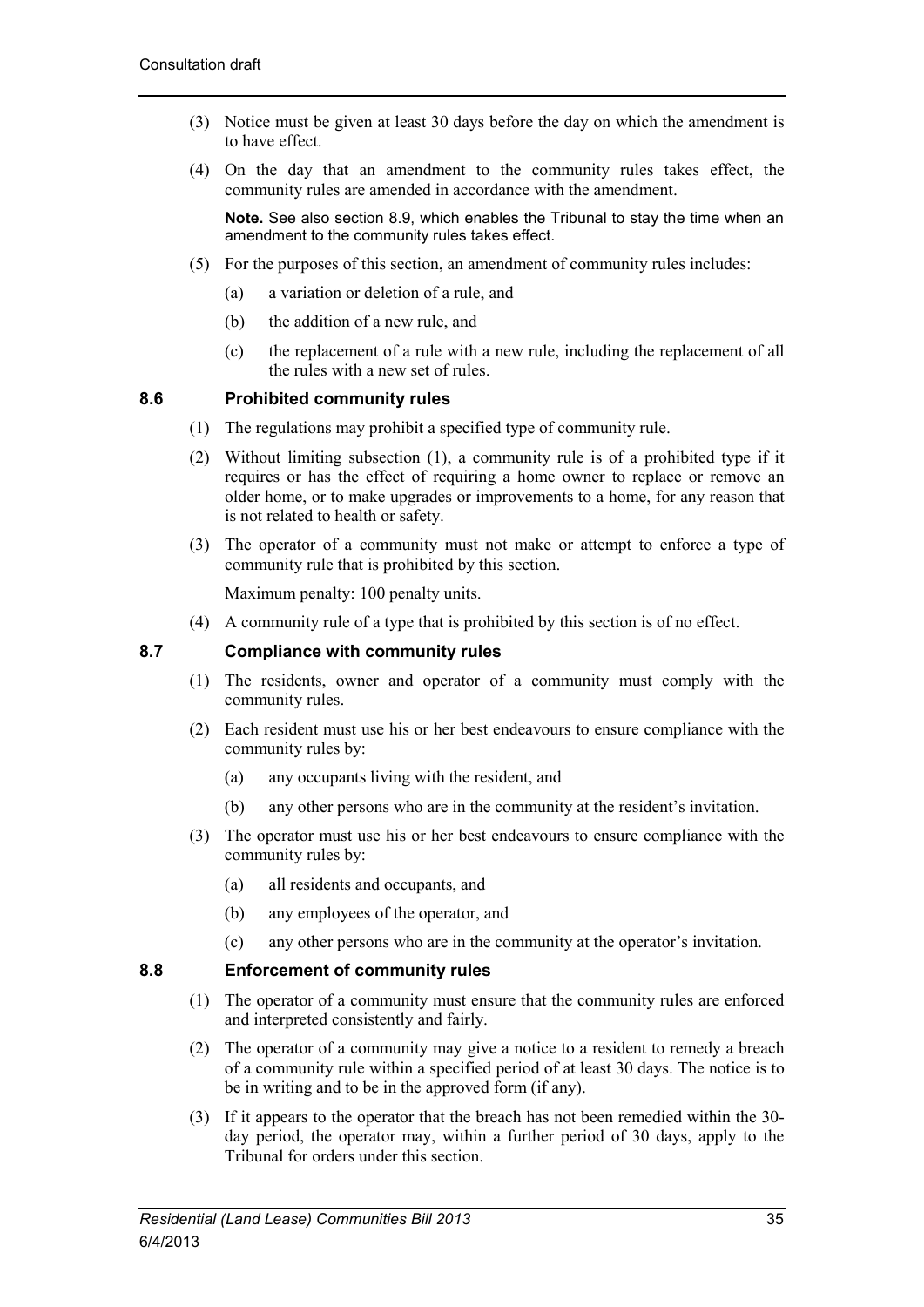(3) Notice must be given at least 30 days before the day on which the amendment is to have effect.

(4) On the day that an amendment to the community rules takes effect, the community rules are amended in accordance with the amendment.

**Note.** See also section 8.9, which enables the Tribunal to stay the time when an amendment to the community rules takes effect.

(5) For the purposes of this section, an amendment of community rules includes:

(a) a variation or deletion of a rule, and

(b) the addition of a new rule, and

(c) the replacement of a rule with a new rule, including the replacement of all the rules with a new set of rules.

### 8.6 Prohibited community rules

(1) The regulations may prohibit a specified type of community rule.

(2) Without limiting subsection (1), a community rule is of a prohibited type if it requires or has the effect of requiring a home owner to replace or remove an older home, or to make upgrades or improvements to a home, for any reason that is not related to health or safety.

(3) The operator of a community must not make or attempt to enforce a type of community rule that is prohibited by this section.

Maximum penalty: 100 penalty units.

(4) A community rule of a type that is prohibited by this section is of no effect.

### 8.7 Compliance with community rules

(1) The residents, owner and operator of a community must comply with the community rules.

(2) Each resident must use his or her best endeavours to ensure compliance with the community rules by:

(a) any occupants living with the resident, and

(b) any other persons who are in the community at the resident's invitation.

(3) The operator must use his or her best endeavours to ensure compliance with the community rules by:

(a) all residents and occupants, and

(b) any employees of the operator, and

(c) any other persons who are in the community at the operator's invitation.

### 8.8 Enforcement of community rules

(1) The operator of a community must ensure that the community rules are enforced and interpreted consistently and fairly.

(2) The operator of a community may give a notice to a resident to remedy a breach of a community rule within a specified period of at least 30 days. The notice is to be in writing and to be in the approved form (if any).

(3) If it appears to the operator that the breach has not been remedied within the 30-day period, the operator may, within a further period of 30 days, apply to the Tribunal for orders under this section.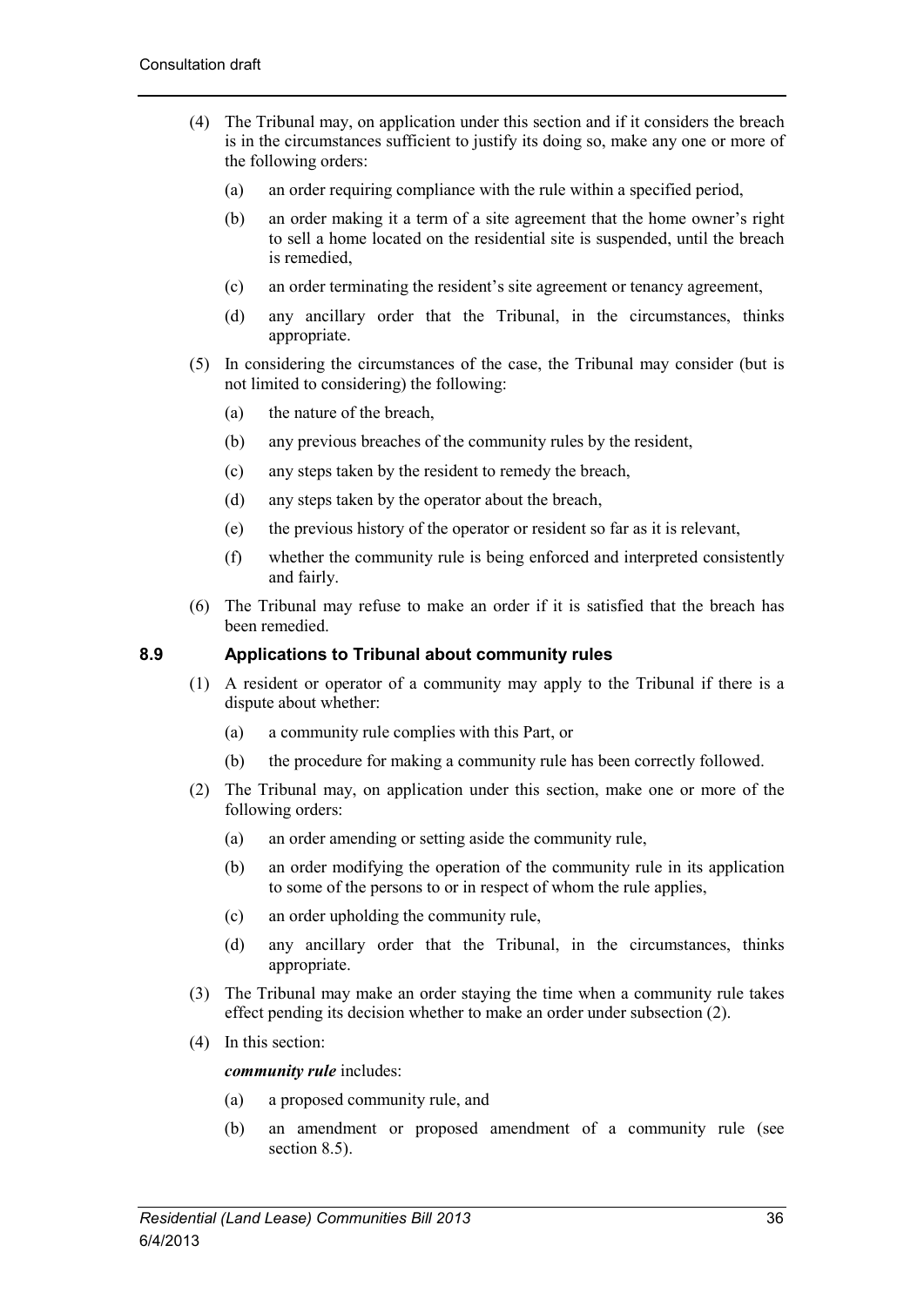(4) The Tribunal may, on application under this section and if it considers the breach is in the circumstances sufficient to justify its doing so, make any one or more of the following orders:

- (a) an order requiring compliance with the rule within a specified period,
- (b) an order making it a term of a site agreement that the home owner's right to sell a home located on the residential site is suspended, until the breach is remedied,
- (c) an order terminating the resident's site agreement or tenancy agreement,
- (d) any ancillary order that the Tribunal, in the circumstances, thinks appropriate.

(5) In considering the circumstances of the case, the Tribunal may consider (but is not limited to considering) the following:

- (a) the nature of the breach,
- (b) any previous breaches of the community rules by the resident,
- (c) any steps taken by the resident to remedy the breach,
- (d) any steps taken by the operator about the breach,
- (e) the previous history of the operator or resident so far as it is relevant,
- (f) whether the community rule is being enforced and interpreted consistently and fairly.

(6) The Tribunal may refuse to make an order if it is satisfied that the breach has been remedied.

### 8.9 Applications to Tribunal about community rules

(1) A resident or operator of a community may apply to the Tribunal if there is a dispute about whether:

- (a) a community rule complies with this Part, or
- (b) the procedure for making a community rule has been correctly followed.

(2) The Tribunal may, on application under this section, make one or more of the following orders:

- (a) an order amending or setting aside the community rule,
- (b) an order modifying the operation of the community rule in its application to some of the persons to or in respect of whom the rule applies,
- (c) an order upholding the community rule,
- (d) any ancillary order that the Tribunal, in the circumstances, thinks appropriate.

(3) The Tribunal may make an order staying the time when a community rule takes effect pending its decision whether to make an order under subsection (2).

(4) In this section:

***community rule*** includes:

- (a) a proposed community rule, and
- (b) an amendment or proposed amendment of a community rule (see section 8.5).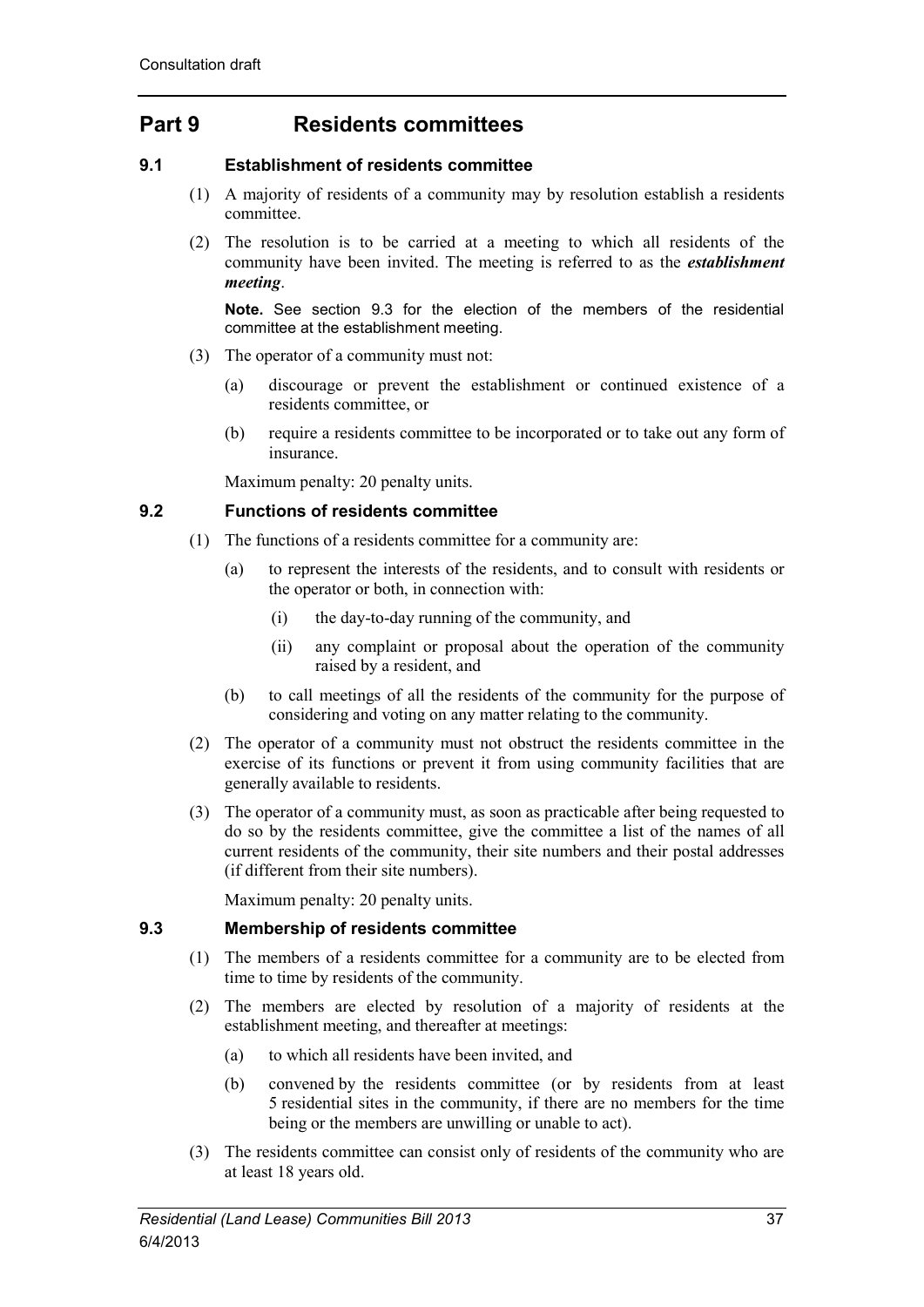## Part 9 Residents committees

### 9.1 Establishment of residents committee

(1) A majority of residents of a community may by resolution establish a residents committee.

(2) The resolution is to be carried at a meeting to which all residents of the community have been invited. The meeting is referred to as the ***establishment meeting***.

**Note.** See section 9.3 for the election of the members of the residential committee at the establishment meeting.

(3) The operator of a community must not:

(a) discourage or prevent the establishment or continued existence of a residents committee, or

(b) require a residents committee to be incorporated or to take out any form of insurance.

Maximum penalty: 20 penalty units.

### 9.2 Functions of residents committee

(1) The functions of a residents committee for a community are:

(a) to represent the interests of the residents, and to consult with residents or the operator or both, in connection with:

(i) the day-to-day running of the community, and

(ii) any complaint or proposal about the operation of the community raised by a resident, and

(b) to call meetings of all the residents of the community for the purpose of considering and voting on any matter relating to the community.

(2) The operator of a community must not obstruct the residents committee in the exercise of its functions or prevent it from using community facilities that are generally available to residents.

(3) The operator of a community must, as soon as practicable after being requested to do so by the residents committee, give the committee a list of the names of all current residents of the community, their site numbers and their postal addresses (if different from their site numbers).

Maximum penalty: 20 penalty units.

### 9.3 Membership of residents committee

(1) The members of a residents committee for a community are to be elected from time to time by residents of the community.

(2) The members are elected by resolution of a majority of residents at the establishment meeting, and thereafter at meetings:

(a) to which all residents have been invited, and

(b) convened by the residents committee (or by residents from at least 5 residential sites in the community, if there are no members for the time being or the members are unwilling or unable to act).

(3) The residents committee can consist only of residents of the community who are at least 18 years old.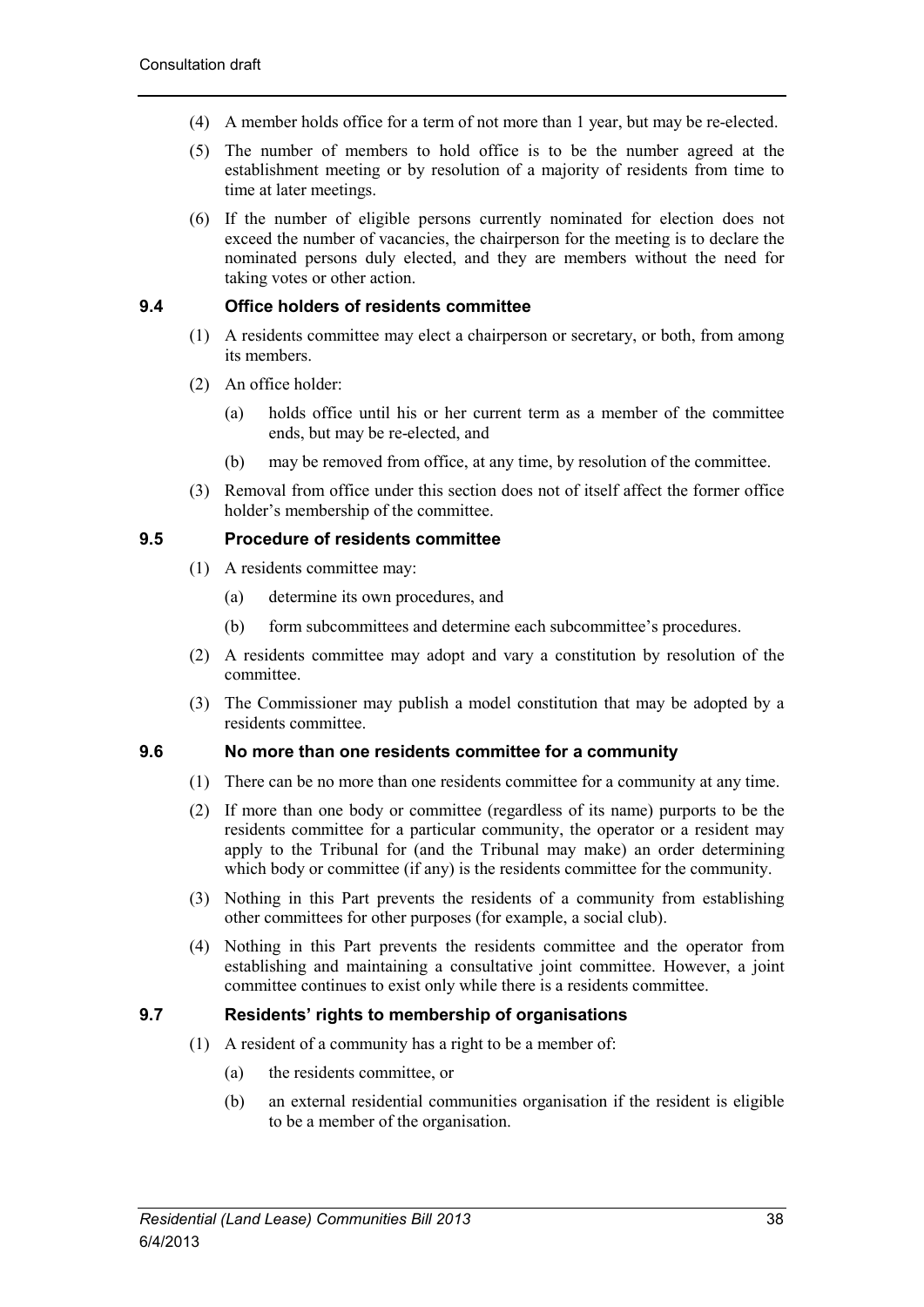(4) A member holds office for a term of not more than 1 year, but may be re-elected.

(5) The number of members to hold office is to be the number agreed at the establishment meeting or by resolution of a majority of residents from time to time at later meetings.

(6) If the number of eligible persons currently nominated for election does not exceed the number of vacancies, the chairperson for the meeting is to declare the nominated persons duly elected, and they are members without the need for taking votes or other action.

### 9.4 Office holders of residents committee

(1) A residents committee may elect a chairperson or secretary, or both, from among its members.

(2) An office holder:

(a) holds office until his or her current term as a member of the committee ends, but may be re-elected, and

(b) may be removed from office, at any time, by resolution of the committee.

(3) Removal from office under this section does not of itself affect the former office holder's membership of the committee.

### 9.5 Procedure of residents committee

(1) A residents committee may:

(a) determine its own procedures, and

(b) form subcommittees and determine each subcommittee's procedures.

(2) A residents committee may adopt and vary a constitution by resolution of the committee.

(3) The Commissioner may publish a model constitution that may be adopted by a residents committee.

### 9.6 No more than one residents committee for a community

(1) There can be no more than one residents committee for a community at any time.

(2) If more than one body or committee (regardless of its name) purports to be the residents committee for a particular community, the operator or a resident may apply to the Tribunal for (and the Tribunal may make) an order determining which body or committee (if any) is the residents committee for the community.

(3) Nothing in this Part prevents the residents of a community from establishing other committees for other purposes (for example, a social club).

(4) Nothing in this Part prevents the residents committee and the operator from establishing and maintaining a consultative joint committee. However, a joint committee continues to exist only while there is a residents committee.

### 9.7 Residents' rights to membership of organisations

(1) A resident of a community has a right to be a member of:

(a) the residents committee, or

(b) an external residential communities organisation if the resident is eligible to be a member of the organisation.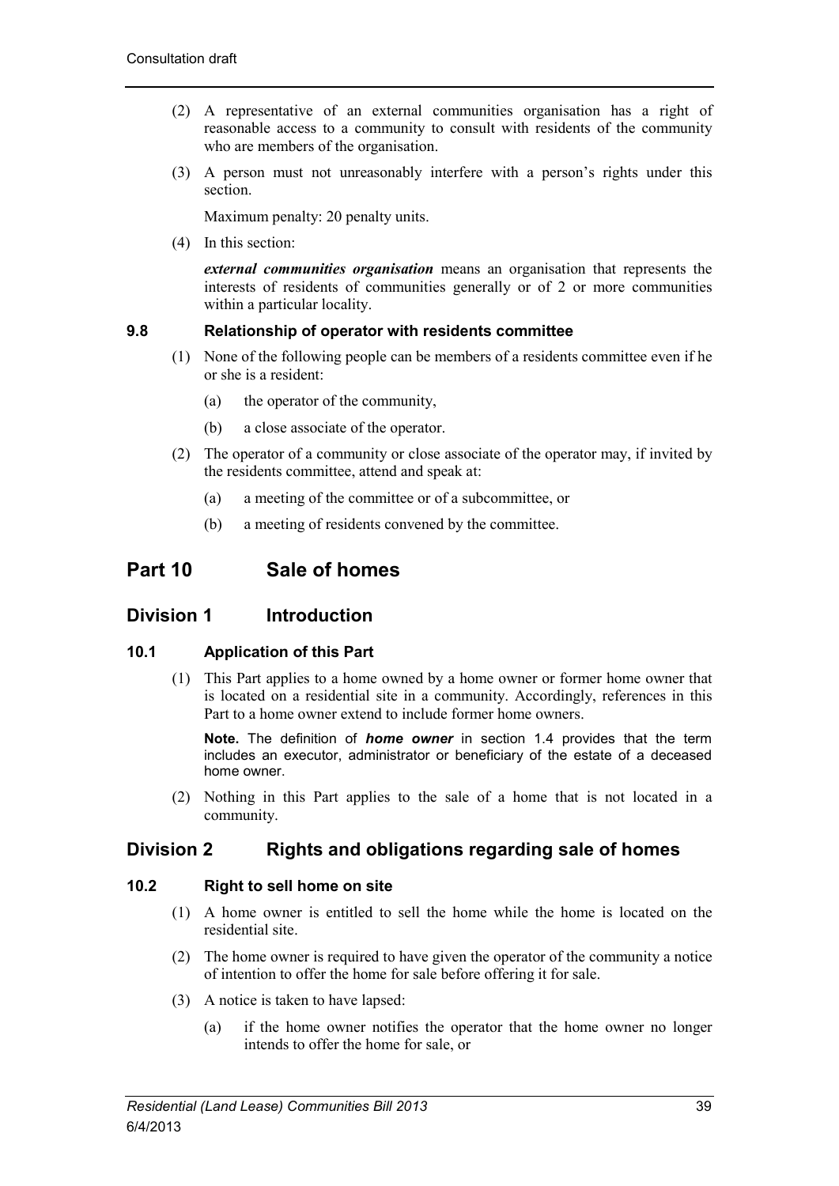(2) A representative of an external communities organisation has a right of reasonable access to a community to consult with residents of the community who are members of the organisation.

(3) A person must not unreasonably interfere with a person's rights under this section.

Maximum penalty: 20 penalty units.

(4) In this section:

***external communities organisation*** means an organisation that represents the interests of residents of communities generally or of 2 or more communities within a particular locality.

### 9.8 Relationship of operator with residents committee

(1) None of the following people can be members of a residents committee even if he or she is a resident:

- (a) the operator of the community,
- (b) a close associate of the operator.

(2) The operator of a community or close associate of the operator may, if invited by the residents committee, attend and speak at:

- (a) a meeting of the committee or of a subcommittee, or
- (b) a meeting of residents convened by the committee.

# Part 10 Sale of homes

## Division 1 Introduction

### 10.1 Application of this Part

(1) This Part applies to a home owned by a home owner or former home owner that is located on a residential site in a community. Accordingly, references in this Part to a home owner extend to include former home owners.

**Note.** The definition of ***home owner*** in section 1.4 provides that the term includes an executor, administrator or beneficiary of the estate of a deceased home owner.

(2) Nothing in this Part applies to the sale of a home that is not located in a community.

## Division 2 Rights and obligations regarding sale of homes

### 10.2 Right to sell home on site

(1) A home owner is entitled to sell the home while the home is located on the residential site.

(2) The home owner is required to have given the operator of the community a notice of intention to offer the home for sale before offering it for sale.

(3) A notice is taken to have lapsed:

- (a) if the home owner notifies the operator that the home owner no longer intends to offer the home for sale, or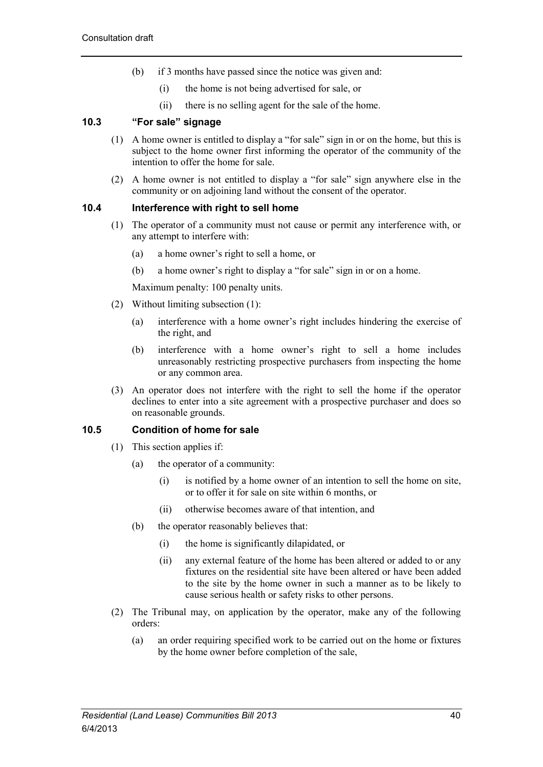(b) if 3 months have passed since the notice was given and:

  (i) the home is not being advertised for sale, or

  (ii) there is no selling agent for the sale of the home.

### 10.3 "For sale" signage

(1) A home owner is entitled to display a "for sale" sign in or on the home, but this is subject to the home owner first informing the operator of the community of the intention to offer the home for sale.

(2) A home owner is not entitled to display a "for sale" sign anywhere else in the community or on adjoining land without the consent of the operator.

### 10.4 Interference with right to sell home

(1) The operator of a community must not cause or permit any interference with, or any attempt to interfere with:

  (a) a home owner's right to sell a home, or

  (b) a home owner's right to display a "for sale" sign in or on a home.

Maximum penalty: 100 penalty units.

(2) Without limiting subsection (1):

  (a) interference with a home owner's right includes hindering the exercise of the right, and

  (b) interference with a home owner's right to sell a home includes unreasonably restricting prospective purchasers from inspecting the home or any common area.

(3) An operator does not interfere with the right to sell the home if the operator declines to enter into a site agreement with a prospective purchaser and does so on reasonable grounds.

### 10.5 Condition of home for sale

(1) This section applies if:

  (a) the operator of a community:

    (i) is notified by a home owner of an intention to sell the home on site, or to offer it for sale on site within 6 months, or

    (ii) otherwise becomes aware of that intention, and

  (b) the operator reasonably believes that:

    (i) the home is significantly dilapidated, or

    (ii) any external feature of the home has been altered or added to or any fixtures on the residential site have been altered or have been added to the site by the home owner in such a manner as to be likely to cause serious health or safety risks to other persons.

(2) The Tribunal may, on application by the operator, make any of the following orders:

  (a) an order requiring specified work to be carried out on the home or fixtures by the home owner before completion of the sale,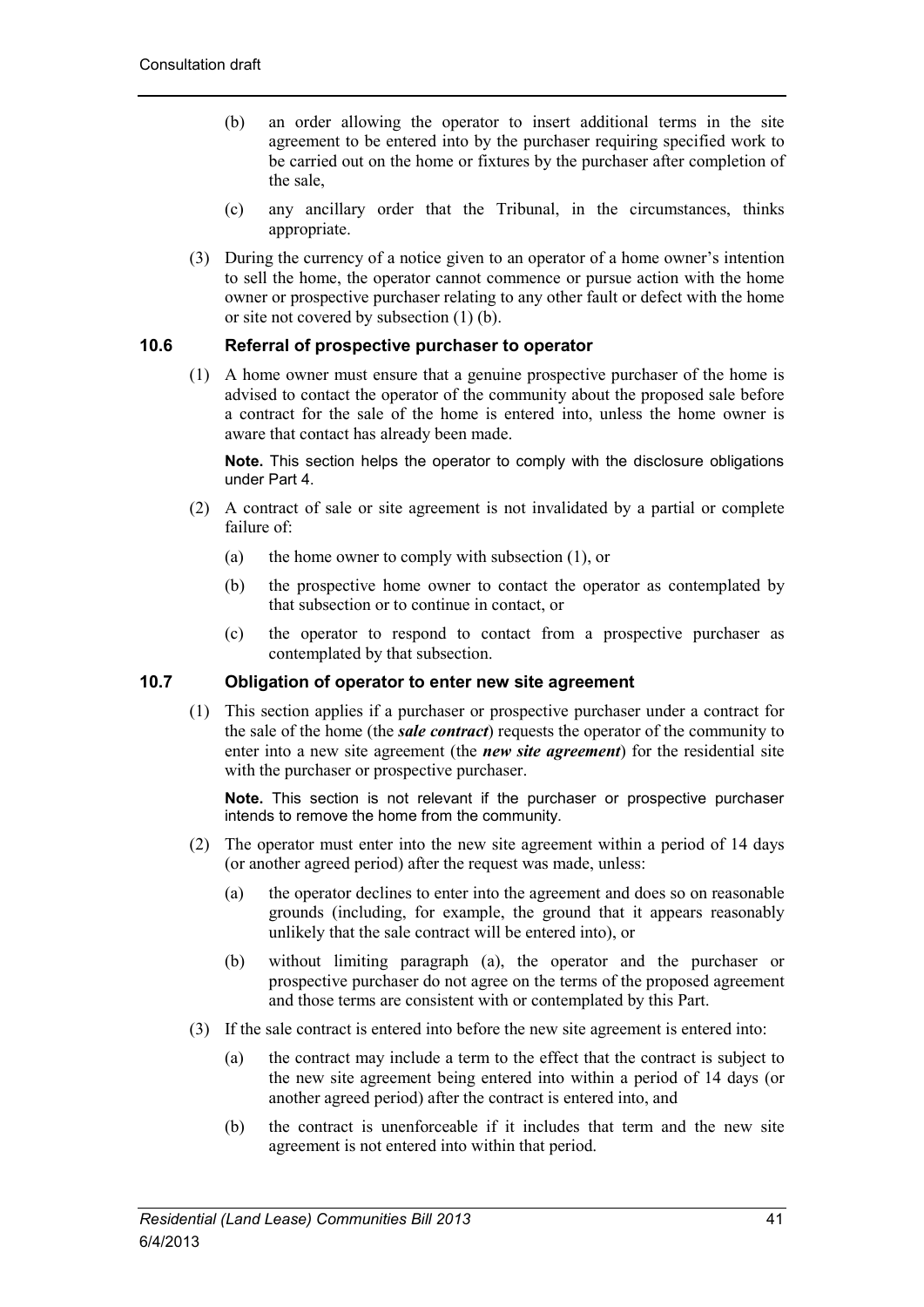(b) an order allowing the operator to insert additional terms in the site agreement to be entered into by the purchaser requiring specified work to be carried out on the home or fixtures by the purchaser after completion of the sale,

(c) any ancillary order that the Tribunal, in the circumstances, thinks appropriate.

(3) During the currency of a notice given to an operator of a home owner's intention to sell the home, the operator cannot commence or pursue action with the home owner or prospective purchaser relating to any other fault or defect with the home or site not covered by subsection (1) (b).

### 10.6 Referral of prospective purchaser to operator

(1) A home owner must ensure that a genuine prospective purchaser of the home is advised to contact the operator of the community about the proposed sale before a contract for the sale of the home is entered into, unless the home owner is aware that contact has already been made.

**Note.** This section helps the operator to comply with the disclosure obligations under Part 4.

(2) A contract of sale or site agreement is not invalidated by a partial or complete failure of:

(a) the home owner to comply with subsection (1), or

(b) the prospective home owner to contact the operator as contemplated by that subsection or to continue in contact, or

(c) the operator to respond to contact from a prospective purchaser as contemplated by that subsection.

### 10.7 Obligation of operator to enter new site agreement

(1) This section applies if a purchaser or prospective purchaser under a contract for the sale of the home (the ***sale contract***) requests the operator of the community to enter into a new site agreement (the ***new site agreement***) for the residential site with the purchaser or prospective purchaser.

**Note.** This section is not relevant if the purchaser or prospective purchaser intends to remove the home from the community.

(2) The operator must enter into the new site agreement within a period of 14 days (or another agreed period) after the request was made, unless:

(a) the operator declines to enter into the agreement and does so on reasonable grounds (including, for example, the ground that it appears reasonably unlikely that the sale contract will be entered into), or

(b) without limiting paragraph (a), the operator and the purchaser or prospective purchaser do not agree on the terms of the proposed agreement and those terms are consistent with or contemplated by this Part.

(3) If the sale contract is entered into before the new site agreement is entered into:

(a) the contract may include a term to the effect that the contract is subject to the new site agreement being entered into within a period of 14 days (or another agreed period) after the contract is entered into, and

(b) the contract is unenforceable if it includes that term and the new site agreement is not entered into within that period.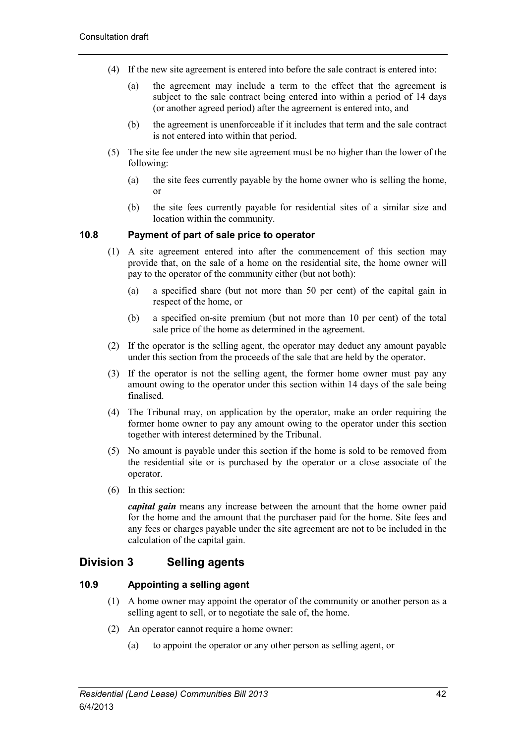(4) If the new site agreement is entered into before the sale contract is entered into:

(a) the agreement may include a term to the effect that the agreement is subject to the sale contract being entered into within a period of 14 days (or another agreed period) after the agreement is entered into, and

(b) the agreement is unenforceable if it includes that term and the sale contract is not entered into within that period.

(5) The site fee under the new site agreement must be no higher than the lower of the following:

(a) the site fees currently payable by the home owner who is selling the home, or

(b) the site fees currently payable for residential sites of a similar size and location within the community.

### 10.8 Payment of part of sale price to operator

(1) A site agreement entered into after the commencement of this section may provide that, on the sale of a home on the residential site, the home owner will pay to the operator of the community either (but not both):

(a) a specified share (but not more than 50 per cent) of the capital gain in respect of the home, or

(b) a specified on-site premium (but not more than 10 per cent) of the total sale price of the home as determined in the agreement.

(2) If the operator is the selling agent, the operator may deduct any amount payable under this section from the proceeds of the sale that are held by the operator.

(3) If the operator is not the selling agent, the former home owner must pay any amount owing to the operator under this section within 14 days of the sale being finalised.

(4) The Tribunal may, on application by the operator, make an order requiring the former home owner to pay any amount owing to the operator under this section together with interest determined by the Tribunal.

(5) No amount is payable under this section if the home is sold to be removed from the residential site or is purchased by the operator or a close associate of the operator.

(6) In this section:

***capital gain*** means any increase between the amount that the home owner paid for the home and the amount that the purchaser paid for the home. Site fees and any fees or charges payable under the site agreement are not to be included in the calculation of the capital gain.

## Division 3 Selling agents

### 10.9 Appointing a selling agent

(1) A home owner may appoint the operator of the community or another person as a selling agent to sell, or to negotiate the sale of, the home.

(2) An operator cannot require a home owner:

(a) to appoint the operator or any other person as selling agent, or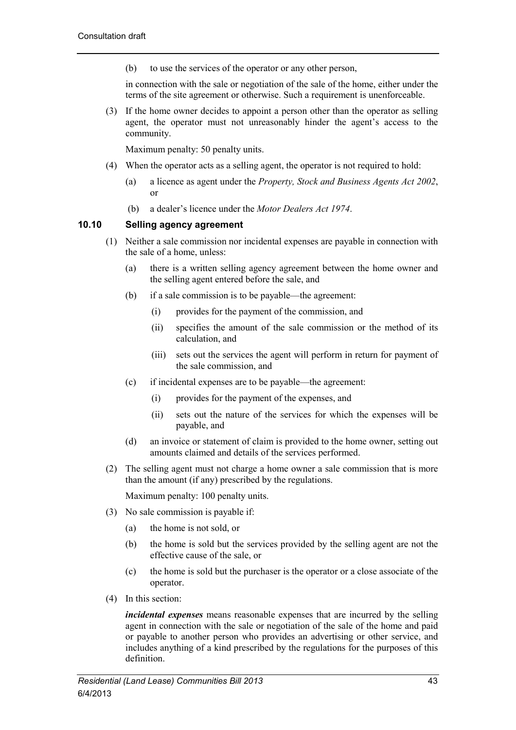(b) to use the services of the operator or any other person,

in connection with the sale or negotiation of the sale of the home, either under the terms of the site agreement or otherwise. Such a requirement is unenforceable.

(3) If the home owner decides to appoint a person other than the operator as selling agent, the operator must not unreasonably hinder the agent's access to the community.

Maximum penalty: 50 penalty units.

(4) When the operator acts as a selling agent, the operator is not required to hold:

(a) a licence as agent under the *Property, Stock and Business Agents Act 2002*, or

(b) a dealer's licence under the *Motor Dealers Act 1974*.

### 10.10 Selling agency agreement

(1) Neither a sale commission nor incidental expenses are payable in connection with the sale of a home, unless:

(a) there is a written selling agency agreement between the home owner and the selling agent entered before the sale, and

(b) if a sale commission is to be payable—the agreement:

(i) provides for the payment of the commission, and

(ii) specifies the amount of the sale commission or the method of its calculation, and

(iii) sets out the services the agent will perform in return for payment of the sale commission, and

(c) if incidental expenses are to be payable—the agreement:

(i) provides for the payment of the expenses, and

(ii) sets out the nature of the services for which the expenses will be payable, and

(d) an invoice or statement of claim is provided to the home owner, setting out amounts claimed and details of the services performed.

(2) The selling agent must not charge a home owner a sale commission that is more than the amount (if any) prescribed by the regulations.

Maximum penalty: 100 penalty units.

(3) No sale commission is payable if:

(a) the home is not sold, or

(b) the home is sold but the services provided by the selling agent are not the effective cause of the sale, or

(c) the home is sold but the purchaser is the operator or a close associate of the operator.

(4) In this section:

***incidental expenses*** means reasonable expenses that are incurred by the selling agent in connection with the sale or negotiation of the sale of the home and paid or payable to another person who provides an advertising or other service, and includes anything of a kind prescribed by the regulations for the purposes of this definition.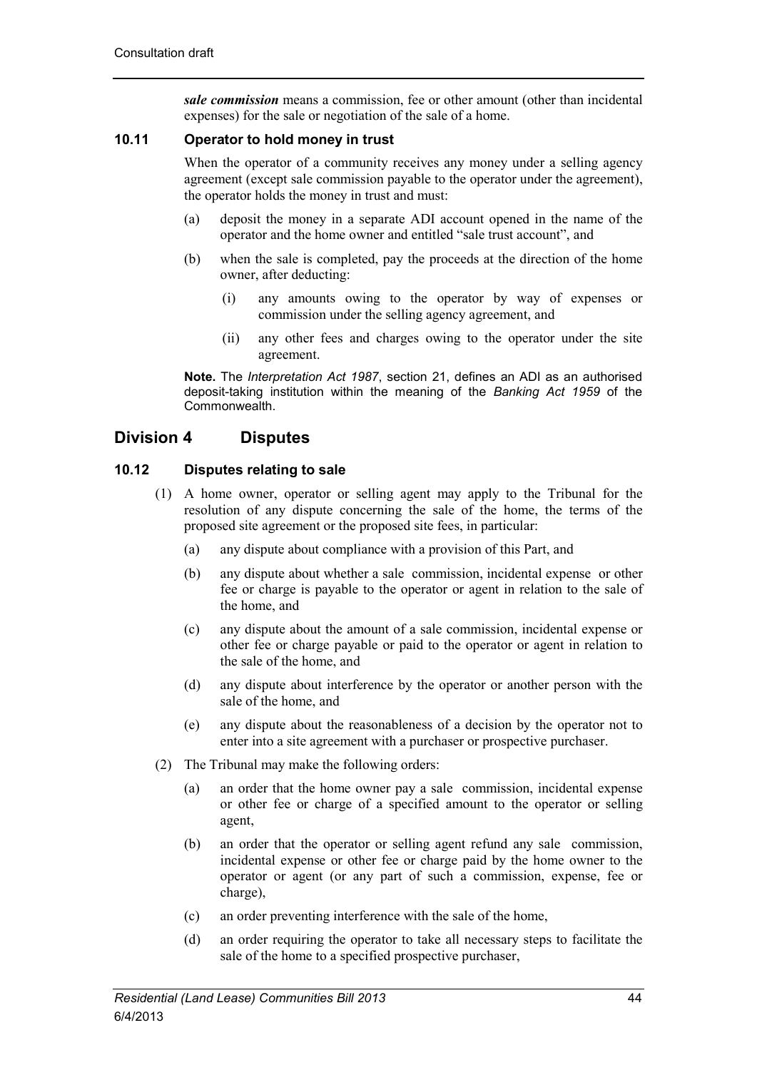***sale commission*** means a commission, fee or other amount (other than incidental expenses) for the sale or negotiation of the sale of a home.

### 10.11 Operator to hold money in trust

When the operator of a community receives any money under a selling agency agreement (except sale commission payable to the operator under the agreement), the operator holds the money in trust and must:

(a) deposit the money in a separate ADI account opened in the name of the operator and the home owner and entitled "sale trust account", and

(b) when the sale is completed, pay the proceeds at the direction of the home owner, after deducting:

  (i) any amounts owing to the operator by way of expenses or commission under the selling agency agreement, and

  (ii) any other fees and charges owing to the operator under the site agreement.

**Note.** The *Interpretation Act 1987*, section 21, defines an ADI as an authorised deposit-taking institution within the meaning of the *Banking Act 1959* of the Commonwealth.

## Division 4 Disputes

### 10.12 Disputes relating to sale

(1) A home owner, operator or selling agent may apply to the Tribunal for the resolution of any dispute concerning the sale of the home, the terms of the proposed site agreement or the proposed site fees, in particular:

  (a) any dispute about compliance with a provision of this Part, and

  (b) any dispute about whether a sale commission, incidental expense or other fee or charge is payable to the operator or agent in relation to the sale of the home, and

  (c) any dispute about the amount of a sale commission, incidental expense or other fee or charge payable or paid to the operator or agent in relation to the sale of the home, and

  (d) any dispute about interference by the operator or another person with the sale of the home, and

  (e) any dispute about the reasonableness of a decision by the operator not to enter into a site agreement with a purchaser or prospective purchaser.

(2) The Tribunal may make the following orders:

  (a) an order that the home owner pay a sale commission, incidental expense or other fee or charge of a specified amount to the operator or selling agent,

  (b) an order that the operator or selling agent refund any sale commission, incidental expense or other fee or charge paid by the home owner to the operator or agent (or any part of such a commission, expense, fee or charge),

  (c) an order preventing interference with the sale of the home,

  (d) an order requiring the operator to take all necessary steps to facilitate the sale of the home to a specified prospective purchaser,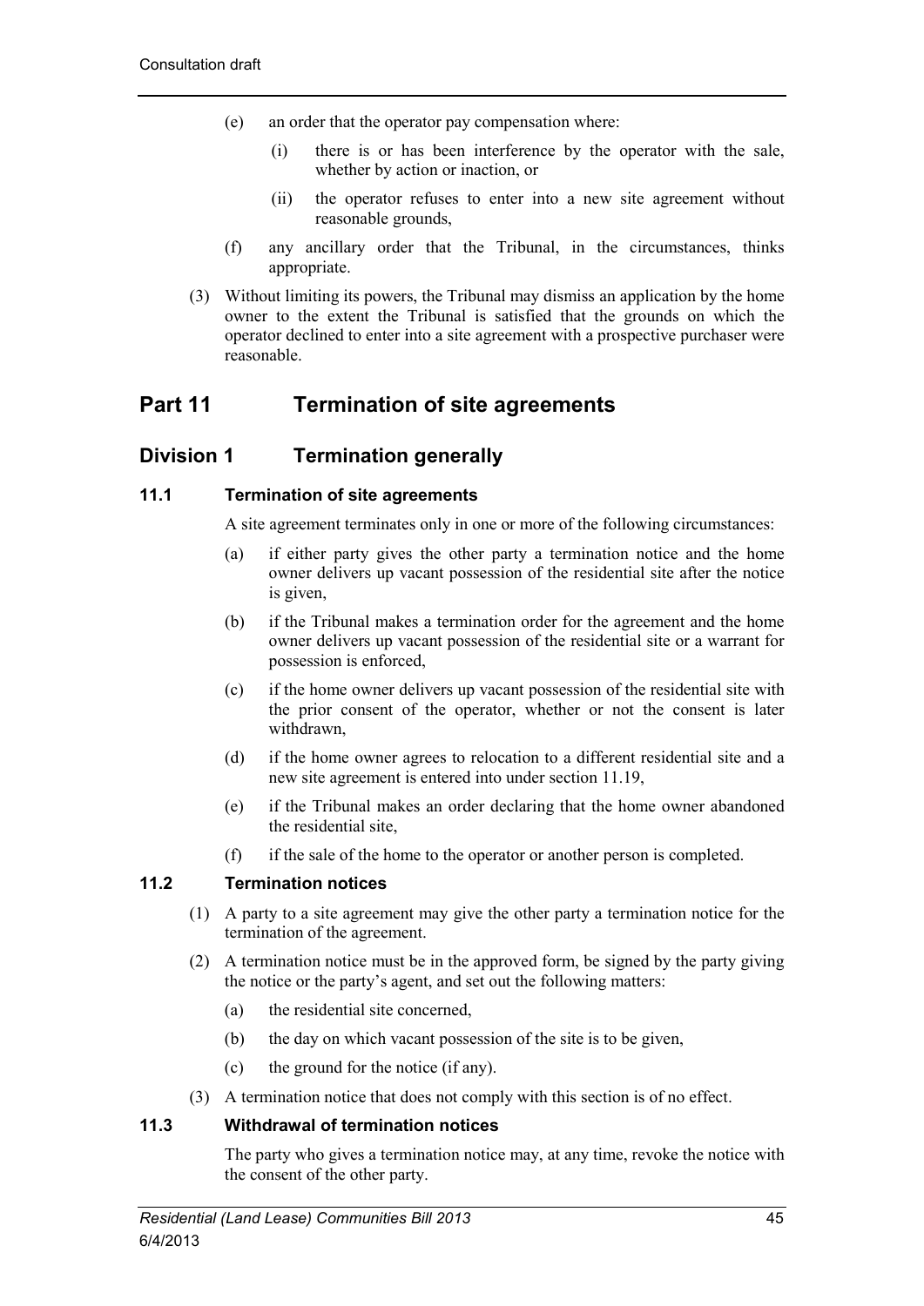(e) an order that the operator pay compensation where:

(i) there is or has been interference by the operator with the sale, whether by action or inaction, or

(ii) the operator refuses to enter into a new site agreement without reasonable grounds,

(f) any ancillary order that the Tribunal, in the circumstances, thinks appropriate.

(3) Without limiting its powers, the Tribunal may dismiss an application by the home owner to the extent the Tribunal is satisfied that the grounds on which the operator declined to enter into a site agreement with a prospective purchaser were reasonable.

# Part 11 Termination of site agreements

## Division 1 Termination generally

### 11.1 Termination of site agreements

A site agreement terminates only in one or more of the following circumstances:

(a) if either party gives the other party a termination notice and the home owner delivers up vacant possession of the residential site after the notice is given,

(b) if the Tribunal makes a termination order for the agreement and the home owner delivers up vacant possession of the residential site or a warrant for possession is enforced,

(c) if the home owner delivers up vacant possession of the residential site with the prior consent of the operator, whether or not the consent is later withdrawn,

(d) if the home owner agrees to relocation to a different residential site and a new site agreement is entered into under section 11.19,

(e) if the Tribunal makes an order declaring that the home owner abandoned the residential site,

(f) if the sale of the home to the operator or another person is completed.

### 11.2 Termination notices

(1) A party to a site agreement may give the other party a termination notice for the termination of the agreement.

(2) A termination notice must be in the approved form, be signed by the party giving the notice or the party's agent, and set out the following matters:

(a) the residential site concerned,

(b) the day on which vacant possession of the site is to be given,

(c) the ground for the notice (if any).

(3) A termination notice that does not comply with this section is of no effect.

### 11.3 Withdrawal of termination notices

The party who gives a termination notice may, at any time, revoke the notice with the consent of the other party.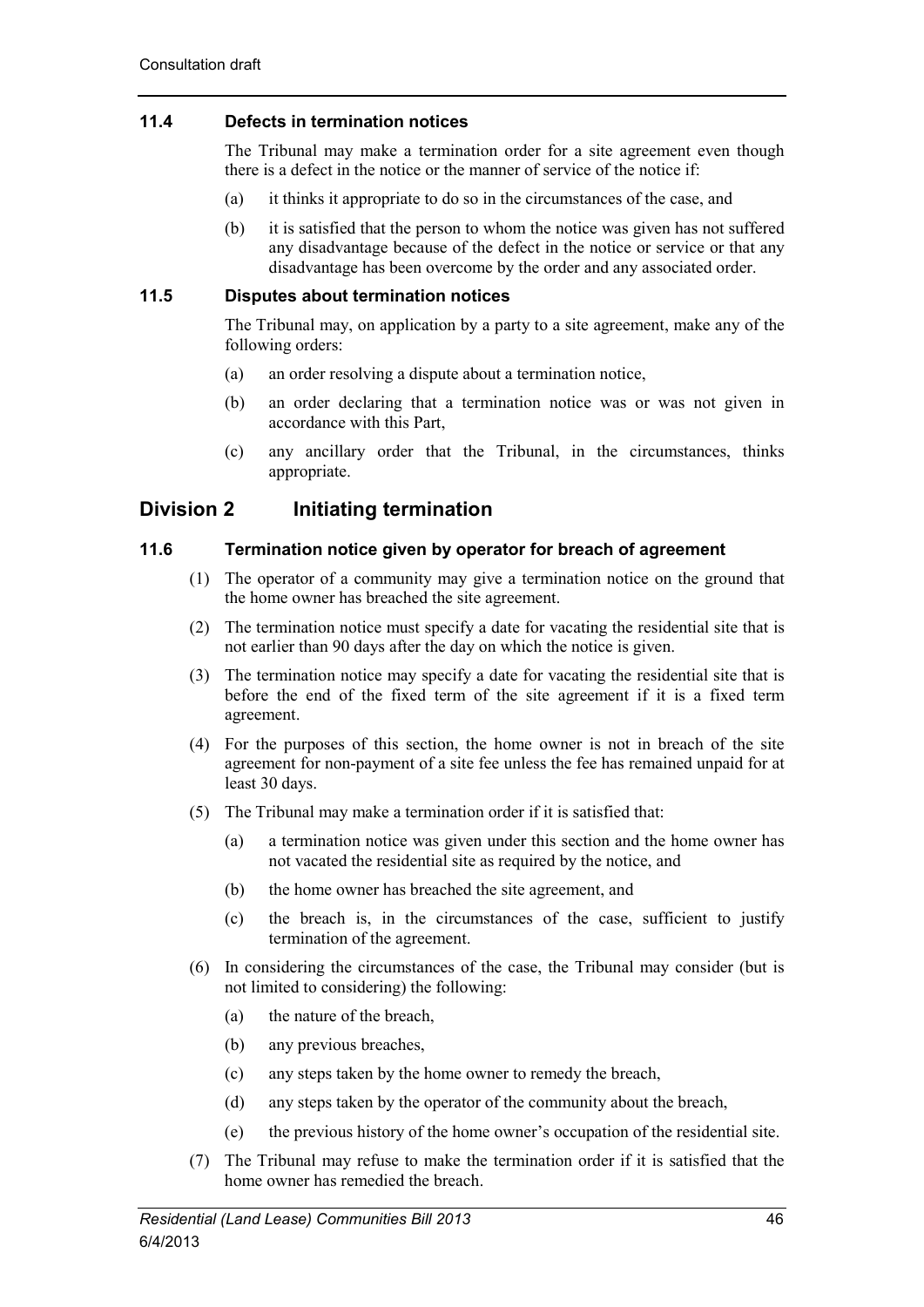### 11.4 Defects in termination notices

The Tribunal may make a termination order for a site agreement even though there is a defect in the notice or the manner of service of the notice if:

(a) it thinks it appropriate to do so in the circumstances of the case, and

(b) it is satisfied that the person to whom the notice was given has not suffered any disadvantage because of the defect in the notice or service or that any disadvantage has been overcome by the order and any associated order.

### 11.5 Disputes about termination notices

The Tribunal may, on application by a party to a site agreement, make any of the following orders:

(a) an order resolving a dispute about a termination notice,

(b) an order declaring that a termination notice was or was not given in accordance with this Part,

(c) any ancillary order that the Tribunal, in the circumstances, thinks appropriate.

## Division 2 Initiating termination

### 11.6 Termination notice given by operator for breach of agreement

(1) The operator of a community may give a termination notice on the ground that the home owner has breached the site agreement.

(2) The termination notice must specify a date for vacating the residential site that is not earlier than 90 days after the day on which the notice is given.

(3) The termination notice may specify a date for vacating the residential site that is before the end of the fixed term of the site agreement if it is a fixed term agreement.

(4) For the purposes of this section, the home owner is not in breach of the site agreement for non-payment of a site fee unless the fee has remained unpaid for at least 30 days.

(5) The Tribunal may make a termination order if it is satisfied that:

(a) a termination notice was given under this section and the home owner has not vacated the residential site as required by the notice, and

(b) the home owner has breached the site agreement, and

(c) the breach is, in the circumstances of the case, sufficient to justify termination of the agreement.

(6) In considering the circumstances of the case, the Tribunal may consider (but is not limited to considering) the following:

(a) the nature of the breach,

(b) any previous breaches,

(c) any steps taken by the home owner to remedy the breach,

(d) any steps taken by the operator of the community about the breach,

(e) the previous history of the home owner's occupation of the residential site.

(7) The Tribunal may refuse to make the termination order if it is satisfied that the home owner has remedied the breach.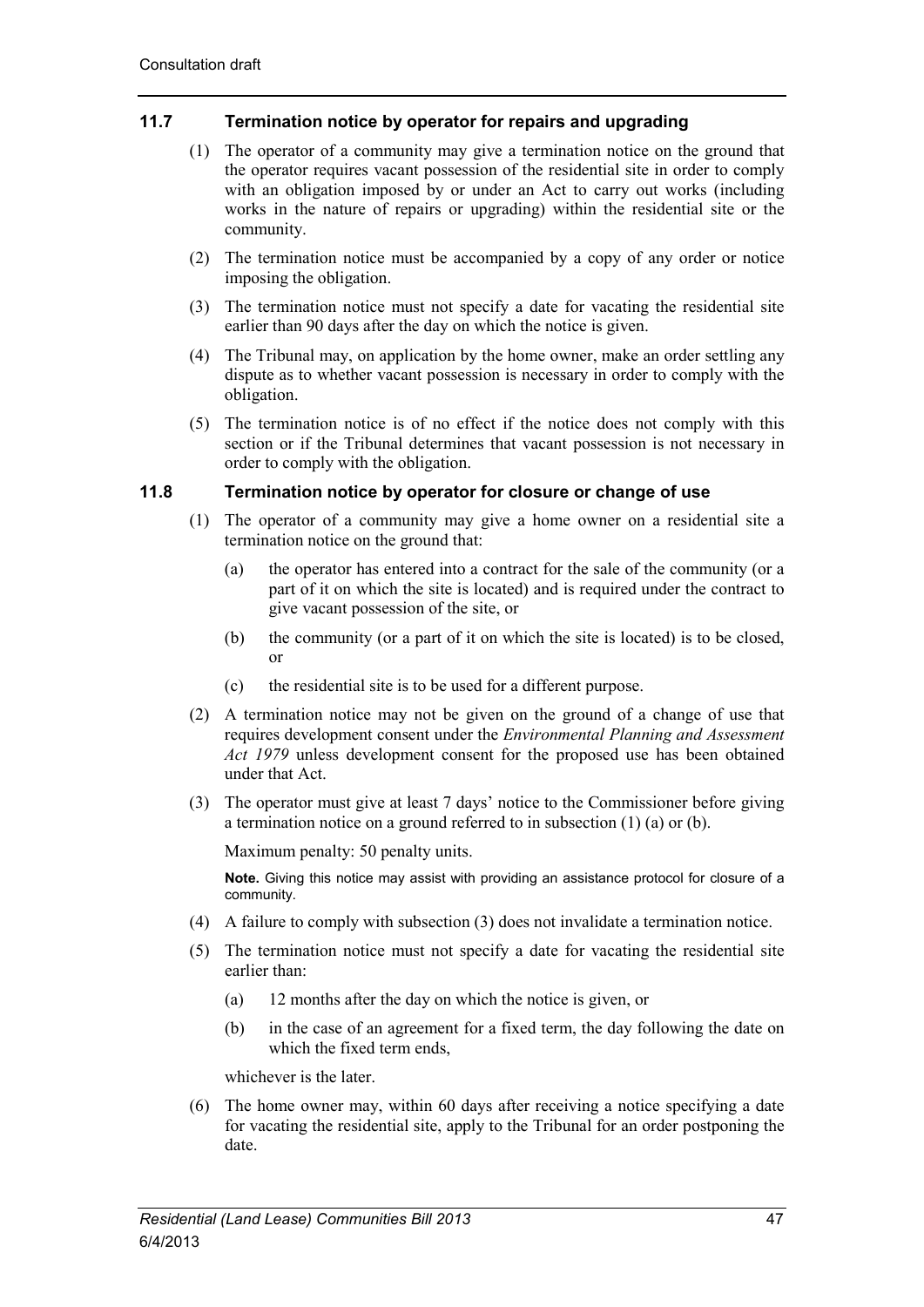### 11.7 Termination notice by operator for repairs and upgrading

(1) The operator of a community may give a termination notice on the ground that the operator requires vacant possession of the residential site in order to comply with an obligation imposed by or under an Act to carry out works (including works in the nature of repairs or upgrading) within the residential site or the community.

(2) The termination notice must be accompanied by a copy of any order or notice imposing the obligation.

(3) The termination notice must not specify a date for vacating the residential site earlier than 90 days after the day on which the notice is given.

(4) The Tribunal may, on application by the home owner, make an order settling any dispute as to whether vacant possession is necessary in order to comply with the obligation.

(5) The termination notice is of no effect if the notice does not comply with this section or if the Tribunal determines that vacant possession is not necessary in order to comply with the obligation.

### 11.8 Termination notice by operator for closure or change of use

(1) The operator of a community may give a home owner on a residential site a termination notice on the ground that:

- (a) the operator has entered into a contract for the sale of the community (or a part of it on which the site is located) and is required under the contract to give vacant possession of the site, or
- (b) the community (or a part of it on which the site is located) is to be closed, or
- (c) the residential site is to be used for a different purpose.

(2) A termination notice may not be given on the ground of a change of use that requires development consent under the *Environmental Planning and Assessment Act 1979* unless development consent for the proposed use has been obtained under that Act.

(3) The operator must give at least 7 days' notice to the Commissioner before giving a termination notice on a ground referred to in subsection (1) (a) or (b).

Maximum penalty: 50 penalty units.

**Note.** Giving this notice may assist with providing an assistance protocol for closure of a community.

(4) A failure to comply with subsection (3) does not invalidate a termination notice.

(5) The termination notice must not specify a date for vacating the residential site earlier than:

- (a) 12 months after the day on which the notice is given, or
- (b) in the case of an agreement for a fixed term, the day following the date on which the fixed term ends,

whichever is the later.

(6) The home owner may, within 60 days after receiving a notice specifying a date for vacating the residential site, apply to the Tribunal for an order postponing the date.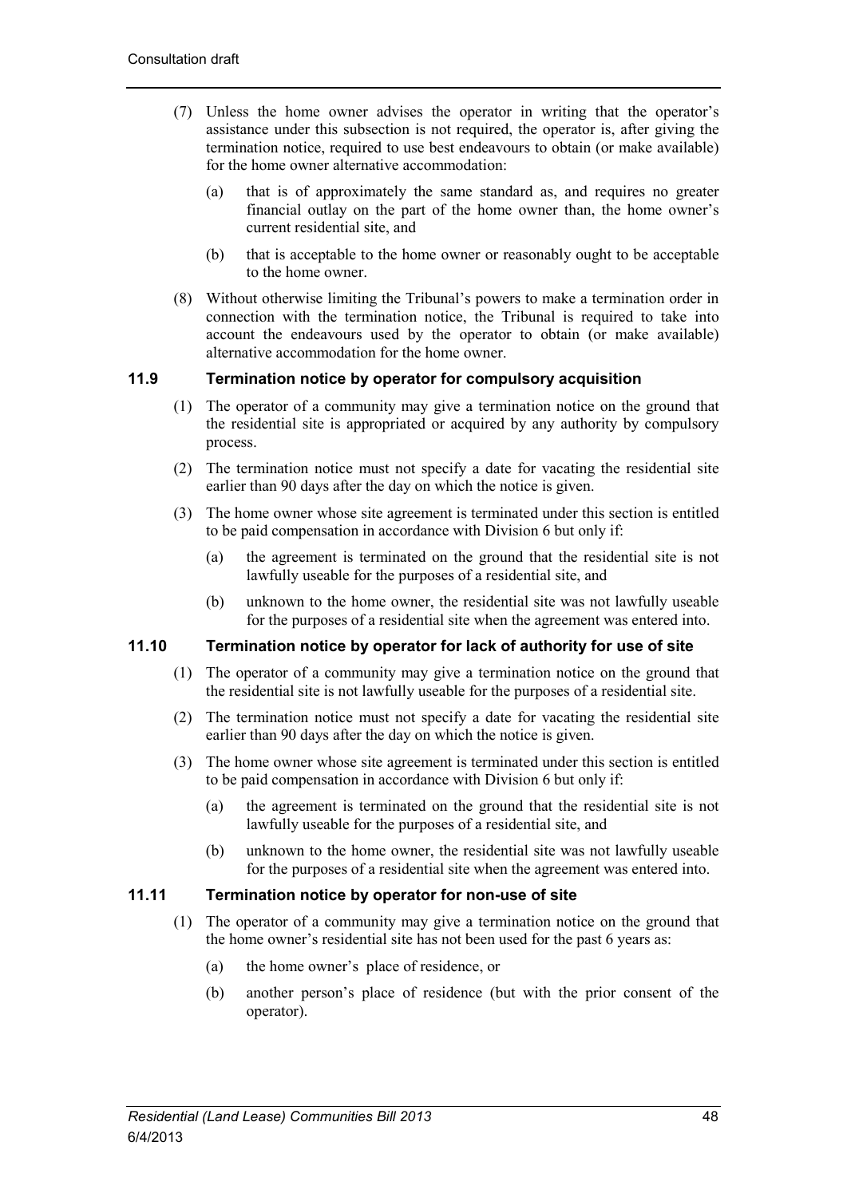(7) Unless the home owner advises the operator in writing that the operator's assistance under this subsection is not required, the operator is, after giving the termination notice, required to use best endeavours to obtain (or make available) for the home owner alternative accommodation:

(a) that is of approximately the same standard as, and requires no greater financial outlay on the part of the home owner than, the home owner's current residential site, and

(b) that is acceptable to the home owner or reasonably ought to be acceptable to the home owner.

(8) Without otherwise limiting the Tribunal's powers to make a termination order in connection with the termination notice, the Tribunal is required to take into account the endeavours used by the operator to obtain (or make available) alternative accommodation for the home owner.

### 11.9 Termination notice by operator for compulsory acquisition

(1) The operator of a community may give a termination notice on the ground that the residential site is appropriated or acquired by any authority by compulsory process.

(2) The termination notice must not specify a date for vacating the residential site earlier than 90 days after the day on which the notice is given.

(3) The home owner whose site agreement is terminated under this section is entitled to be paid compensation in accordance with Division 6 but only if:

(a) the agreement is terminated on the ground that the residential site is not lawfully useable for the purposes of a residential site, and

(b) unknown to the home owner, the residential site was not lawfully useable for the purposes of a residential site when the agreement was entered into.

### 11.10 Termination notice by operator for lack of authority for use of site

(1) The operator of a community may give a termination notice on the ground that the residential site is not lawfully useable for the purposes of a residential site.

(2) The termination notice must not specify a date for vacating the residential site earlier than 90 days after the day on which the notice is given.

(3) The home owner whose site agreement is terminated under this section is entitled to be paid compensation in accordance with Division 6 but only if:

(a) the agreement is terminated on the ground that the residential site is not lawfully useable for the purposes of a residential site, and

(b) unknown to the home owner, the residential site was not lawfully useable for the purposes of a residential site when the agreement was entered into.

### 11.11 Termination notice by operator for non-use of site

(1) The operator of a community may give a termination notice on the ground that the home owner's residential site has not been used for the past 6 years as:

(a) the home owner's place of residence, or

(b) another person's place of residence (but with the prior consent of the operator).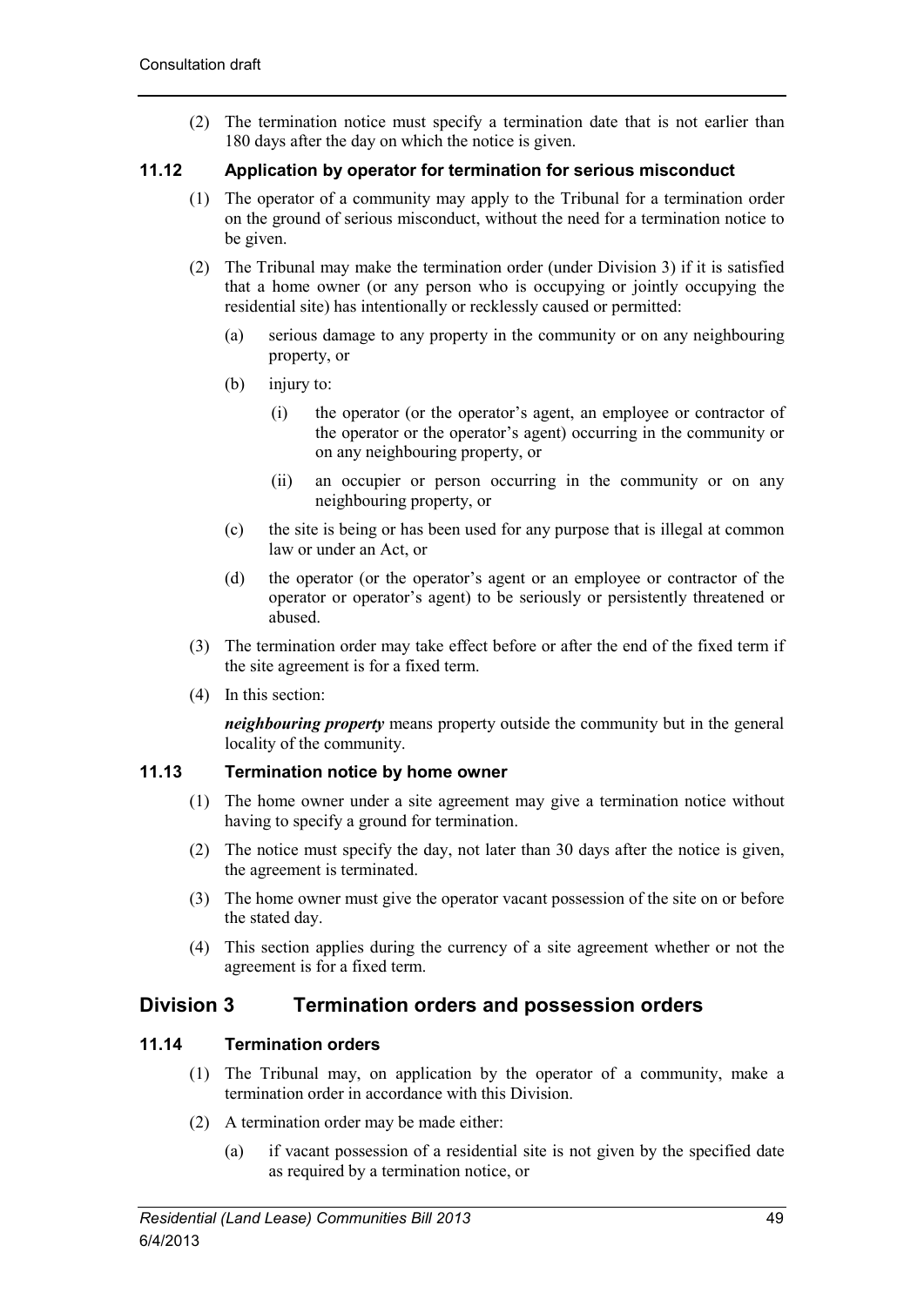(2) The termination notice must specify a termination date that is not earlier than 180 days after the day on which the notice is given.

### 11.12 Application by operator for termination for serious misconduct

(1) The operator of a community may apply to the Tribunal for a termination order on the ground of serious misconduct, without the need for a termination notice to be given.

(2) The Tribunal may make the termination order (under Division 3) if it is satisfied that a home owner (or any person who is occupying or jointly occupying the residential site) has intentionally or recklessly caused or permitted:

- (a) serious damage to any property in the community or on any neighbouring property, or
- (b) injury to:
  - (i) the operator (or the operator's agent, an employee or contractor of the operator or the operator's agent) occurring in the community or on any neighbouring property, or
  - (ii) an occupier or person occurring in the community or on any neighbouring property, or
- (c) the site is being or has been used for any purpose that is illegal at common law or under an Act, or
- (d) the operator (or the operator's agent or an employee or contractor of the operator or operator's agent) to be seriously or persistently threatened or abused.

(3) The termination order may take effect before or after the end of the fixed term if the site agreement is for a fixed term.

(4) In this section:

***neighbouring property*** means property outside the community but in the general locality of the community.

### 11.13 Termination notice by home owner

(1) The home owner under a site agreement may give a termination notice without having to specify a ground for termination.

(2) The notice must specify the day, not later than 30 days after the notice is given, the agreement is terminated.

(3) The home owner must give the operator vacant possession of the site on or before the stated day.

(4) This section applies during the currency of a site agreement whether or not the agreement is for a fixed term.

## Division 3 Termination orders and possession orders

### 11.14 Termination orders

(1) The Tribunal may, on application by the operator of a community, make a termination order in accordance with this Division.

(2) A termination order may be made either:

- (a) if vacant possession of a residential site is not given by the specified date as required by a termination notice, or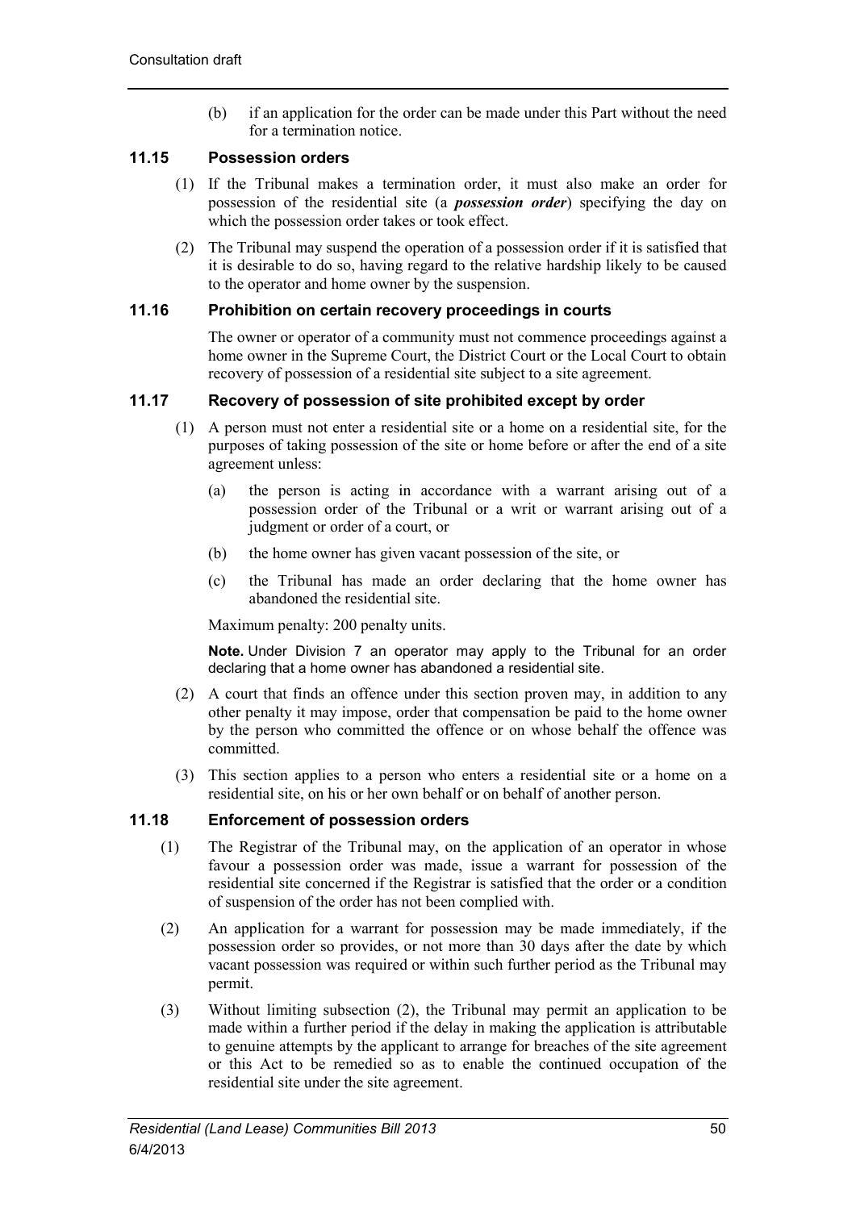(b) if an application for the order can be made under this Part without the need for a termination notice.

### 11.15 Possession orders

(1) If the Tribunal makes a termination order, it must also make an order for possession of the residential site (a ***possession order***) specifying the day on which the possession order takes or took effect.

(2) The Tribunal may suspend the operation of a possession order if it is satisfied that it is desirable to do so, having regard to the relative hardship likely to be caused to the operator and home owner by the suspension.

### 11.16 Prohibition on certain recovery proceedings in courts

The owner or operator of a community must not commence proceedings against a home owner in the Supreme Court, the District Court or the Local Court to obtain recovery of possession of a residential site subject to a site agreement.

### 11.17 Recovery of possession of site prohibited except by order

(1) A person must not enter a residential site or a home on a residential site, for the purposes of taking possession of the site or home before or after the end of a site agreement unless:

(a) the person is acting in accordance with a warrant arising out of a possession order of the Tribunal or a writ or warrant arising out of a judgment or order of a court, or

(b) the home owner has given vacant possession of the site, or

(c) the Tribunal has made an order declaring that the home owner has abandoned the residential site.

Maximum penalty: 200 penalty units.

**Note.** Under Division 7 an operator may apply to the Tribunal for an order declaring that a home owner has abandoned a residential site.

(2) A court that finds an offence under this section proven may, in addition to any other penalty it may impose, order that compensation be paid to the home owner by the person who committed the offence or on whose behalf the offence was committed.

(3) This section applies to a person who enters a residential site or a home on a residential site, on his or her own behalf or on behalf of another person.

### 11.18 Enforcement of possession orders

(1) The Registrar of the Tribunal may, on the application of an operator in whose favour a possession order was made, issue a warrant for possession of the residential site concerned if the Registrar is satisfied that the order or a condition of suspension of the order has not been complied with.

(2) An application for a warrant for possession may be made immediately, if the possession order so provides, or not more than 30 days after the date by which vacant possession was required or within such further period as the Tribunal may permit.

(3) Without limiting subsection (2), the Tribunal may permit an application to be made within a further period if the delay in making the application is attributable to genuine attempts by the applicant to arrange for breaches of the site agreement or this Act to be remedied so as to enable the continued occupation of the residential site under the site agreement.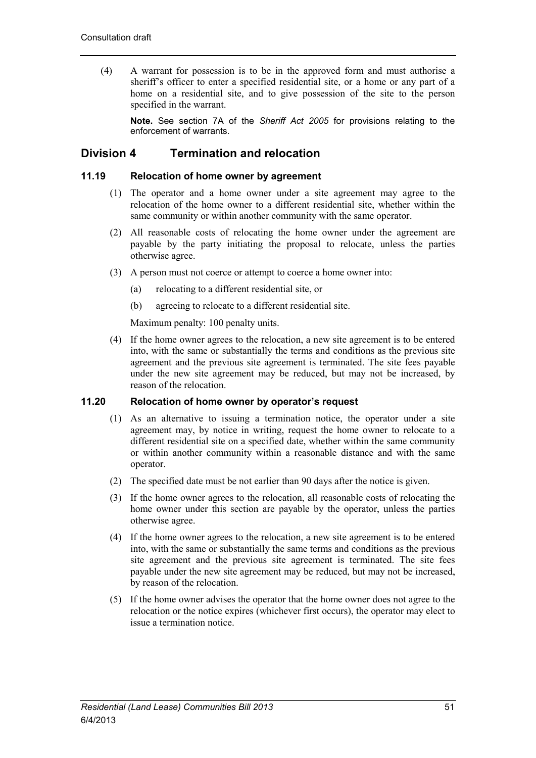(4) A warrant for possession is to be in the approved form and must authorise a sheriff's officer to enter a specified residential site, or a home or any part of a home on a residential site, and to give possession of the site to the person specified in the warrant.

**Note.** See section 7A of the *Sheriff Act 2005* for provisions relating to the enforcement of warrants.

## Division 4 Termination and relocation

### 11.19 Relocation of home owner by agreement

(1) The operator and a home owner under a site agreement may agree to the relocation of the home owner to a different residential site, whether within the same community or within another community with the same operator.

(2) All reasonable costs of relocating the home owner under the agreement are payable by the party initiating the proposal to relocate, unless the parties otherwise agree.

(3) A person must not coerce or attempt to coerce a home owner into:

- (a) relocating to a different residential site, or
- (b) agreeing to relocate to a different residential site.

Maximum penalty: 100 penalty units.

(4) If the home owner agrees to the relocation, a new site agreement is to be entered into, with the same or substantially the terms and conditions as the previous site agreement and the previous site agreement is terminated. The site fees payable under the new site agreement may be reduced, but may not be increased, by reason of the relocation.

### 11.20 Relocation of home owner by operator's request

(1) As an alternative to issuing a termination notice, the operator under a site agreement may, by notice in writing, request the home owner to relocate to a different residential site on a specified date, whether within the same community or within another community within a reasonable distance and with the same operator.

(2) The specified date must be not earlier than 90 days after the notice is given.

(3) If the home owner agrees to the relocation, all reasonable costs of relocating the home owner under this section are payable by the operator, unless the parties otherwise agree.

(4) If the home owner agrees to the relocation, a new site agreement is to be entered into, with the same or substantially the same terms and conditions as the previous site agreement and the previous site agreement is terminated. The site fees payable under the new site agreement may be reduced, but may not be increased, by reason of the relocation.

(5) If the home owner advises the operator that the home owner does not agree to the relocation or the notice expires (whichever first occurs), the operator may elect to issue a termination notice.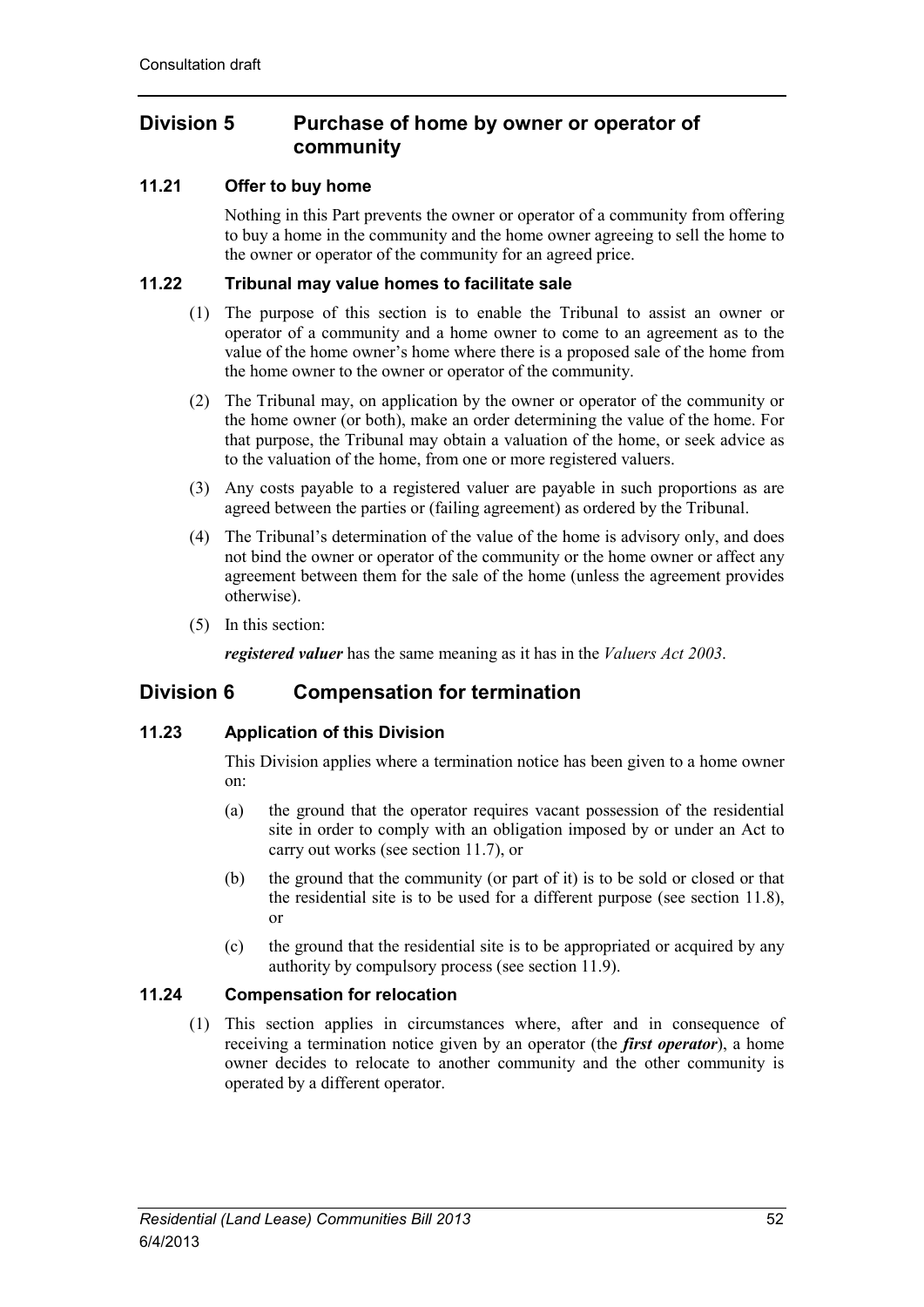## Division 5 Purchase of home by owner or operator of community

### 11.21 Offer to buy home

Nothing in this Part prevents the owner or operator of a community from offering to buy a home in the community and the home owner agreeing to sell the home to the owner or operator of the community for an agreed price.

### 11.22 Tribunal may value homes to facilitate sale

(1) The purpose of this section is to enable the Tribunal to assist an owner or operator of a community and a home owner to come to an agreement as to the value of the home owner's home where there is a proposed sale of the home from the home owner to the owner or operator of the community.

(2) The Tribunal may, on application by the owner or operator of the community or the home owner (or both), make an order determining the value of the home. For that purpose, the Tribunal may obtain a valuation of the home, or seek advice as to the valuation of the home, from one or more registered valuers.

(3) Any costs payable to a registered valuer are payable in such proportions as are agreed between the parties or (failing agreement) as ordered by the Tribunal.

(4) The Tribunal's determination of the value of the home is advisory only, and does not bind the owner or operator of the community or the home owner or affect any agreement between them for the sale of the home (unless the agreement provides otherwise).

(5) In this section:

***registered valuer*** has the same meaning as it has in the *Valuers Act 2003*.

## Division 6 Compensation for termination

### 11.23 Application of this Division

This Division applies where a termination notice has been given to a home owner on:

(a) the ground that the operator requires vacant possession of the residential site in order to comply with an obligation imposed by or under an Act to carry out works (see section 11.7), or

(b) the ground that the community (or part of it) is to be sold or closed or that the residential site is to be used for a different purpose (see section 11.8), or

(c) the ground that the residential site is to be appropriated or acquired by any authority by compulsory process (see section 11.9).

### 11.24 Compensation for relocation

(1) This section applies in circumstances where, after and in consequence of receiving a termination notice given by an operator (the ***first operator***), a home owner decides to relocate to another community and the other community is operated by a different operator.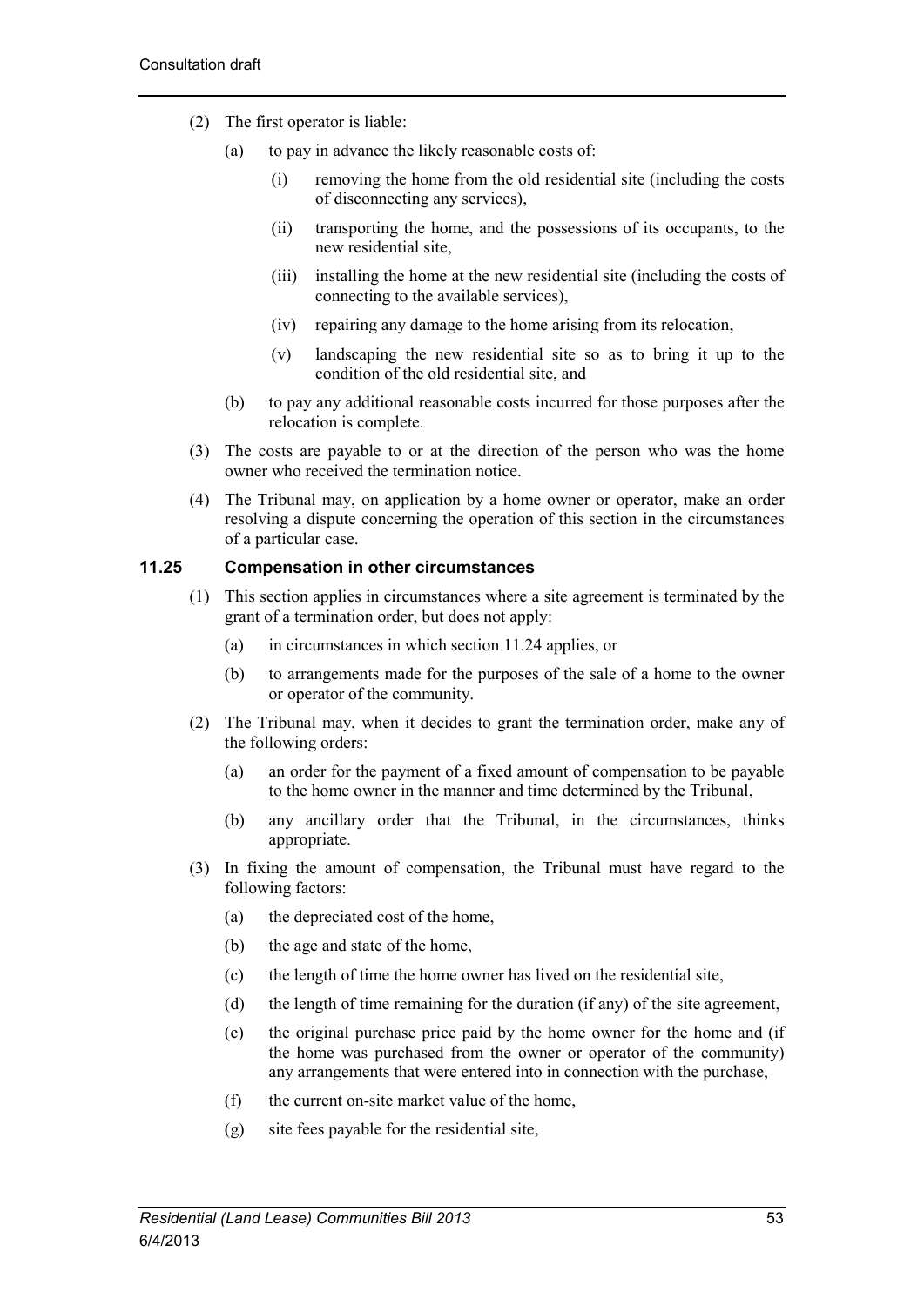(2) The first operator is liable:

(a) to pay in advance the likely reasonable costs of:

(i) removing the home from the old residential site (including the costs of disconnecting any services),

(ii) transporting the home, and the possessions of its occupants, to the new residential site,

(iii) installing the home at the new residential site (including the costs of connecting to the available services),

(iv) repairing any damage to the home arising from its relocation,

(v) landscaping the new residential site so as to bring it up to the condition of the old residential site, and

(b) to pay any additional reasonable costs incurred for those purposes after the relocation is complete.

(3) The costs are payable to or at the direction of the person who was the home owner who received the termination notice.

(4) The Tribunal may, on application by a home owner or operator, make an order resolving a dispute concerning the operation of this section in the circumstances of a particular case.

### 11.25 Compensation in other circumstances

(1) This section applies in circumstances where a site agreement is terminated by the grant of a termination order, but does not apply:

(a) in circumstances in which section 11.24 applies, or

(b) to arrangements made for the purposes of the sale of a home to the owner or operator of the community.

(2) The Tribunal may, when it decides to grant the termination order, make any of the following orders:

(a) an order for the payment of a fixed amount of compensation to be payable to the home owner in the manner and time determined by the Tribunal,

(b) any ancillary order that the Tribunal, in the circumstances, thinks appropriate.

(3) In fixing the amount of compensation, the Tribunal must have regard to the following factors:

(a) the depreciated cost of the home,

(b) the age and state of the home,

(c) the length of time the home owner has lived on the residential site,

(d) the length of time remaining for the duration (if any) of the site agreement,

(e) the original purchase price paid by the home owner for the home and (if the home was purchased from the owner or operator of the community) any arrangements that were entered into in connection with the purchase,

(f) the current on-site market value of the home,

(g) site fees payable for the residential site,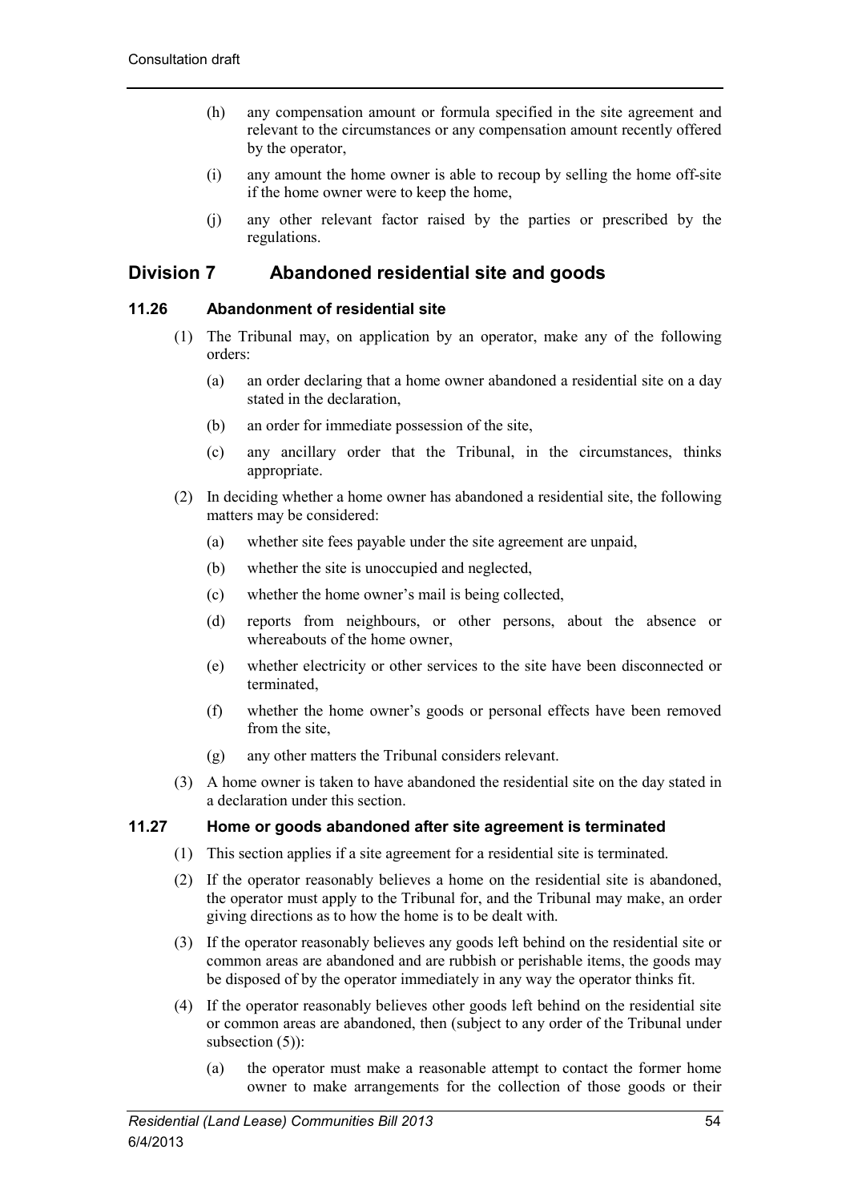(h) any compensation amount or formula specified in the site agreement and relevant to the circumstances or any compensation amount recently offered by the operator,

(i) any amount the home owner is able to recoup by selling the home off-site if the home owner were to keep the home,

(j) any other relevant factor raised by the parties or prescribed by the regulations.

## Division 7 Abandoned residential site and goods

### 11.26 Abandonment of residential site

(1) The Tribunal may, on application by an operator, make any of the following orders:

(a) an order declaring that a home owner abandoned a residential site on a day stated in the declaration,

(b) an order for immediate possession of the site,

(c) any ancillary order that the Tribunal, in the circumstances, thinks appropriate.

(2) In deciding whether a home owner has abandoned a residential site, the following matters may be considered:

(a) whether site fees payable under the site agreement are unpaid,

(b) whether the site is unoccupied and neglected,

(c) whether the home owner's mail is being collected,

(d) reports from neighbours, or other persons, about the absence or whereabouts of the home owner,

(e) whether electricity or other services to the site have been disconnected or terminated,

(f) whether the home owner's goods or personal effects have been removed from the site,

(g) any other matters the Tribunal considers relevant.

(3) A home owner is taken to have abandoned the residential site on the day stated in a declaration under this section.

### 11.27 Home or goods abandoned after site agreement is terminated

(1) This section applies if a site agreement for a residential site is terminated.

(2) If the operator reasonably believes a home on the residential site is abandoned, the operator must apply to the Tribunal for, and the Tribunal may make, an order giving directions as to how the home is to be dealt with.

(3) If the operator reasonably believes any goods left behind on the residential site or common areas are abandoned and are rubbish or perishable items, the goods may be disposed of by the operator immediately in any way the operator thinks fit.

(4) If the operator reasonably believes other goods left behind on the residential site or common areas are abandoned, then (subject to any order of the Tribunal under subsection (5)):

(a) the operator must make a reasonable attempt to contact the former home owner to make arrangements for the collection of those goods or their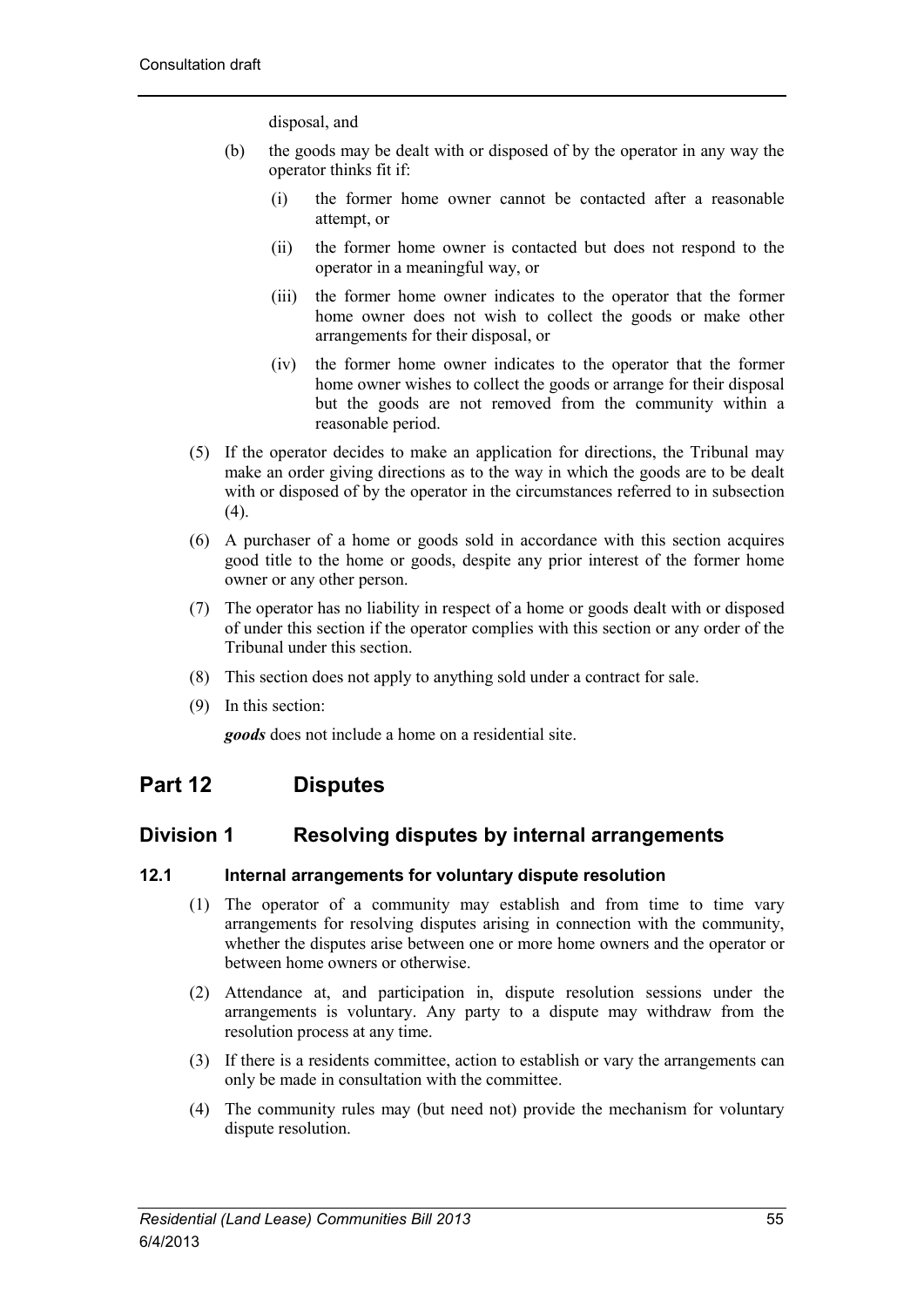disposal, and

(b) the goods may be dealt with or disposed of by the operator in any way the operator thinks fit if:

(i) the former home owner cannot be contacted after a reasonable attempt, or

(ii) the former home owner is contacted but does not respond to the operator in a meaningful way, or

(iii) the former home owner indicates to the operator that the former home owner does not wish to collect the goods or make other arrangements for their disposal, or

(iv) the former home owner indicates to the operator that the former home owner wishes to collect the goods or arrange for their disposal but the goods are not removed from the community within a reasonable period.

(5) If the operator decides to make an application for directions, the Tribunal may make an order giving directions as to the way in which the goods are to be dealt with or disposed of by the operator in the circumstances referred to in subsection (4).

(6) A purchaser of a home or goods sold in accordance with this section acquires good title to the home or goods, despite any prior interest of the former home owner or any other person.

(7) The operator has no liability in respect of a home or goods dealt with or disposed of under this section if the operator complies with this section or any order of the Tribunal under this section.

(8) This section does not apply to anything sold under a contract for sale.

(9) In this section:

***goods*** does not include a home on a residential site.

## Part 12 Disputes

### Division 1 Resolving disputes by internal arrangements

#### 12.1 Internal arrangements for voluntary dispute resolution

(1) The operator of a community may establish and from time to time vary arrangements for resolving disputes arising in connection with the community, whether the disputes arise between one or more home owners and the operator or between home owners or otherwise.

(2) Attendance at, and participation in, dispute resolution sessions under the arrangements is voluntary. Any party to a dispute may withdraw from the resolution process at any time.

(3) If there is a residents committee, action to establish or vary the arrangements can only be made in consultation with the committee.

(4) The community rules may (but need not) provide the mechanism for voluntary dispute resolution.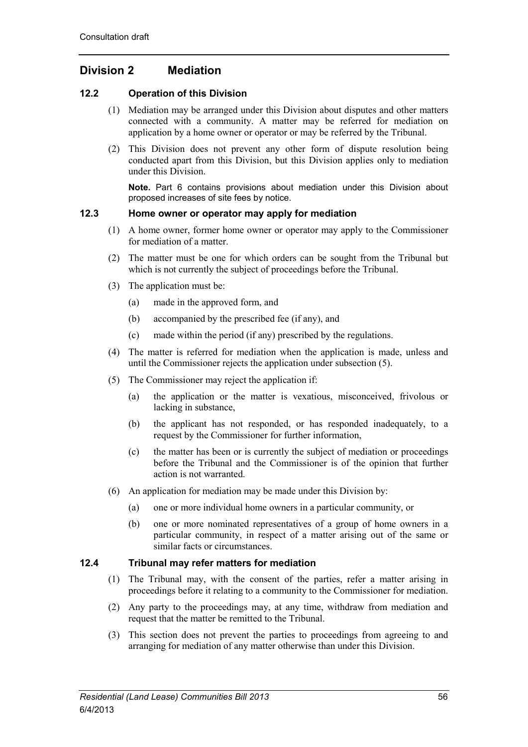## Division 2 Mediation

### 12.2 Operation of this Division

(1) Mediation may be arranged under this Division about disputes and other matters connected with a community. A matter may be referred for mediation on application by a home owner or operator or may be referred by the Tribunal.

(2) This Division does not prevent any other form of dispute resolution being conducted apart from this Division, but this Division applies only to mediation under this Division.

**Note.** Part 6 contains provisions about mediation under this Division about proposed increases of site fees by notice.

### 12.3 Home owner or operator may apply for mediation

(1) A home owner, former home owner or operator may apply to the Commissioner for mediation of a matter.

(2) The matter must be one for which orders can be sought from the Tribunal but which is not currently the subject of proceedings before the Tribunal.

(3) The application must be:

- (a) made in the approved form, and
- (b) accompanied by the prescribed fee (if any), and
- (c) made within the period (if any) prescribed by the regulations.

(4) The matter is referred for mediation when the application is made, unless and until the Commissioner rejects the application under subsection (5).

(5) The Commissioner may reject the application if:

- (a) the application or the matter is vexatious, misconceived, frivolous or lacking in substance,
- (b) the applicant has not responded, or has responded inadequately, to a request by the Commissioner for further information,
- (c) the matter has been or is currently the subject of mediation or proceedings before the Tribunal and the Commissioner is of the opinion that further action is not warranted.

(6) An application for mediation may be made under this Division by:

- (a) one or more individual home owners in a particular community, or
- (b) one or more nominated representatives of a group of home owners in a particular community, in respect of a matter arising out of the same or similar facts or circumstances.

### 12.4 Tribunal may refer matters for mediation

(1) The Tribunal may, with the consent of the parties, refer a matter arising in proceedings before it relating to a community to the Commissioner for mediation.

(2) Any party to the proceedings may, at any time, withdraw from mediation and request that the matter be remitted to the Tribunal.

(3) This section does not prevent the parties to proceedings from agreeing to and arranging for mediation of any matter otherwise than under this Division.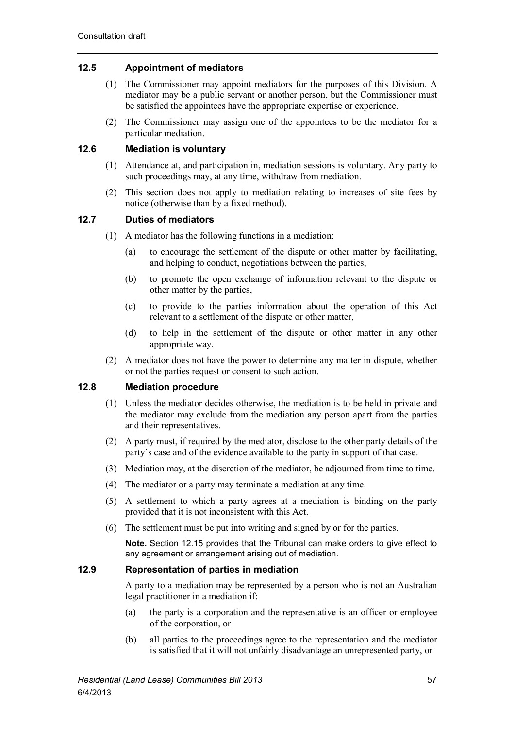### 12.5 Appointment of mediators

(1) The Commissioner may appoint mediators for the purposes of this Division. A mediator may be a public servant or another person, but the Commissioner must be satisfied the appointees have the appropriate expertise or experience.

(2) The Commissioner may assign one of the appointees to be the mediator for a particular mediation.

### 12.6 Mediation is voluntary

(1) Attendance at, and participation in, mediation sessions is voluntary. Any party to such proceedings may, at any time, withdraw from mediation.

(2) This section does not apply to mediation relating to increases of site fees by notice (otherwise than by a fixed method).

### 12.7 Duties of mediators

(1) A mediator has the following functions in a mediation:

- (a) to encourage the settlement of the dispute or other matter by facilitating, and helping to conduct, negotiations between the parties,
- (b) to promote the open exchange of information relevant to the dispute or other matter by the parties,
- (c) to provide to the parties information about the operation of this Act relevant to a settlement of the dispute or other matter,
- (d) to help in the settlement of the dispute or other matter in any other appropriate way.

(2) A mediator does not have the power to determine any matter in dispute, whether or not the parties request or consent to such action.

### 12.8 Mediation procedure

(1) Unless the mediator decides otherwise, the mediation is to be held in private and the mediator may exclude from the mediation any person apart from the parties and their representatives.

(2) A party must, if required by the mediator, disclose to the other party details of the party's case and of the evidence available to the party in support of that case.

(3) Mediation may, at the discretion of the mediator, be adjourned from time to time.

(4) The mediator or a party may terminate a mediation at any time.

(5) A settlement to which a party agrees at a mediation is binding on the party provided that it is not inconsistent with this Act.

(6) The settlement must be put into writing and signed by or for the parties.

**Note.** Section 12.15 provides that the Tribunal can make orders to give effect to any agreement or arrangement arising out of mediation.

### 12.9 Representation of parties in mediation

A party to a mediation may be represented by a person who is not an Australian legal practitioner in a mediation if:

- (a) the party is a corporation and the representative is an officer or employee of the corporation, or
- (b) all parties to the proceedings agree to the representation and the mediator is satisfied that it will not unfairly disadvantage an unrepresented party, or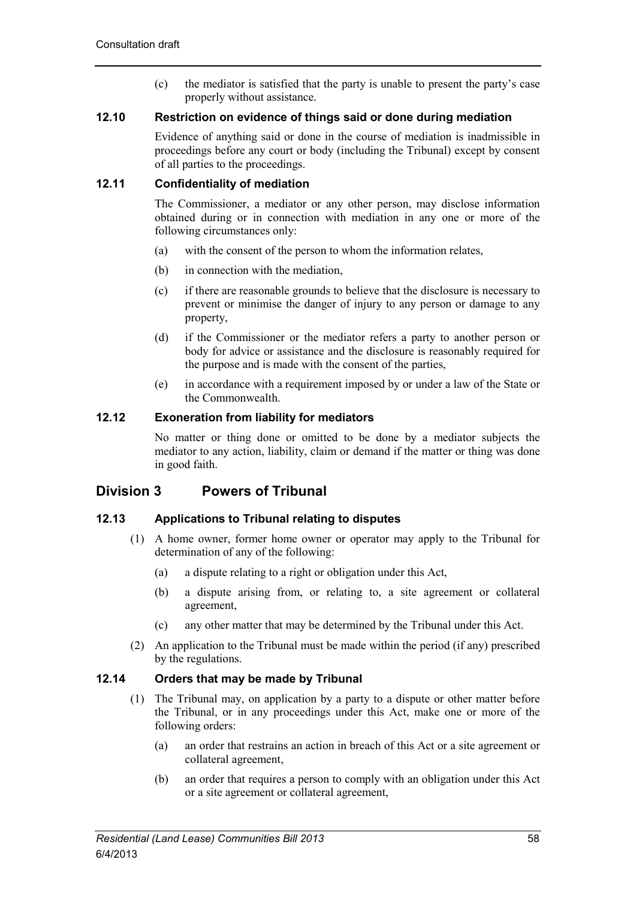(c) the mediator is satisfied that the party is unable to present the party's case properly without assistance.

### 12.10 Restriction on evidence of things said or done during mediation

Evidence of anything said or done in the course of mediation is inadmissible in proceedings before any court or body (including the Tribunal) except by consent of all parties to the proceedings.

### 12.11 Confidentiality of mediation

The Commissioner, a mediator or any other person, may disclose information obtained during or in connection with mediation in any one or more of the following circumstances only:

(a) with the consent of the person to whom the information relates,

(b) in connection with the mediation,

(c) if there are reasonable grounds to believe that the disclosure is necessary to prevent or minimise the danger of injury to any person or damage to any property,

(d) if the Commissioner or the mediator refers a party to another person or body for advice or assistance and the disclosure is reasonably required for the purpose and is made with the consent of the parties,

(e) in accordance with a requirement imposed by or under a law of the State or the Commonwealth.

### 12.12 Exoneration from liability for mediators

No matter or thing done or omitted to be done by a mediator subjects the mediator to any action, liability, claim or demand if the matter or thing was done in good faith.

## Division 3 Powers of Tribunal

### 12.13 Applications to Tribunal relating to disputes

(1) A home owner, former home owner or operator may apply to the Tribunal for determination of any of the following:

(a) a dispute relating to a right or obligation under this Act,

(b) a dispute arising from, or relating to, a site agreement or collateral agreement,

(c) any other matter that may be determined by the Tribunal under this Act.

(2) An application to the Tribunal must be made within the period (if any) prescribed by the regulations.

### 12.14 Orders that may be made by Tribunal

(1) The Tribunal may, on application by a party to a dispute or other matter before the Tribunal, or in any proceedings under this Act, make one or more of the following orders:

(a) an order that restrains an action in breach of this Act or a site agreement or collateral agreement,

(b) an order that requires a person to comply with an obligation under this Act or a site agreement or collateral agreement,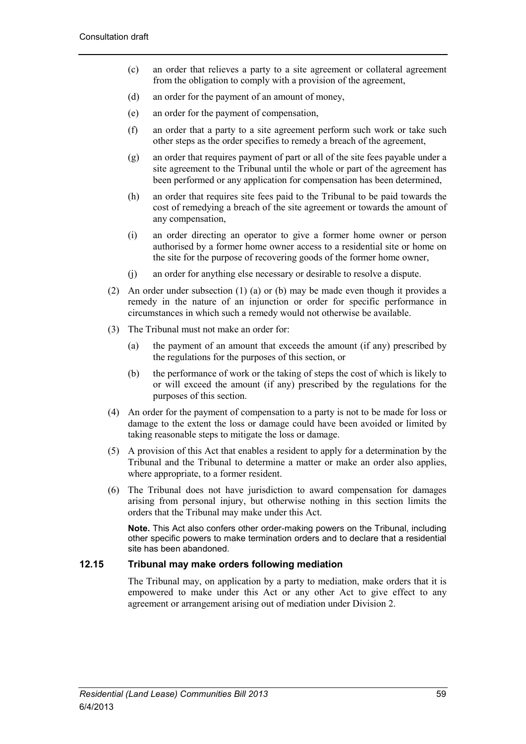(c) an order that relieves a party to a site agreement or collateral agreement from the obligation to comply with a provision of the agreement,

(d) an order for the payment of an amount of money,

(e) an order for the payment of compensation,

(f) an order that a party to a site agreement perform such work or take such other steps as the order specifies to remedy a breach of the agreement,

(g) an order that requires payment of part or all of the site fees payable under a site agreement to the Tribunal until the whole or part of the agreement has been performed or any application for compensation has been determined,

(h) an order that requires site fees paid to the Tribunal to be paid towards the cost of remedying a breach of the site agreement or towards the amount of any compensation,

(i) an order directing an operator to give a former home owner or person authorised by a former home owner access to a residential site or home on the site for the purpose of recovering goods of the former home owner,

(j) an order for anything else necessary or desirable to resolve a dispute.

(2) An order under subsection (1) (a) or (b) may be made even though it provides a remedy in the nature of an injunction or order for specific performance in circumstances in which such a remedy would not otherwise be available.

(3) The Tribunal must not make an order for:

(a) the payment of an amount that exceeds the amount (if any) prescribed by the regulations for the purposes of this section, or

(b) the performance of work or the taking of steps the cost of which is likely to or will exceed the amount (if any) prescribed by the regulations for the purposes of this section.

(4) An order for the payment of compensation to a party is not to be made for loss or damage to the extent the loss or damage could have been avoided or limited by taking reasonable steps to mitigate the loss or damage.

(5) A provision of this Act that enables a resident to apply for a determination by the Tribunal and the Tribunal to determine a matter or make an order also applies, where appropriate, to a former resident.

(6) The Tribunal does not have jurisdiction to award compensation for damages arising from personal injury, but otherwise nothing in this section limits the orders that the Tribunal may make under this Act.

**Note.** This Act also confers other order-making powers on the Tribunal, including other specific powers to make termination orders and to declare that a residential site has been abandoned.

### 12.15 Tribunal may make orders following mediation

The Tribunal may, on application by a party to mediation, make orders that it is empowered to make under this Act or any other Act to give effect to any agreement or arrangement arising out of mediation under Division 2.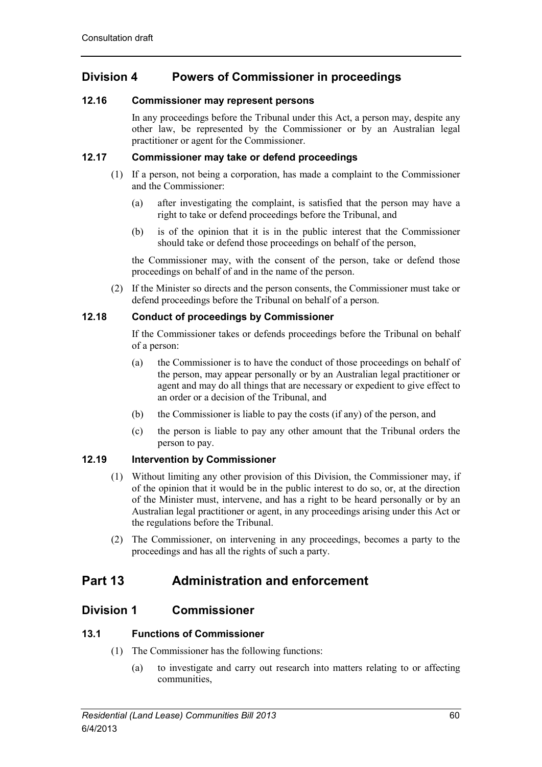## Division 4 Powers of Commissioner in proceedings

### 12.16 Commissioner may represent persons

In any proceedings before the Tribunal under this Act, a person may, despite any other law, be represented by the Commissioner or by an Australian legal practitioner or agent for the Commissioner.

### 12.17 Commissioner may take or defend proceedings

(1) If a person, not being a corporation, has made a complaint to the Commissioner and the Commissioner:

(a) after investigating the complaint, is satisfied that the person may have a right to take or defend proceedings before the Tribunal, and

(b) is of the opinion that it is in the public interest that the Commissioner should take or defend those proceedings on behalf of the person,

the Commissioner may, with the consent of the person, take or defend those proceedings on behalf of and in the name of the person.

(2) If the Minister so directs and the person consents, the Commissioner must take or defend proceedings before the Tribunal on behalf of a person.

### 12.18 Conduct of proceedings by Commissioner

If the Commissioner takes or defends proceedings before the Tribunal on behalf of a person:

(a) the Commissioner is to have the conduct of those proceedings on behalf of the person, may appear personally or by an Australian legal practitioner or agent and may do all things that are necessary or expedient to give effect to an order or a decision of the Tribunal, and

(b) the Commissioner is liable to pay the costs (if any) of the person, and

(c) the person is liable to pay any other amount that the Tribunal orders the person to pay.

### 12.19 Intervention by Commissioner

(1) Without limiting any other provision of this Division, the Commissioner may, if of the opinion that it would be in the public interest to do so, or, at the direction of the Minister must, intervene, and has a right to be heard personally or by an Australian legal practitioner or agent, in any proceedings arising under this Act or the regulations before the Tribunal.

(2) The Commissioner, on intervening in any proceedings, becomes a party to the proceedings and has all the rights of such a party.

# Part 13 Administration and enforcement

## Division 1 Commissioner

### 13.1 Functions of Commissioner

(1) The Commissioner has the following functions:

(a) to investigate and carry out research into matters relating to or affecting communities,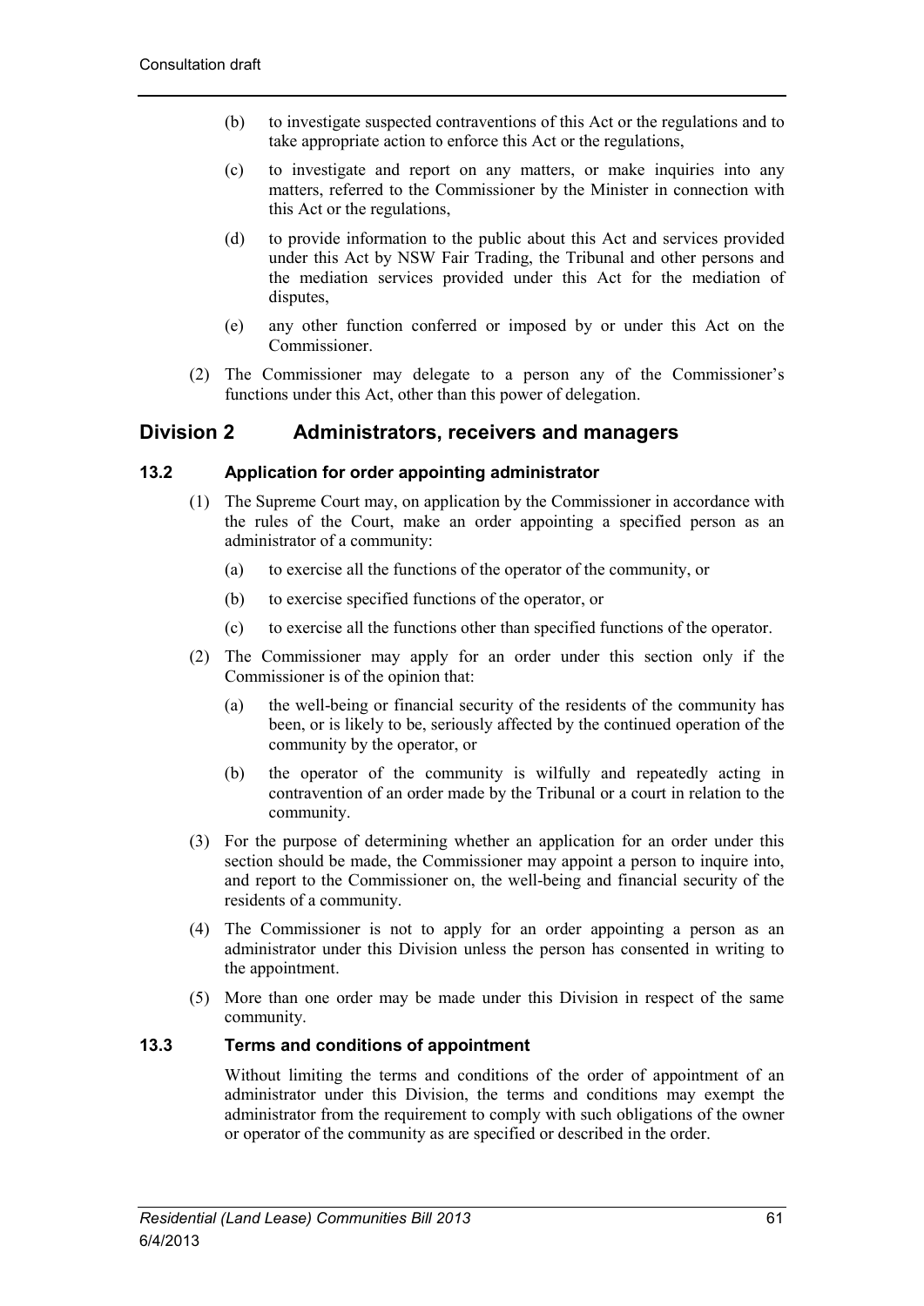(b) to investigate suspected contraventions of this Act or the regulations and to take appropriate action to enforce this Act or the regulations,

(c) to investigate and report on any matters, or make inquiries into any matters, referred to the Commissioner by the Minister in connection with this Act or the regulations,

(d) to provide information to the public about this Act and services provided under this Act by NSW Fair Trading, the Tribunal and other persons and the mediation services provided under this Act for the mediation of disputes,

(e) any other function conferred or imposed by or under this Act on the Commissioner.

(2) The Commissioner may delegate to a person any of the Commissioner's functions under this Act, other than this power of delegation.

## Division 2 Administrators, receivers and managers

### 13.2 Application for order appointing administrator

(1) The Supreme Court may, on application by the Commissioner in accordance with the rules of the Court, make an order appointing a specified person as an administrator of a community:

(a) to exercise all the functions of the operator of the community, or

(b) to exercise specified functions of the operator, or

(c) to exercise all the functions other than specified functions of the operator.

(2) The Commissioner may apply for an order under this section only if the Commissioner is of the opinion that:

(a) the well-being or financial security of the residents of the community has been, or is likely to be, seriously affected by the continued operation of the community by the operator, or

(b) the operator of the community is wilfully and repeatedly acting in contravention of an order made by the Tribunal or a court in relation to the community.

(3) For the purpose of determining whether an application for an order under this section should be made, the Commissioner may appoint a person to inquire into, and report to the Commissioner on, the well-being and financial security of the residents of a community.

(4) The Commissioner is not to apply for an order appointing a person as an administrator under this Division unless the person has consented in writing to the appointment.

(5) More than one order may be made under this Division in respect of the same community.

### 13.3 Terms and conditions of appointment

Without limiting the terms and conditions of the order of appointment of an administrator under this Division, the terms and conditions may exempt the administrator from the requirement to comply with such obligations of the owner or operator of the community as are specified or described in the order.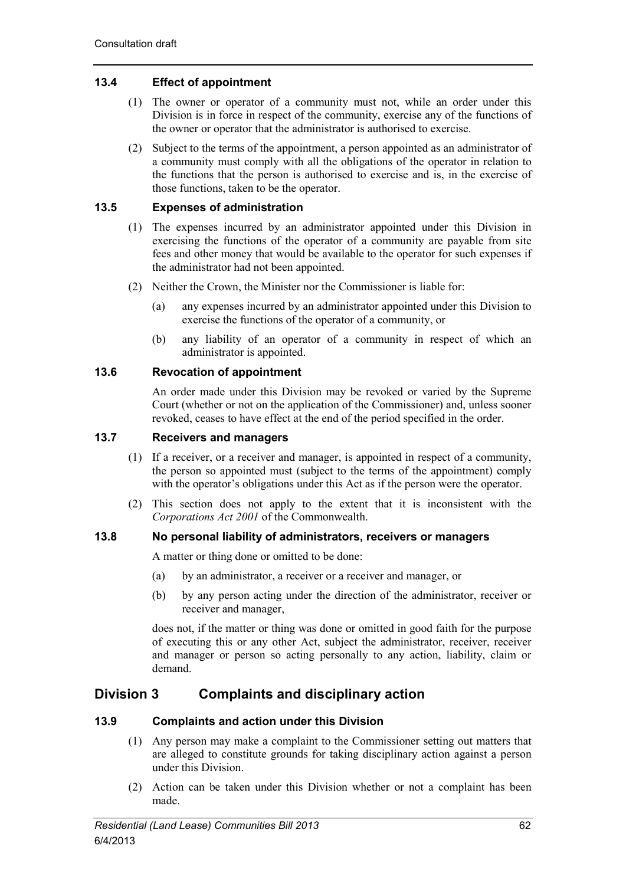### 13.4 Effect of appointment

(1) The owner or operator of a community must not, while an order under this Division is in force in respect of the community, exercise any of the functions of the owner or operator that the administrator is authorised to exercise.

(2) Subject to the terms of the appointment, a person appointed as an administrator of a community must comply with all the obligations of the operator in relation to the functions that the person is authorised to exercise and is, in the exercise of those functions, taken to be the operator.

### 13.5 Expenses of administration

(1) The expenses incurred by an administrator appointed under this Division in exercising the functions of the operator of a community are payable from site fees and other money that would be available to the operator for such expenses if the administrator had not been appointed.

(2) Neither the Crown, the Minister nor the Commissioner is liable for:

(a) any expenses incurred by an administrator appointed under this Division to exercise the functions of the operator of a community, or

(b) any liability of an operator of a community in respect of which an administrator is appointed.

### 13.6 Revocation of appointment

An order made under this Division may be revoked or varied by the Supreme Court (whether or not on the application of the Commissioner) and, unless sooner revoked, ceases to have effect at the end of the period specified in the order.

### 13.7 Receivers and managers

(1) If a receiver, or a receiver and manager, is appointed in respect of a community, the person so appointed must (subject to the terms of the appointment) comply with the operator's obligations under this Act as if the person were the operator.

(2) This section does not apply to the extent that it is inconsistent with the *Corporations Act 2001* of the Commonwealth.

### 13.8 No personal liability of administrators, receivers or managers

A matter or thing done or omitted to be done:

(a) by an administrator, a receiver or a receiver and manager, or

(b) by any person acting under the direction of the administrator, receiver or receiver and manager,

does not, if the matter or thing was done or omitted in good faith for the purpose of executing this or any other Act, subject the administrator, receiver, receiver and manager or person so acting personally to any action, liability, claim or demand.

## Division 3 Complaints and disciplinary action

### 13.9 Complaints and action under this Division

(1) Any person may make a complaint to the Commissioner setting out matters that are alleged to constitute grounds for taking disciplinary action against a person under this Division.

(2) Action can be taken under this Division whether or not a complaint has been made.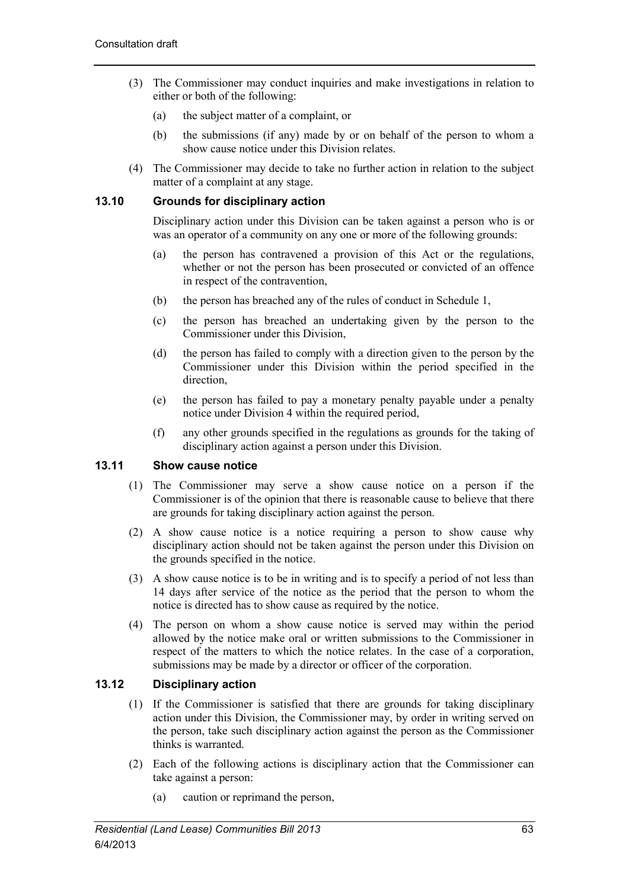(3) The Commissioner may conduct inquiries and make investigations in relation to either or both of the following:

(a) the subject matter of a complaint, or

(b) the submissions (if any) made by or on behalf of the person to whom a show cause notice under this Division relates.

(4) The Commissioner may decide to take no further action in relation to the subject matter of a complaint at any stage.

### 13.10 Grounds for disciplinary action

Disciplinary action under this Division can be taken against a person who is or was an operator of a community on any one or more of the following grounds:

(a) the person has contravened a provision of this Act or the regulations, whether or not the person has been prosecuted or convicted of an offence in respect of the contravention,

(b) the person has breached any of the rules of conduct in Schedule 1,

(c) the person has breached an undertaking given by the person to the Commissioner under this Division,

(d) the person has failed to comply with a direction given to the person by the Commissioner under this Division within the period specified in the direction,

(e) the person has failed to pay a monetary penalty payable under a penalty notice under Division 4 within the required period,

(f) any other grounds specified in the regulations as grounds for the taking of disciplinary action against a person under this Division.

### 13.11 Show cause notice

(1) The Commissioner may serve a show cause notice on a person if the Commissioner is of the opinion that there is reasonable cause to believe that there are grounds for taking disciplinary action against the person.

(2) A show cause notice is a notice requiring a person to show cause why disciplinary action should not be taken against the person under this Division on the grounds specified in the notice.

(3) A show cause notice is to be in writing and is to specify a period of not less than 14 days after service of the notice as the period that the person to whom the notice is directed has to show cause as required by the notice.

(4) The person on whom a show cause notice is served may within the period allowed by the notice make oral or written submissions to the Commissioner in respect of the matters to which the notice relates. In the case of a corporation, submissions may be made by a director or officer of the corporation.

### 13.12 Disciplinary action

(1) If the Commissioner is satisfied that there are grounds for taking disciplinary action under this Division, the Commissioner may, by order in writing served on the person, take such disciplinary action against the person as the Commissioner thinks is warranted.

(2) Each of the following actions is disciplinary action that the Commissioner can take against a person:

(a) caution or reprimand the person,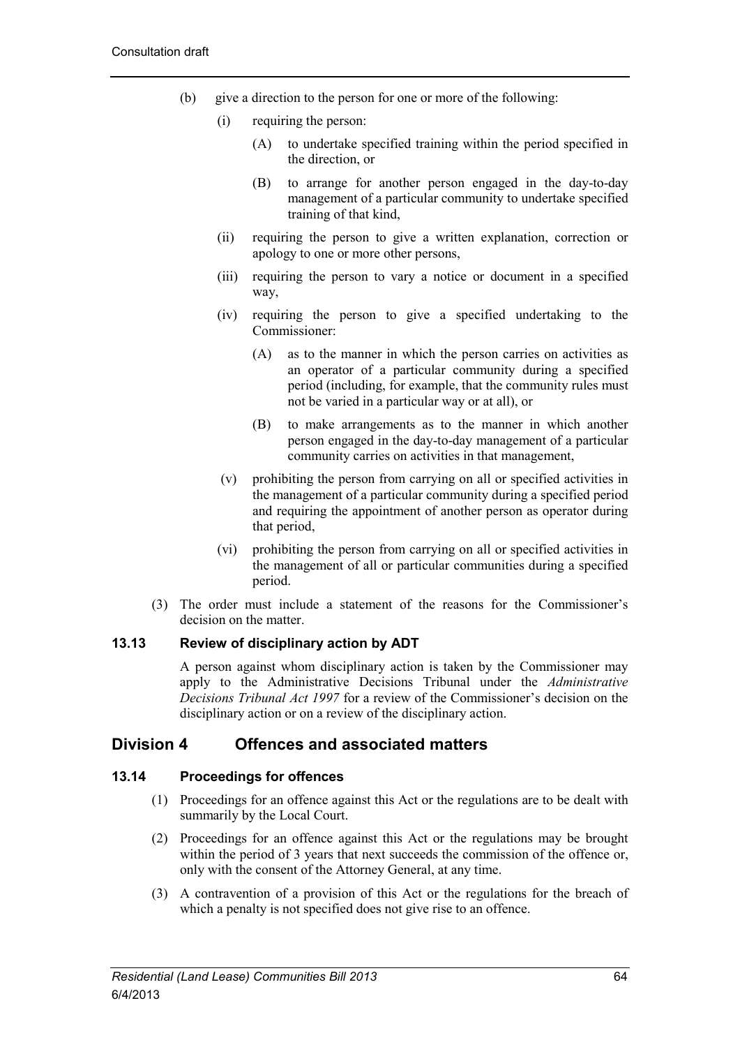(b) give a direction to the person for one or more of the following:

   (i) requiring the person:

      (A) to undertake specified training within the period specified in the direction, or

      (B) to arrange for another person engaged in the day-to-day management of a particular community to undertake specified training of that kind,

   (ii) requiring the person to give a written explanation, correction or apology to one or more other persons,

   (iii) requiring the person to vary a notice or document in a specified way,

   (iv) requiring the person to give a specified undertaking to the Commissioner:

      (A) as to the manner in which the person carries on activities as an operator of a particular community during a specified period (including, for example, that the community rules must not be varied in a particular way or at all), or

      (B) to make arrangements as to the manner in which another person engaged in the day-to-day management of a particular community carries on activities in that management,

   (v) prohibiting the person from carrying on all or specified activities in the management of a particular community during a specified period and requiring the appointment of another person as operator during that period,

   (vi) prohibiting the person from carrying on all or specified activities in the management of all or particular communities during a specified period.

(3) The order must include a statement of the reasons for the Commissioner's decision on the matter.

### 13.13 Review of disciplinary action by ADT

A person against whom disciplinary action is taken by the Commissioner may apply to the Administrative Decisions Tribunal under the *Administrative Decisions Tribunal Act 1997* for a review of the Commissioner's decision on the disciplinary action or on a review of the disciplinary action.

## Division 4 Offences and associated matters

### 13.14 Proceedings for offences

(1) Proceedings for an offence against this Act or the regulations are to be dealt with summarily by the Local Court.

(2) Proceedings for an offence against this Act or the regulations may be brought within the period of 3 years that next succeeds the commission of the offence or, only with the consent of the Attorney General, at any time.

(3) A contravention of a provision of this Act or the regulations for the breach of which a penalty is not specified does not give rise to an offence.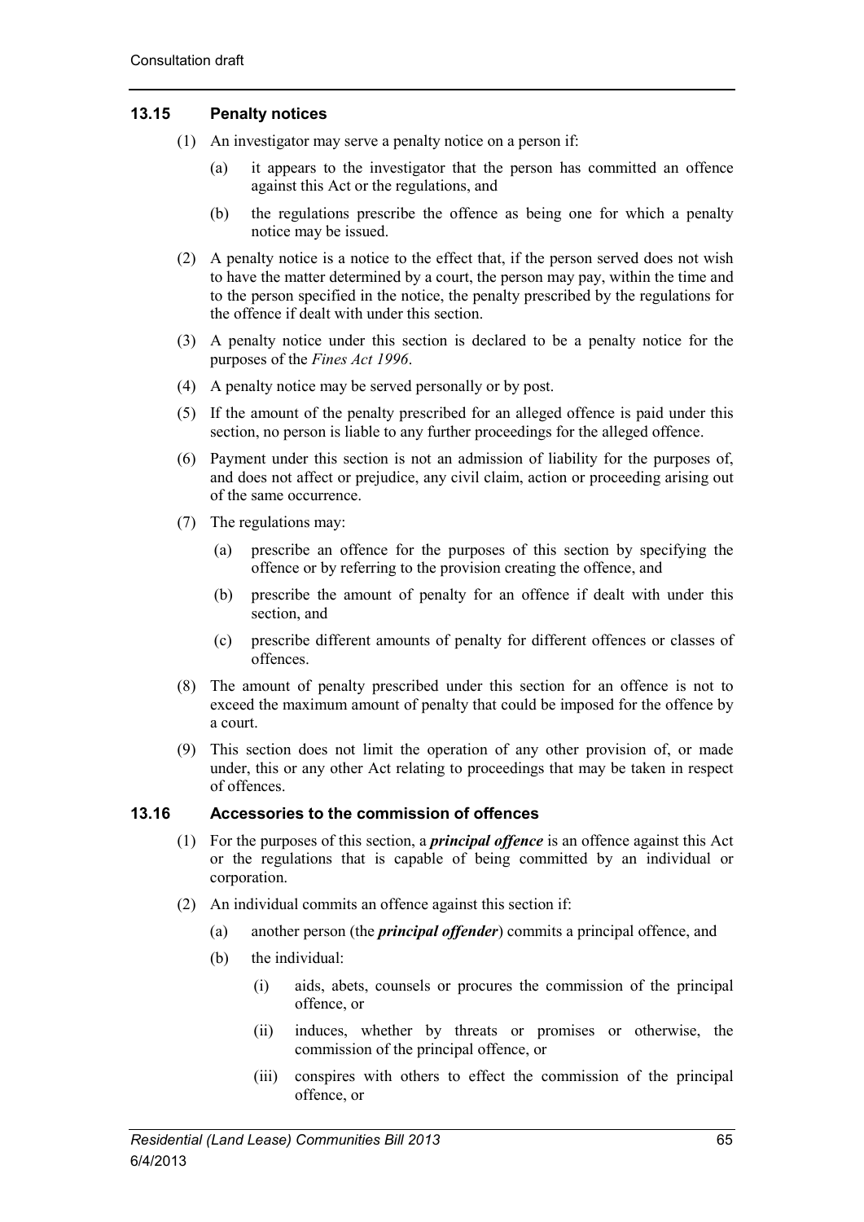### 13.15 Penalty notices

(1) An investigator may serve a penalty notice on a person if:

  (a) it appears to the investigator that the person has committed an offence against this Act or the regulations, and

  (b) the regulations prescribe the offence as being one for which a penalty notice may be issued.

(2) A penalty notice is a notice to the effect that, if the person served does not wish to have the matter determined by a court, the person may pay, within the time and to the person specified in the notice, the penalty prescribed by the regulations for the offence if dealt with under this section.

(3) A penalty notice under this section is declared to be a penalty notice for the purposes of the *Fines Act 1996*.

(4) A penalty notice may be served personally or by post.

(5) If the amount of the penalty prescribed for an alleged offence is paid under this section, no person is liable to any further proceedings for the alleged offence.

(6) Payment under this section is not an admission of liability for the purposes of, and does not affect or prejudice, any civil claim, action or proceeding arising out of the same occurrence.

(7) The regulations may:

  (a) prescribe an offence for the purposes of this section by specifying the offence or by referring to the provision creating the offence, and

  (b) prescribe the amount of penalty for an offence if dealt with under this section, and

  (c) prescribe different amounts of penalty for different offences or classes of offences.

(8) The amount of penalty prescribed under this section for an offence is not to exceed the maximum amount of penalty that could be imposed for the offence by a court.

(9) This section does not limit the operation of any other provision of, or made under, this or any other Act relating to proceedings that may be taken in respect of offences.

### 13.16 Accessories to the commission of offences

(1) For the purposes of this section, a ***principal offence*** is an offence against this Act or the regulations that is capable of being committed by an individual or corporation.

(2) An individual commits an offence against this section if:

  (a) another person (the ***principal offender***) commits a principal offence, and

  (b) the individual:

    (i) aids, abets, counsels or procures the commission of the principal offence, or

    (ii) induces, whether by threats or promises or otherwise, the commission of the principal offence, or

    (iii) conspires with others to effect the commission of the principal offence, or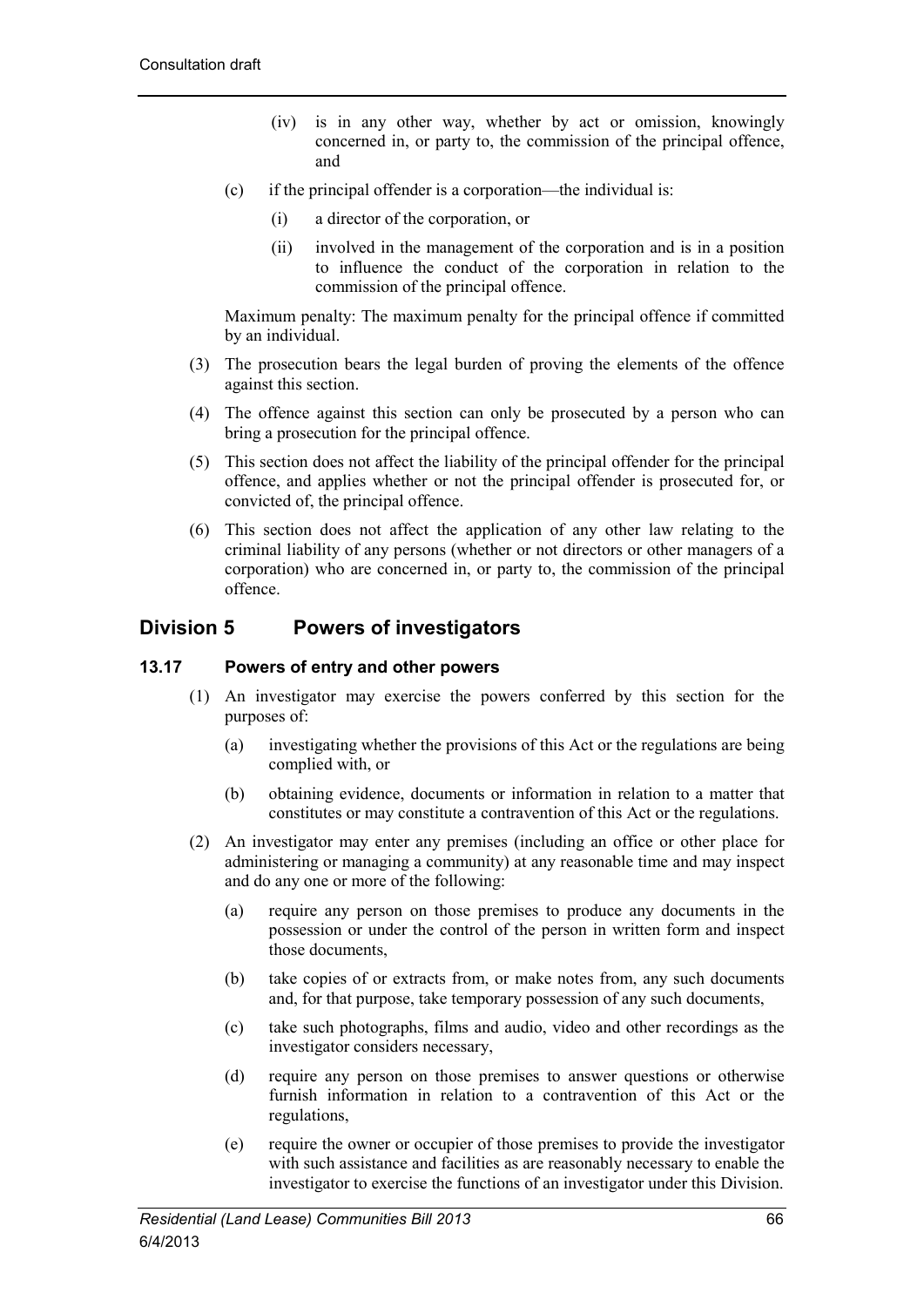(iv) is in any other way, whether by act or omission, knowingly concerned in, or party to, the commission of the principal offence, and

(c) if the principal offender is a corporation—the individual is:

(i) a director of the corporation, or

(ii) involved in the management of the corporation and is in a position to influence the conduct of the corporation in relation to the commission of the principal offence.

Maximum penalty: The maximum penalty for the principal offence if committed by an individual.

(3) The prosecution bears the legal burden of proving the elements of the offence against this section.

(4) The offence against this section can only be prosecuted by a person who can bring a prosecution for the principal offence.

(5) This section does not affect the liability of the principal offender for the principal offence, and applies whether or not the principal offender is prosecuted for, or convicted of, the principal offence.

(6) This section does not affect the application of any other law relating to the criminal liability of any persons (whether or not directors or other managers of a corporation) who are concerned in, or party to, the commission of the principal offence.

## Division 5 Powers of investigators

### 13.17 Powers of entry and other powers

(1) An investigator may exercise the powers conferred by this section for the purposes of:

(a) investigating whether the provisions of this Act or the regulations are being complied with, or

(b) obtaining evidence, documents or information in relation to a matter that constitutes or may constitute a contravention of this Act or the regulations.

(2) An investigator may enter any premises (including an office or other place for administering or managing a community) at any reasonable time and may inspect and do any one or more of the following:

(a) require any person on those premises to produce any documents in the possession or under the control of the person in written form and inspect those documents,

(b) take copies of or extracts from, or make notes from, any such documents and, for that purpose, take temporary possession of any such documents,

(c) take such photographs, films and audio, video and other recordings as the investigator considers necessary,

(d) require any person on those premises to answer questions or otherwise furnish information in relation to a contravention of this Act or the regulations,

(e) require the owner or occupier of those premises to provide the investigator with such assistance and facilities as are reasonably necessary to enable the investigator to exercise the functions of an investigator under this Division.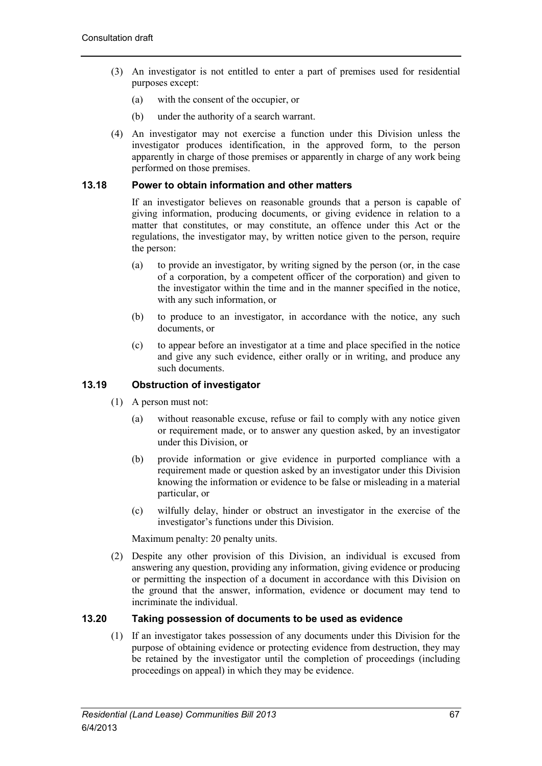(3) An investigator is not entitled to enter a part of premises used for residential purposes except:

(a) with the consent of the occupier, or

(b) under the authority of a search warrant.

(4) An investigator may not exercise a function under this Division unless the investigator produces identification, in the approved form, to the person apparently in charge of those premises or apparently in charge of any work being performed on those premises.

### 13.18 Power to obtain information and other matters

If an investigator believes on reasonable grounds that a person is capable of giving information, producing documents, or giving evidence in relation to a matter that constitutes, or may constitute, an offence under this Act or the regulations, the investigator may, by written notice given to the person, require the person:

(a) to provide an investigator, by writing signed by the person (or, in the case of a corporation, by a competent officer of the corporation) and given to the investigator within the time and in the manner specified in the notice, with any such information, or

(b) to produce to an investigator, in accordance with the notice, any such documents, or

(c) to appear before an investigator at a time and place specified in the notice and give any such evidence, either orally or in writing, and produce any such documents.

### 13.19 Obstruction of investigator

(1) A person must not:

(a) without reasonable excuse, refuse or fail to comply with any notice given or requirement made, or to answer any question asked, by an investigator under this Division, or

(b) provide information or give evidence in purported compliance with a requirement made or question asked by an investigator under this Division knowing the information or evidence to be false or misleading in a material particular, or

(c) wilfully delay, hinder or obstruct an investigator in the exercise of the investigator's functions under this Division.

Maximum penalty: 20 penalty units.

(2) Despite any other provision of this Division, an individual is excused from answering any question, providing any information, giving evidence or producing or permitting the inspection of a document in accordance with this Division on the ground that the answer, information, evidence or document may tend to incriminate the individual.

### 13.20 Taking possession of documents to be used as evidence

(1) If an investigator takes possession of any documents under this Division for the purpose of obtaining evidence or protecting evidence from destruction, they may be retained by the investigator until the completion of proceedings (including proceedings on appeal) in which they may be evidence.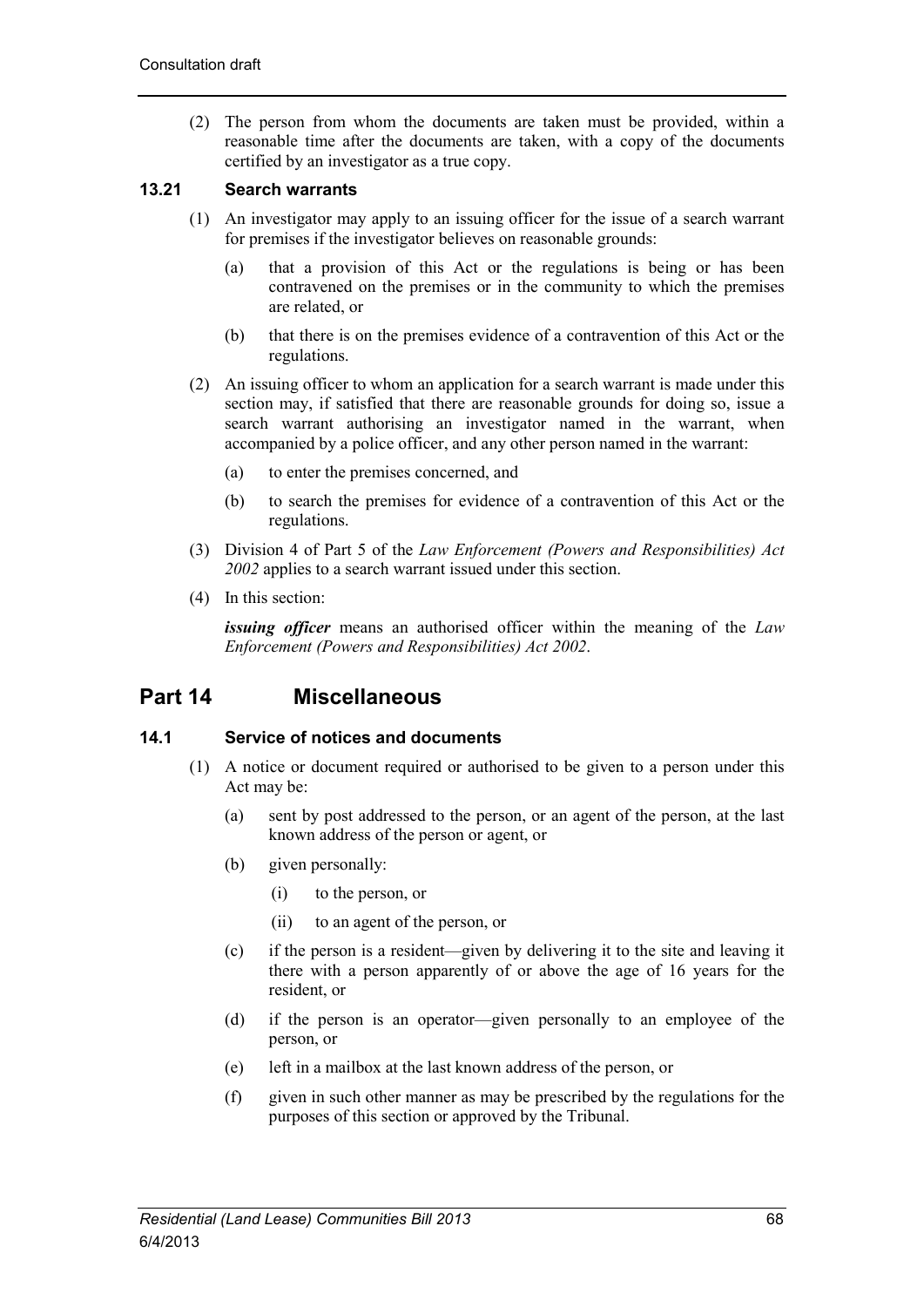(2) The person from whom the documents are taken must be provided, within a reasonable time after the documents are taken, with a copy of the documents certified by an investigator as a true copy.

### 13.21 Search warrants

(1) An investigator may apply to an issuing officer for the issue of a search warrant for premises if the investigator believes on reasonable grounds:

(a) that a provision of this Act or the regulations is being or has been contravened on the premises or in the community to which the premises are related, or

(b) that there is on the premises evidence of a contravention of this Act or the regulations.

(2) An issuing officer to whom an application for a search warrant is made under this section may, if satisfied that there are reasonable grounds for doing so, issue a search warrant authorising an investigator named in the warrant, when accompanied by a police officer, and any other person named in the warrant:

(a) to enter the premises concerned, and

(b) to search the premises for evidence of a contravention of this Act or the regulations.

(3) Division 4 of Part 5 of the *Law Enforcement (Powers and Responsibilities) Act 2002* applies to a search warrant issued under this section.

(4) In this section:

***issuing officer*** means an authorised officer within the meaning of the *Law Enforcement (Powers and Responsibilities) Act 2002*.

## Part 14 Miscellaneous

### 14.1 Service of notices and documents

(1) A notice or document required or authorised to be given to a person under this Act may be:

(a) sent by post addressed to the person, or an agent of the person, at the last known address of the person or agent, or

(b) given personally:

(i) to the person, or

(ii) to an agent of the person, or

(c) if the person is a resident—given by delivering it to the site and leaving it there with a person apparently of or above the age of 16 years for the resident, or

(d) if the person is an operator—given personally to an employee of the person, or

(e) left in a mailbox at the last known address of the person, or

(f) given in such other manner as may be prescribed by the regulations for the purposes of this section or approved by the Tribunal.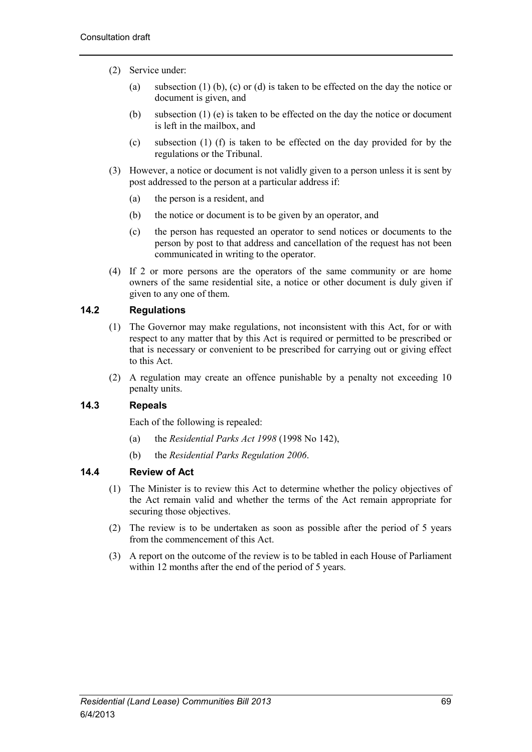(2) Service under:

(a) subsection (1) (b), (c) or (d) is taken to be effected on the day the notice or document is given, and

(b) subsection (1) (e) is taken to be effected on the day the notice or document is left in the mailbox, and

(c) subsection (1) (f) is taken to be effected on the day provided for by the regulations or the Tribunal.

(3) However, a notice or document is not validly given to a person unless it is sent by post addressed to the person at a particular address if:

(a) the person is a resident, and

(b) the notice or document is to be given by an operator, and

(c) the person has requested an operator to send notices or documents to the person by post to that address and cancellation of the request has not been communicated in writing to the operator.

(4) If 2 or more persons are the operators of the same community or are home owners of the same residential site, a notice or other document is duly given if given to any one of them.

### 14.2 Regulations

(1) The Governor may make regulations, not inconsistent with this Act, for or with respect to any matter that by this Act is required or permitted to be prescribed or that is necessary or convenient to be prescribed for carrying out or giving effect to this Act.

(2) A regulation may create an offence punishable by a penalty not exceeding 10 penalty units.

### 14.3 Repeals

Each of the following is repealed:

(a) the *Residential Parks Act 1998* (1998 No 142),

(b) the *Residential Parks Regulation 2006*.

### 14.4 Review of Act

(1) The Minister is to review this Act to determine whether the policy objectives of the Act remain valid and whether the terms of the Act remain appropriate for securing those objectives.

(2) The review is to be undertaken as soon as possible after the period of 5 years from the commencement of this Act.

(3) A report on the outcome of the review is to be tabled in each House of Parliament within 12 months after the end of the period of 5 years.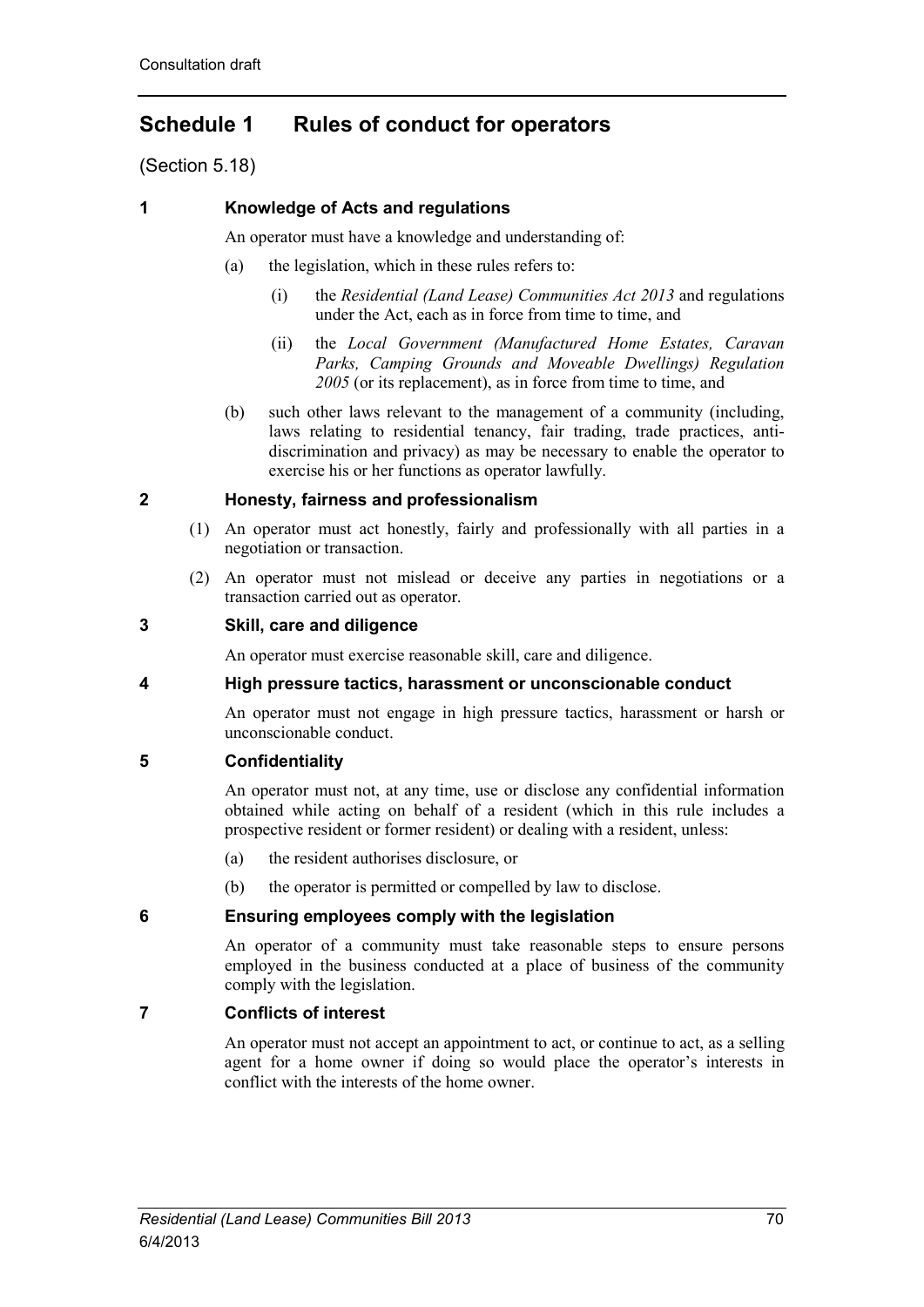# Schedule 1 Rules of conduct for operators

(Section 5.18)

## 1 Knowledge of Acts and regulations

An operator must have a knowledge and understanding of:

(a) the legislation, which in these rules refers to:

(i) the *Residential (Land Lease) Communities Act 2013* and regulations under the Act, each as in force from time to time, and

(ii) the *Local Government (Manufactured Home Estates, Caravan Parks, Camping Grounds and Moveable Dwellings) Regulation 2005* (or its replacement), as in force from time to time, and

(b) such other laws relevant to the management of a community (including, laws relating to residential tenancy, fair trading, trade practices, anti-discrimination and privacy) as may be necessary to enable the operator to exercise his or her functions as operator lawfully.

## 2 Honesty, fairness and professionalism

(1) An operator must act honestly, fairly and professionally with all parties in a negotiation or transaction.

(2) An operator must not mislead or deceive any parties in negotiations or a transaction carried out as operator.

## 3 Skill, care and diligence

An operator must exercise reasonable skill, care and diligence.

## 4 High pressure tactics, harassment or unconscionable conduct

An operator must not engage in high pressure tactics, harassment or harsh or unconscionable conduct.

## 5 Confidentiality

An operator must not, at any time, use or disclose any confidential information obtained while acting on behalf of a resident (which in this rule includes a prospective resident or former resident) or dealing with a resident, unless:

(a) the resident authorises disclosure, or

(b) the operator is permitted or compelled by law to disclose.

## 6 Ensuring employees comply with the legislation

An operator of a community must take reasonable steps to ensure persons employed in the business conducted at a place of business of the community comply with the legislation.

## 7 Conflicts of interest

An operator must not accept an appointment to act, or continue to act, as a selling agent for a home owner if doing so would place the operator's interests in conflict with the interests of the home owner.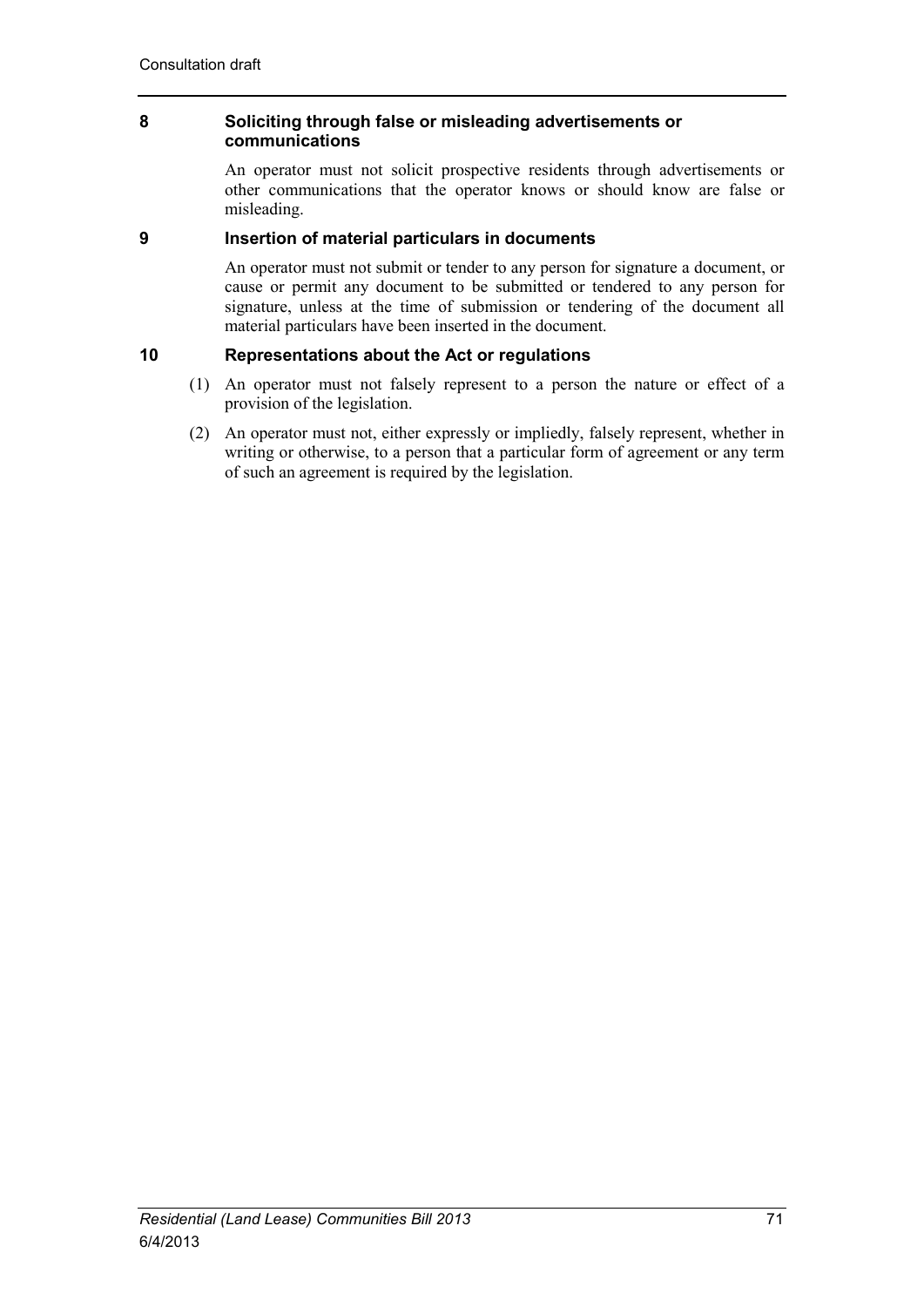### 8 Soliciting through false or misleading advertisements or communications

An operator must not solicit prospective residents through advertisements or other communications that the operator knows or should know are false or misleading.

### 9 Insertion of material particulars in documents

An operator must not submit or tender to any person for signature a document, or cause or permit any document to be submitted or tendered to any person for signature, unless at the time of submission or tendering of the document all material particulars have been inserted in the document.

### 10 Representations about the Act or regulations

(1) An operator must not falsely represent to a person the nature or effect of a provision of the legislation.

(2) An operator must not, either expressly or impliedly, falsely represent, whether in writing or otherwise, to a person that a particular form of agreement or any term of such an agreement is required by the legislation.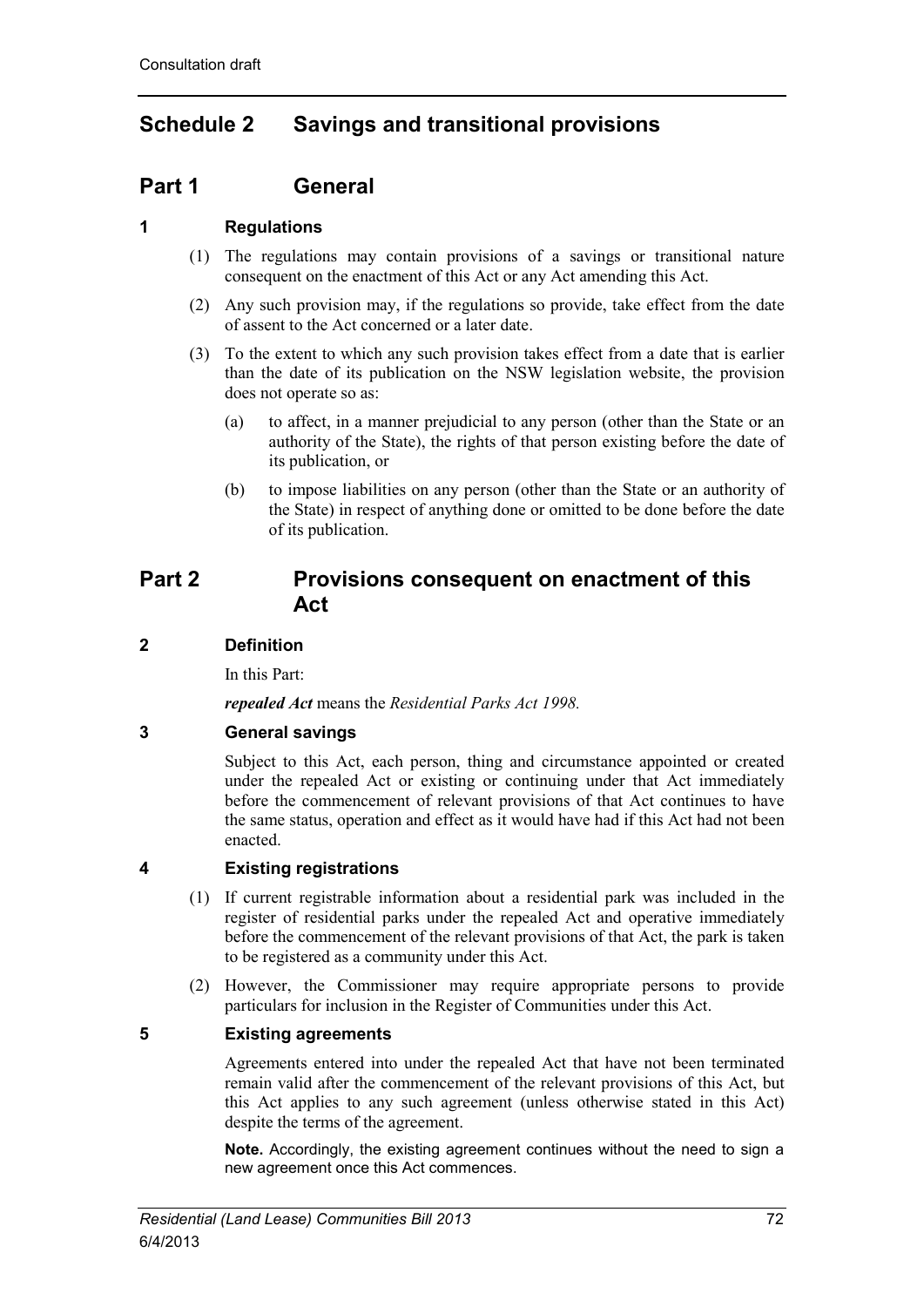# Schedule 2 Savings and transitional provisions

## Part 1 General

### 1 Regulations

(1) The regulations may contain provisions of a savings or transitional nature consequent on the enactment of this Act or any Act amending this Act.

(2) Any such provision may, if the regulations so provide, take effect from the date of assent to the Act concerned or a later date.

(3) To the extent to which any such provision takes effect from a date that is earlier than the date of its publication on the NSW legislation website, the provision does not operate so as:

(a) to affect, in a manner prejudicial to any person (other than the State or an authority of the State), the rights of that person existing before the date of its publication, or

(b) to impose liabilities on any person (other than the State or an authority of the State) in respect of anything done or omitted to be done before the date of its publication.

## Part 2 Provisions consequent on enactment of this Act

### 2 Definition

In this Part:

***repealed Act*** means the *Residential Parks Act 1998*.

### 3 General savings

Subject to this Act, each person, thing and circumstance appointed or created under the repealed Act or existing or continuing under that Act immediately before the commencement of relevant provisions of that Act continues to have the same status, operation and effect as it would have had if this Act had not been enacted.

### 4 Existing registrations

(1) If current registrable information about a residential park was included in the register of residential parks under the repealed Act and operative immediately before the commencement of the relevant provisions of that Act, the park is taken to be registered as a community under this Act.

(2) However, the Commissioner may require appropriate persons to provide particulars for inclusion in the Register of Communities under this Act.

### 5 Existing agreements

Agreements entered into under the repealed Act that have not been terminated remain valid after the commencement of the relevant provisions of this Act, but this Act applies to any such agreement (unless otherwise stated in this Act) despite the terms of the agreement.

**Note.** Accordingly, the existing agreement continues without the need to sign a new agreement once this Act commences.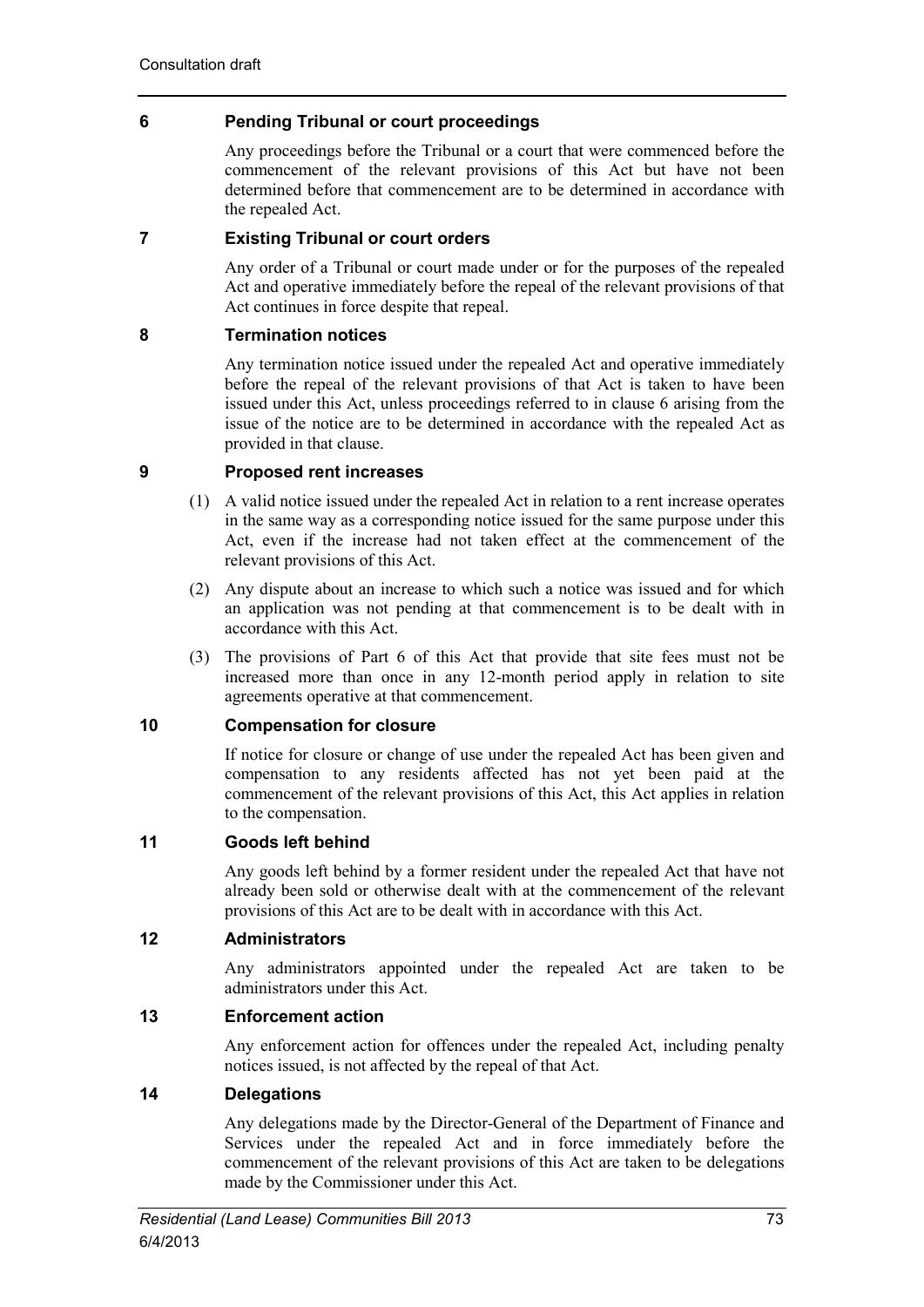### 6 Pending Tribunal or court proceedings

Any proceedings before the Tribunal or a court that were commenced before the commencement of the relevant provisions of this Act but have not been determined before that commencement are to be determined in accordance with the repealed Act.

### 7 Existing Tribunal or court orders

Any order of a Tribunal or court made under or for the purposes of the repealed Act and operative immediately before the repeal of the relevant provisions of that Act continues in force despite that repeal.

### 8 Termination notices

Any termination notice issued under the repealed Act and operative immediately before the repeal of the relevant provisions of that Act is taken to have been issued under this Act, unless proceedings referred to in clause 6 arising from the issue of the notice are to be determined in accordance with the repealed Act as provided in that clause.

### 9 Proposed rent increases

(1) A valid notice issued under the repealed Act in relation to a rent increase operates in the same way as a corresponding notice issued for the same purpose under this Act, even if the increase had not taken effect at the commencement of the relevant provisions of this Act.

(2) Any dispute about an increase to which such a notice was issued and for which an application was not pending at that commencement is to be dealt with in accordance with this Act.

(3) The provisions of Part 6 of this Act that provide that site fees must not be increased more than once in any 12-month period apply in relation to site agreements operative at that commencement.

### 10 Compensation for closure

If notice for closure or change of use under the repealed Act has been given and compensation to any residents affected has not yet been paid at the commencement of the relevant provisions of this Act, this Act applies in relation to the compensation.

### 11 Goods left behind

Any goods left behind by a former resident under the repealed Act that have not already been sold or otherwise dealt with at the commencement of the relevant provisions of this Act are to be dealt with in accordance with this Act.

### 12 Administrators

Any administrators appointed under the repealed Act are taken to be administrators under this Act.

### 13 Enforcement action

Any enforcement action for offences under the repealed Act, including penalty notices issued, is not affected by the repeal of that Act.

### 14 Delegations

Any delegations made by the Director-General of the Department of Finance and Services under the repealed Act and in force immediately before the commencement of the relevant provisions of this Act are taken to be delegations made by the Commissioner under this Act.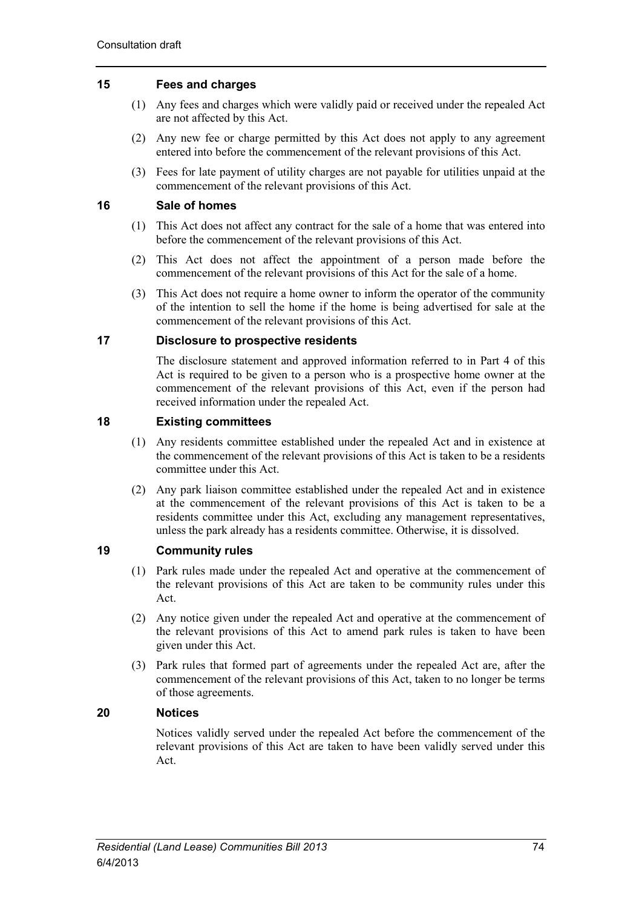### 15 Fees and charges

(1) Any fees and charges which were validly paid or received under the repealed Act are not affected by this Act.

(2) Any new fee or charge permitted by this Act does not apply to any agreement entered into before the commencement of the relevant provisions of this Act.

(3) Fees for late payment of utility charges are not payable for utilities unpaid at the commencement of the relevant provisions of this Act.

### 16 Sale of homes

(1) This Act does not affect any contract for the sale of a home that was entered into before the commencement of the relevant provisions of this Act.

(2) This Act does not affect the appointment of a person made before the commencement of the relevant provisions of this Act for the sale of a home.

(3) This Act does not require a home owner to inform the operator of the community of the intention to sell the home if the home is being advertised for sale at the commencement of the relevant provisions of this Act.

### 17 Disclosure to prospective residents

The disclosure statement and approved information referred to in Part 4 of this Act is required to be given to a person who is a prospective home owner at the commencement of the relevant provisions of this Act, even if the person had received information under the repealed Act.

### 18 Existing committees

(1) Any residents committee established under the repealed Act and in existence at the commencement of the relevant provisions of this Act is taken to be a residents committee under this Act.

(2) Any park liaison committee established under the repealed Act and in existence at the commencement of the relevant provisions of this Act is taken to be a residents committee under this Act, excluding any management representatives, unless the park already has a residents committee. Otherwise, it is dissolved.

### 19 Community rules

(1) Park rules made under the repealed Act and operative at the commencement of the relevant provisions of this Act are taken to be community rules under this Act.

(2) Any notice given under the repealed Act and operative at the commencement of the relevant provisions of this Act to amend park rules is taken to have been given under this Act.

(3) Park rules that formed part of agreements under the repealed Act are, after the commencement of the relevant provisions of this Act, taken to no longer be terms of those agreements.

### 20 Notices

Notices validly served under the repealed Act before the commencement of the relevant provisions of this Act are taken to have been validly served under this Act.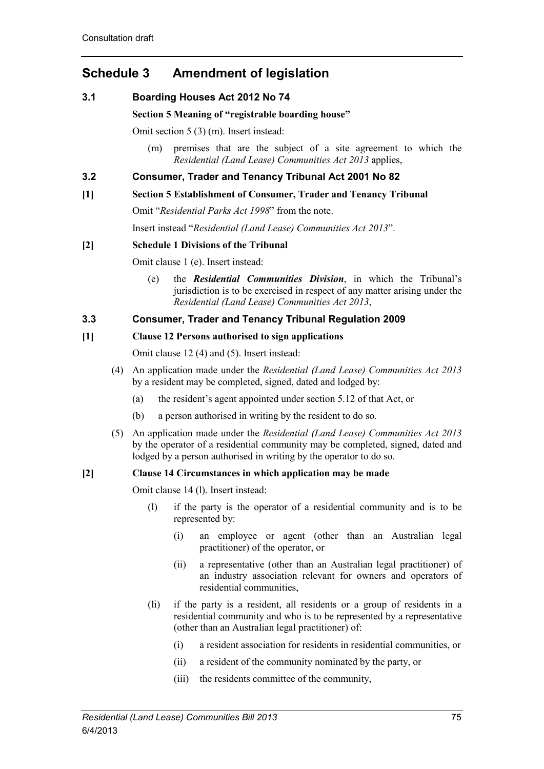# Schedule 3 Amendment of legislation

## 3.1 Boarding Houses Act 2012 No 74

### Section 5 Meaning of "registrable boarding house"

Omit section 5 (3) (m). Insert instead:

(m) premises that are the subject of a site agreement to which the *Residential (Land Lease) Communities Act 2013* applies,

## 3.2 Consumer, Trader and Tenancy Tribunal Act 2001 No 82

### [1] Section 5 Establishment of Consumer, Trader and Tenancy Tribunal

Omit "*Residential Parks Act 1998*" from the note.

Insert instead "*Residential (Land Lease) Communities Act 2013*".

### [2] Schedule 1 Divisions of the Tribunal

Omit clause 1 (e). Insert instead:

(e) the ***Residential Communities Division***, in which the Tribunal's jurisdiction is to be exercised in respect of any matter arising under the *Residential (Land Lease) Communities Act 2013*,

## 3.3 Consumer, Trader and Tenancy Tribunal Regulation 2009

### [1] Clause 12 Persons authorised to sign applications

Omit clause 12 (4) and (5). Insert instead:

(4) An application made under the *Residential (Land Lease) Communities Act 2013* by a resident may be completed, signed, dated and lodged by:

- (a) the resident's agent appointed under section 5.12 of that Act, or
- (b) a person authorised in writing by the resident to do so.

(5) An application made under the *Residential (Land Lease) Communities Act 2013* by the operator of a residential community may be completed, signed, dated and lodged by a person authorised in writing by the operator to do so.

### [2] Clause 14 Circumstances in which application may be made

Omit clause 14 (l). Insert instead:

(l) if the party is the operator of a residential community and is to be represented by:

- (i) an employee or agent (other than an Australian legal practitioner) of the operator, or
- (ii) a representative (other than an Australian legal practitioner) of an industry association relevant for owners and operators of residential communities,

(l1) if the party is a resident, all residents or a group of residents in a residential community and who is to be represented by a representative (other than an Australian legal practitioner) of:

- (i) a resident association for residents in residential communities, or
- (ii) a resident of the community nominated by the party, or
- (iii) the residents committee of the community,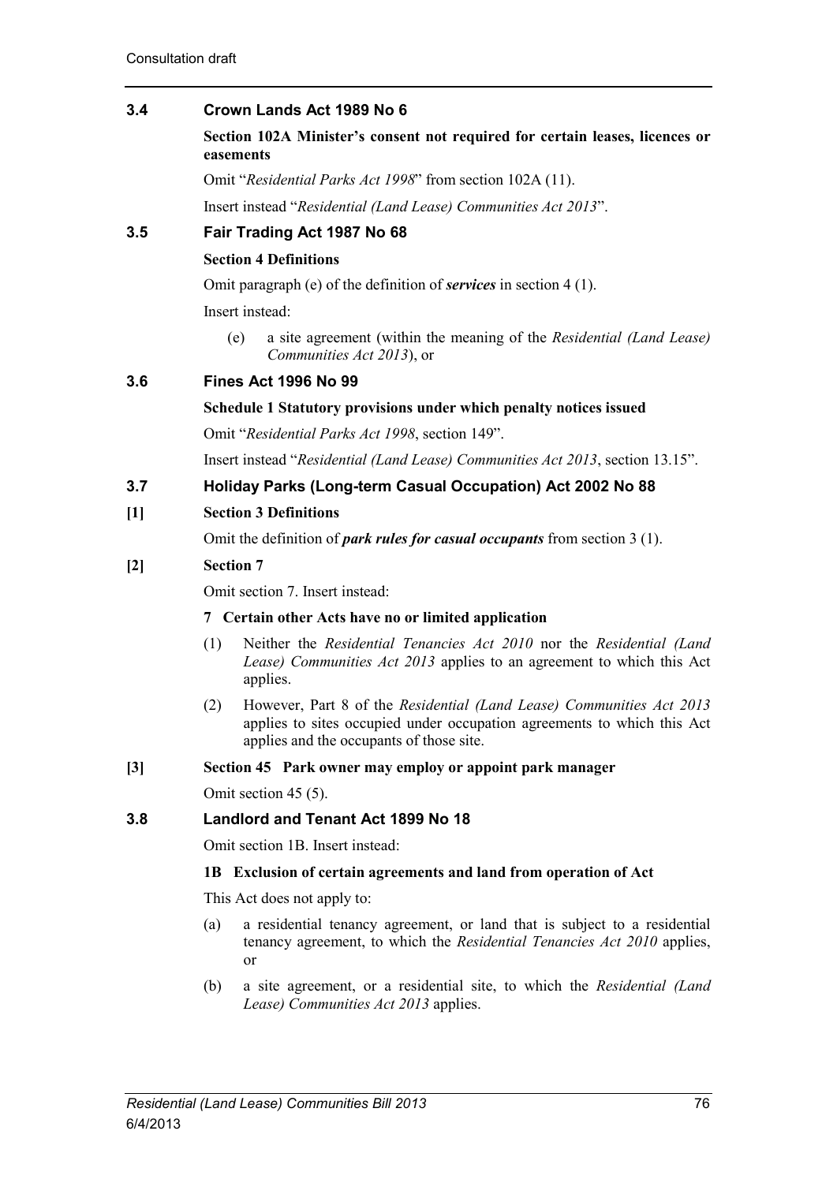## 3.4 Crown Lands Act 1989 No 6

**Section 102A Minister's consent not required for certain leases, licences or easements**

Omit "*Residential Parks Act 1998*" from section 102A (11).

Insert instead "*Residential (Land Lease) Communities Act 2013*".

## 3.5 Fair Trading Act 1987 No 68

**Section 4 Definitions**

Omit paragraph (e) of the definition of ***services*** in section 4 (1).

Insert instead:

(e) a site agreement (within the meaning of the *Residential (Land Lease) Communities Act 2013*), or

## 3.6 Fines Act 1996 No 99

**Schedule 1 Statutory provisions under which penalty notices issued**

Omit "*Residential Parks Act 1998*, section 149".

Insert instead "*Residential (Land Lease) Communities Act 2013*, section 13.15".

## 3.7 Holiday Parks (Long-term Casual Occupation) Act 2002 No 88

**[1] Section 3 Definitions**

Omit the definition of ***park rules for casual occupants*** from section 3 (1).

**[2] Section 7**

Omit section 7. Insert instead:

**7 Certain other Acts have no or limited application**

(1) Neither the *Residential Tenancies Act 2010* nor the *Residential (Land Lease) Communities Act 2013* applies to an agreement to which this Act applies.

(2) However, Part 8 of the *Residential (Land Lease) Communities Act 2013* applies to sites occupied under occupation agreements to which this Act applies and the occupants of those site.

**[3] Section 45 Park owner may employ or appoint park manager**

Omit section 45 (5).

## 3.8 Landlord and Tenant Act 1899 No 18

Omit section 1B. Insert instead:

**1B Exclusion of certain agreements and land from operation of Act**

This Act does not apply to:

(a) a residential tenancy agreement, or land that is subject to a residential tenancy agreement, to which the *Residential Tenancies Act 2010* applies, or

(b) a site agreement, or a residential site, to which the *Residential (Land Lease) Communities Act 2013* applies.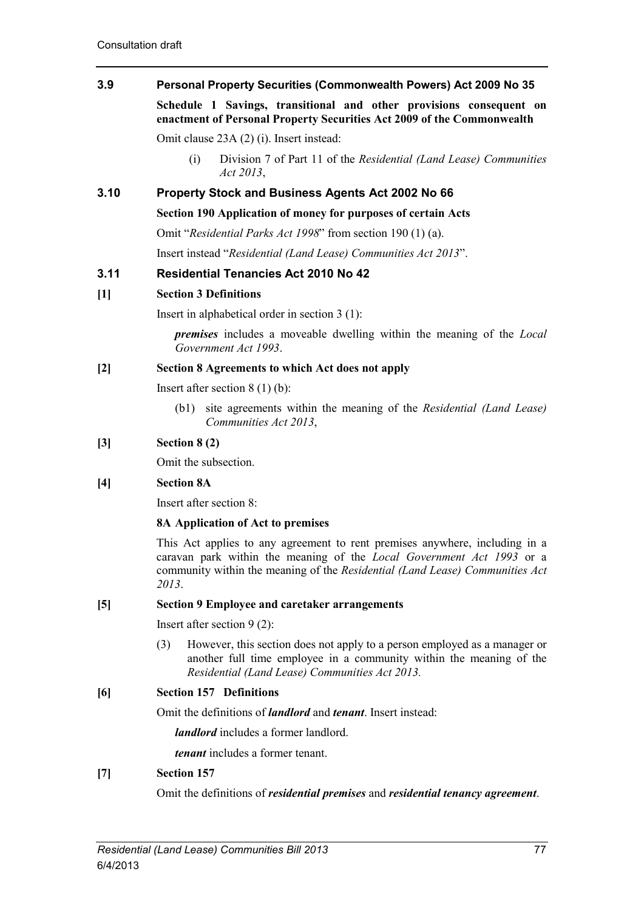## 3.9 Personal Property Securities (Commonwealth Powers) Act 2009 No 35

**Schedule 1 Savings, transitional and other provisions consequent on enactment of Personal Property Securities Act 2009 of the Commonwealth**

Omit clause 23A (2) (i). Insert instead:

> (i) Division 7 of Part 11 of the *Residential (Land Lease) Communities Act 2013*,

## 3.10 Property Stock and Business Agents Act 2002 No 66

**Section 190 Application of money for purposes of certain Acts**

Omit "*Residential Parks Act 1998*" from section 190 (1) (a).

Insert instead "*Residential (Land Lease) Communities Act 2013*".

## 3.11 Residential Tenancies Act 2010 No 42

**[1] Section 3 Definitions**

Insert in alphabetical order in section 3 (1):

> ***premises*** includes a moveable dwelling within the meaning of the *Local Government Act 1993*.

**[2] Section 8 Agreements to which Act does not apply**

Insert after section 8 (1) (b):

> (b1) site agreements within the meaning of the *Residential (Land Lease) Communities Act 2013*,

**[3] Section 8 (2)**

Omit the subsection.

**[4] Section 8A**

Insert after section 8:

> **8A Application of Act to premises**
>
> This Act applies to any agreement to rent premises anywhere, including in a caravan park within the meaning of the *Local Government Act 1993* or a community within the meaning of the *Residential (Land Lease) Communities Act 2013*.

**[5] Section 9 Employee and caretaker arrangements**

Insert after section 9 (2):

> (3) However, this section does not apply to a person employed as a manager or another full time employee in a community within the meaning of the *Residential (Land Lease) Communities Act 2013.*

**[6] Section 157 Definitions**

Omit the definitions of ***landlord*** and ***tenant***. Insert instead:

> ***landlord*** includes a former landlord.
>
> ***tenant*** includes a former tenant.

**[7] Section 157**

Omit the definitions of ***residential premises*** and ***residential tenancy agreement***.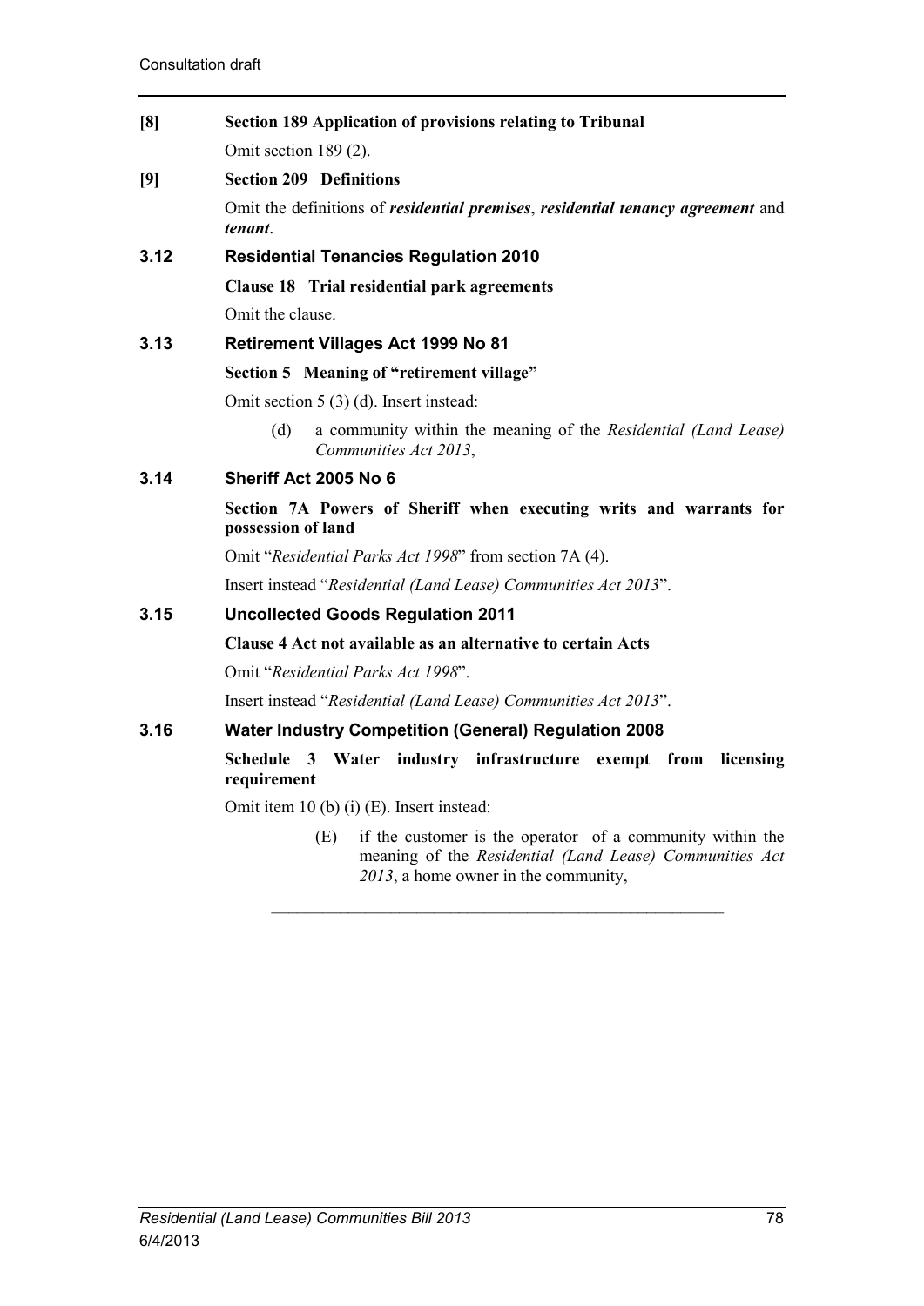**[8] Section 189 Application of provisions relating to Tribunal**

Omit section 189 (2).

**[9] Section 209 Definitions**

Omit the definitions of ***residential premises***, ***residential tenancy agreement*** and ***tenant***.

### 3.12 Residential Tenancies Regulation 2010

**Clause 18 Trial residential park agreements**

Omit the clause.

### 3.13 Retirement Villages Act 1999 No 81

**Section 5 Meaning of "retirement village"**

Omit section 5 (3) (d). Insert instead:

(d) a community within the meaning of the *Residential (Land Lease) Communities Act 2013*,

### 3.14 Sheriff Act 2005 No 6

**Section 7A Powers of Sheriff when executing writs and warrants for possession of land**

Omit "*Residential Parks Act 1998*" from section 7A (4).

Insert instead "*Residential (Land Lease) Communities Act 2013*".

### 3.15 Uncollected Goods Regulation 2011

**Clause 4 Act not available as an alternative to certain Acts**

Omit "*Residential Parks Act 1998*".

Insert instead "*Residential (Land Lease) Communities Act 2013*".

### 3.16 Water Industry Competition (General) Regulation 2008

**Schedule 3 Water industry infrastructure exempt from licensing requirement**

Omit item 10 (b) (i) (E). Insert instead:

(E) if the customer is the operator of a community within the meaning of the *Residential (Land Lease) Communities Act 2013*, a home owner in the community,